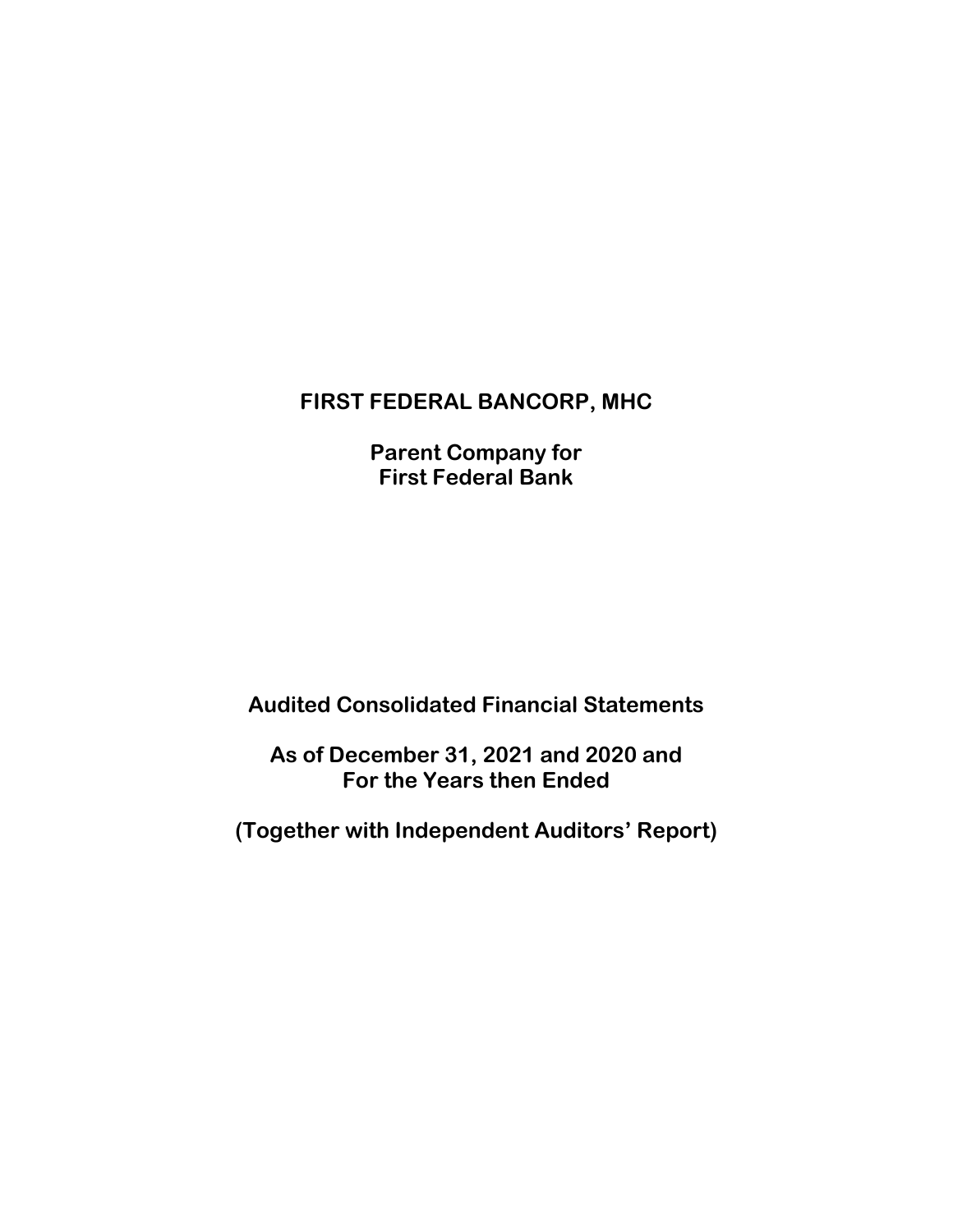# FIRST FEDERAL BANCORP, MHC

## Parent Company for First Federal Bank

## Audited Consolidated Financial Statements

## As of December 31, 2021 and 2020 and For the Years then Ended

## (Together with Independent Auditors' Report)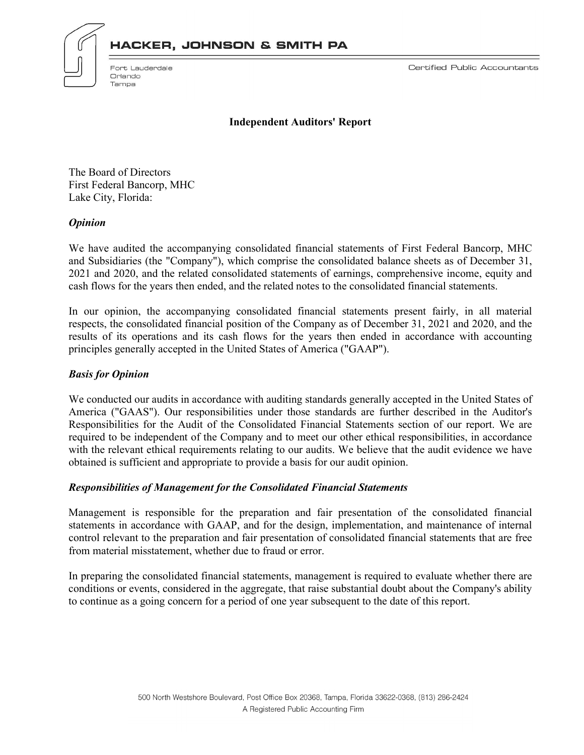HACKER, JOHNSON & SMITH PA

Fort Lauderdale
Orlando
Tampa

Certified Public Accountants

## Independent Auditors' Report

The Board of Directors
First Federal Bancorp, MHC
Lake City, Florida:

### *Opinion*

We have audited the accompanying consolidated financial statements of First Federal Bancorp, MHC and Subsidiaries (the "Company"), which comprise the consolidated balance sheets as of December 31, 2021 and 2020, and the related consolidated statements of earnings, comprehensive income, equity and cash flows for the years then ended, and the related notes to the consolidated financial statements.

In our opinion, the accompanying consolidated financial statements present fairly, in all material respects, the consolidated financial position of the Company as of December 31, 2021 and 2020, and the results of its operations and its cash flows for the years then ended in accordance with accounting principles generally accepted in the United States of America ("GAAP").

### *Basis for Opinion*

We conducted our audits in accordance with auditing standards generally accepted in the United States of America ("GAAS"). Our responsibilities under those standards are further described in the Auditor's Responsibilities for the Audit of the Consolidated Financial Statements section of our report. We are required to be independent of the Company and to meet our other ethical responsibilities, in accordance with the relevant ethical requirements relating to our audits. We believe that the audit evidence we have obtained is sufficient and appropriate to provide a basis for our audit opinion.

### *Responsibilities of Management for the Consolidated Financial Statements*

Management is responsible for the preparation and fair presentation of the consolidated financial statements in accordance with GAAP, and for the design, implementation, and maintenance of internal control relevant to the preparation and fair presentation of consolidated financial statements that are free from material misstatement, whether due to fraud or error.

In preparing the consolidated financial statements, management is required to evaluate whether there are conditions or events, considered in the aggregate, that raise substantial doubt about the Company's ability to continue as a going concern for a period of one year subsequent to the date of this report.

500 North Westshore Boulevard, Post Office Box 20368, Tampa, Florida 33622-0368, (813) 286-2424
A Registered Public Accounting Firm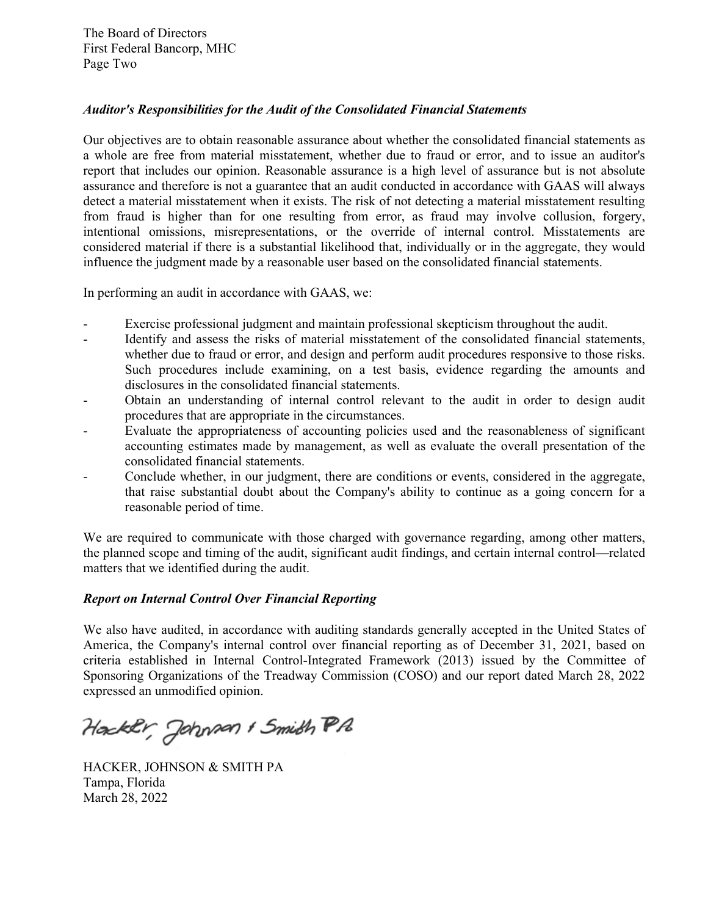The Board of Directors
First Federal Bancorp, MHC
Page Two

***Auditor's Responsibilities for the Audit of the Consolidated Financial Statements***

Our objectives are to obtain reasonable assurance about whether the consolidated financial statements as a whole are free from material misstatement, whether due to fraud or error, and to issue an auditor's report that includes our opinion. Reasonable assurance is a high level of assurance but is not absolute assurance and therefore is not a guarantee that an audit conducted in accordance with GAAS will always detect a material misstatement when it exists. The risk of not detecting a material misstatement resulting from fraud is higher than for one resulting from error, as fraud may involve collusion, forgery, intentional omissions, misrepresentations, or the override of internal control. Misstatements are considered material if there is a substantial likelihood that, individually or in the aggregate, they would influence the judgment made by a reasonable user based on the consolidated financial statements.

In performing an audit in accordance with GAAS, we:

- Exercise professional judgment and maintain professional skepticism throughout the audit.
- Identify and assess the risks of material misstatement of the consolidated financial statements, whether due to fraud or error, and design and perform audit procedures responsive to those risks. Such procedures include examining, on a test basis, evidence regarding the amounts and disclosures in the consolidated financial statements.
- Obtain an understanding of internal control relevant to the audit in order to design audit procedures that are appropriate in the circumstances.
- Evaluate the appropriateness of accounting policies used and the reasonableness of significant accounting estimates made by management, as well as evaluate the overall presentation of the consolidated financial statements.
- Conclude whether, in our judgment, there are conditions or events, considered in the aggregate, that raise substantial doubt about the Company's ability to continue as a going concern for a reasonable period of time.

We are required to communicate with those charged with governance regarding, among other matters, the planned scope and timing of the audit, significant audit findings, and certain internal control—related matters that we identified during the audit.

***Report on Internal Control Over Financial Reporting***

We also have audited, in accordance with auditing standards generally accepted in the United States of America, the Company's internal control over financial reporting as of December 31, 2021, based on criteria established in Internal Control-Integrated Framework (2013) issued by the Committee of Sponsoring Organizations of the Treadway Commission (COSO) and our report dated March 28, 2022 expressed an unmodified opinion.

Hacker, Johnson & Smith PA

HACKER, JOHNSON & SMITH PA
Tampa, Florida
March 28, 2022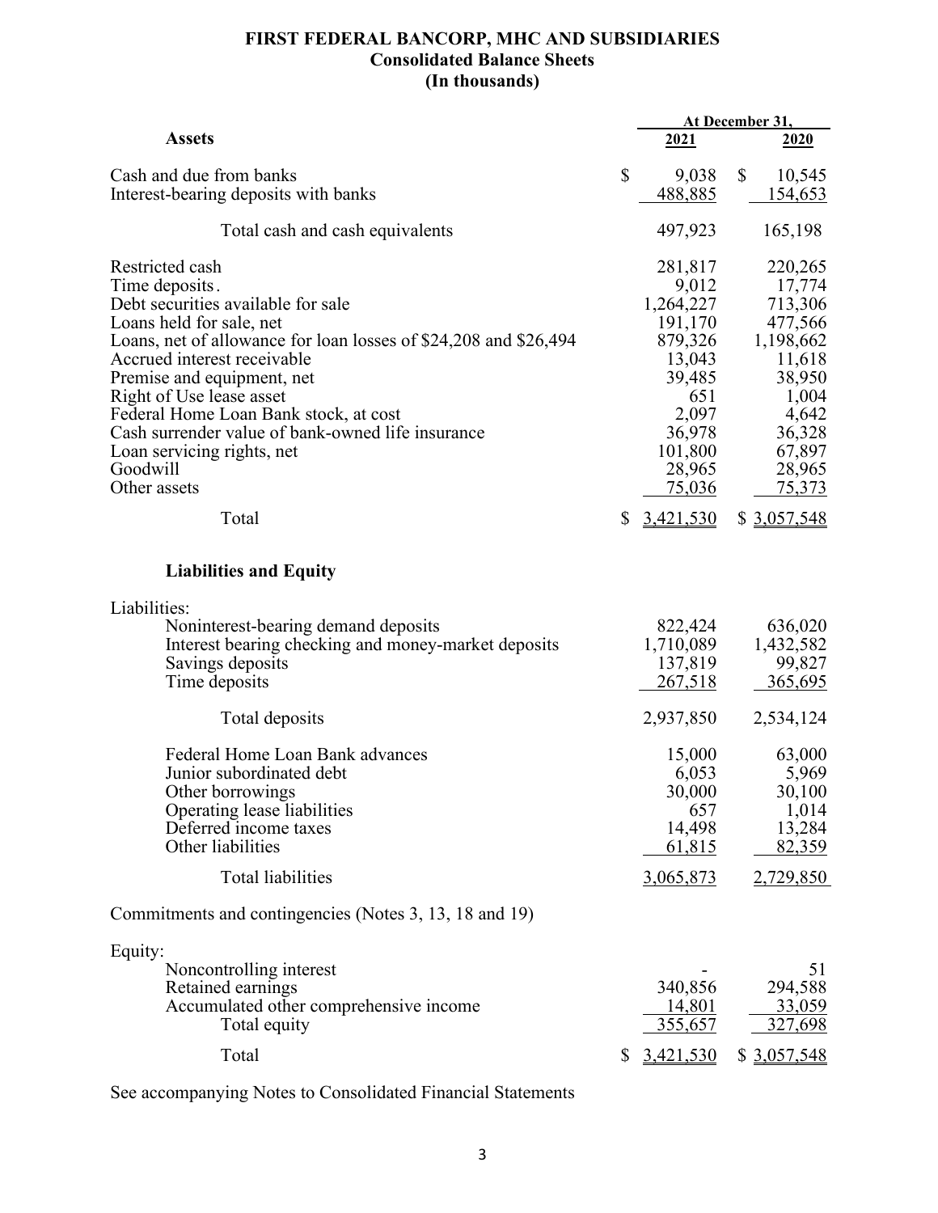# FIRST FEDERAL BANCORP, MHC AND SUBSIDIARIES
## Consolidated Balance Sheets
### (In thousands)

| Assets | At December 31, 2021 | 2020 |
|---|---|---|
| Cash and due from banks | $ 9,038 | $ 10,545 |
| Interest-bearing deposits with banks | 488,885 | 154,653 |
| Total cash and cash equivalents | 497,923 | 165,198 |
| Restricted cash | 281,817 | 220,265 |
| Time deposits. | 9,012 | 17,774 |
| Debt securities available for sale | 1,264,227 | 713,306 |
| Loans held for sale, net | 191,170 | 477,566 |
| Loans, net of allowance for loan losses of $24,208 and $26,494 | 879,326 | 1,198,662 |
| Accrued interest receivable | 13,043 | 11,618 |
| Premise and equipment, net | 39,485 | 38,950 |
| Right of Use lease asset | 651 | 1,004 |
| Federal Home Loan Bank stock, at cost | 2,097 | 4,642 |
| Cash surrender value of bank-owned life insurance | 36,978 | 36,328 |
| Loan servicing rights, net | 101,800 | 67,897 |
| Goodwill | 28,965 | 28,965 |
| Other assets | 75,036 | 75,373 |
| Total | $ 3,421,530 | $ 3,057,548 |

| Liabilities and Equity | 2021 | 2020 |
|---|---|---|
| Liabilities: | | |
| Noninterest-bearing demand deposits | 822,424 | 636,020 |
| Interest bearing checking and money-market deposits | 1,710,089 | 1,432,582 |
| Savings deposits | 137,819 | 99,827 |
| Time deposits | 267,518 | 365,695 |
| Total deposits | 2,937,850 | 2,534,124 |
| Federal Home Loan Bank advances | 15,000 | 63,000 |
| Junior subordinated debt | 6,053 | 5,969 |
| Other borrowings | 30,000 | 30,100 |
| Operating lease liabilities | 657 | 1,014 |
| Deferred income taxes | 14,498 | 13,284 |
| Other liabilities | 61,815 | 82,359 |
| Total liabilities | 3,065,873 | 2,729,850 |
| Commitments and contingencies (Notes 3, 13, 18 and 19) | | |
| Equity: | | |
| Noncontrolling interest | - | 51 |
| Retained earnings | 340,856 | 294,588 |
| Accumulated other comprehensive income | 14,801 | 33,059 |
| Total equity | 355,657 | 327,698 |
| Total | $ 3,421,530 | $ 3,057,548 |

See accompanying Notes to Consolidated Financial Statements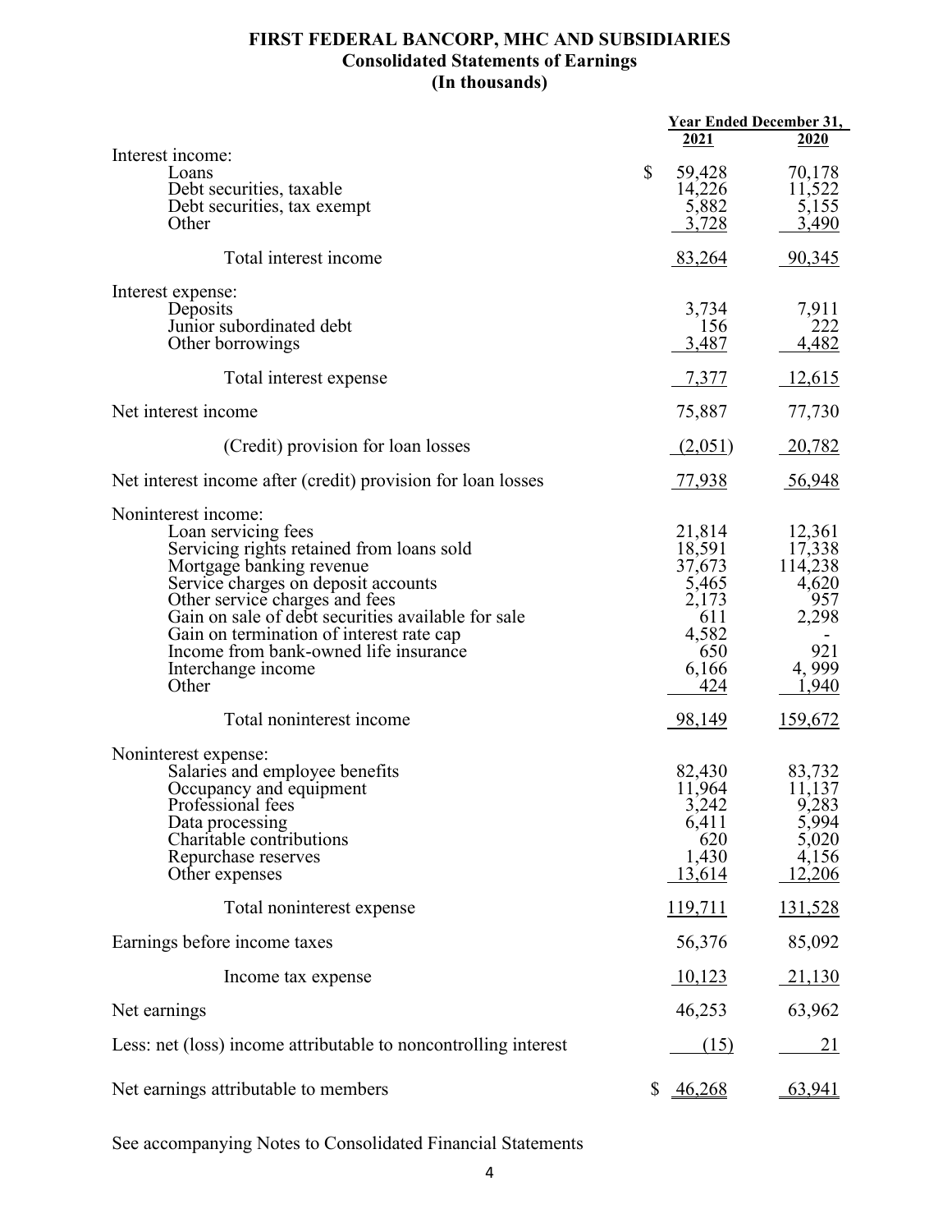# FIRST FEDERAL BANCORP, MHC AND SUBSIDIARIES
## Consolidated Statements of Earnings
## (In thousands)

| | Year Ended December 31, 2021 | Year Ended December 31, 2020 |
|---|---|---|
| **Interest income:** | | |
| Loans | $ 59,428 | 70,178 |
| Debt securities, taxable | 14,226 | 11,522 |
| Debt securities, tax exempt | 5,882 | 5,155 |
| Other | 3,728 | 3,490 |
| Total interest income | 83,264 | 90,345 |
| **Interest expense:** | | |
| Deposits | 3,734 | 7,911 |
| Junior subordinated debt | 156 | 222 |
| Other borrowings | 3,487 | 4,482 |
| Total interest expense | 7,377 | 12,615 |
| Net interest income | 75,887 | 77,730 |
| (Credit) provision for loan losses | (2,051) | 20,782 |
| Net interest income after (credit) provision for loan losses | 77,938 | 56,948 |
| **Noninterest income:** | | |
| Loan servicing fees | 21,814 | 12,361 |
| Servicing rights retained from loans sold | 18,591 | 17,338 |
| Mortgage banking revenue | 37,673 | 114,238 |
| Service charges on deposit accounts | 5,465 | 4,620 |
| Other service charges and fees | 2,173 | 957 |
| Gain on sale of debt securities available for sale | 611 | 2,298 |
| Gain on termination of interest rate cap | 4,582 | - |
| Income from bank-owned life insurance | 650 | 921 |
| Interchange income | 6,166 | 4, 999 |
| Other | 424 | 1,940 |
| Total noninterest income | 98,149 | 159,672 |
| **Noninterest expense:** | | |
| Salaries and employee benefits | 82,430 | 83,732 |
| Occupancy and equipment | 11,964 | 11,137 |
| Professional fees | 3,242 | 9,283 |
| Data processing | 6,411 | 5,994 |
| Charitable contributions | 620 | 5,020 |
| Repurchase reserves | 1,430 | 4,156 |
| Other expenses | 13,614 | 12,206 |
| Total noninterest expense | 119,711 | 131,528 |
| Earnings before income taxes | 56,376 | 85,092 |
| Income tax expense | 10,123 | 21,130 |
| Net earnings | 46,253 | 63,962 |
| Less: net (loss) income attributable to noncontrolling interest | (15) | 21 |
| Net earnings attributable to members | $ 46,268 | 63,941 |

See accompanying Notes to Consolidated Financial Statements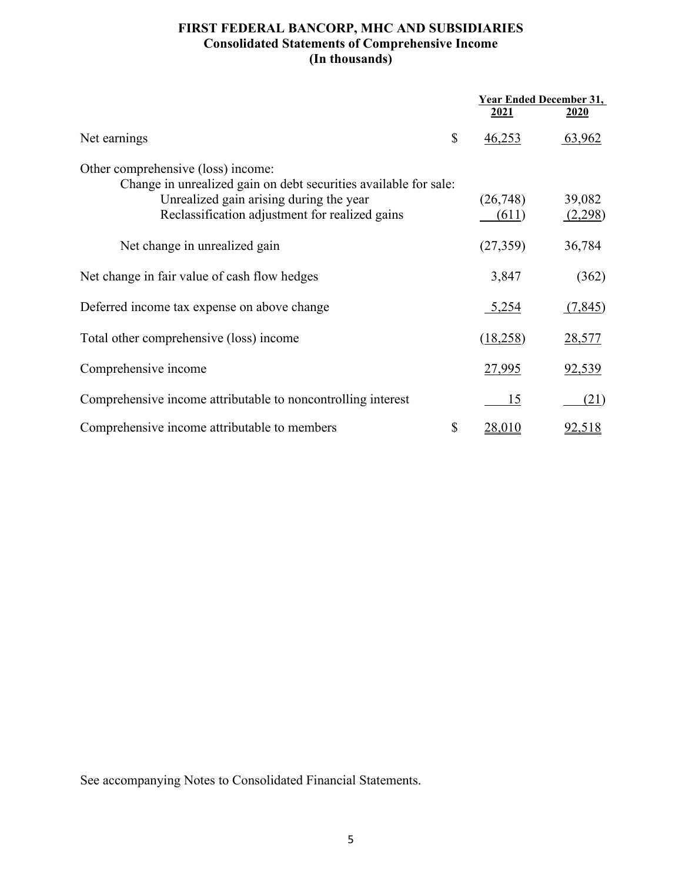# FIRST FEDERAL BANCORP, MHC AND SUBSIDIARIES
## Consolidated Statements of Comprehensive Income
## (In thousands)

| | | Year Ended December 31, 2021 | 2020 |
|---|---|---|---|
| Net earnings | $ | 46,253 | 63,962 |
| Other comprehensive (loss) income: | | | |
| Change in unrealized gain on debt securities available for sale: | | | |
| Unrealized gain arising during the year | | (26,748) | 39,082 |
| Reclassification adjustment for realized gains | | (611) | (2,298) |
| Net change in unrealized gain | | (27,359) | 36,784 |
| Net change in fair value of cash flow hedges | | 3,847 | (362) |
| Deferred income tax expense on above change | | 5,254 | (7,845) |
| Total other comprehensive (loss) income | | (18,258) | 28,577 |
| Comprehensive income | | 27,995 | 92,539 |
| Comprehensive income attributable to noncontrolling interest | | 15 | (21) |
| Comprehensive income attributable to members | $ | 28,010 | 92,518 |

See accompanying Notes to Consolidated Financial Statements.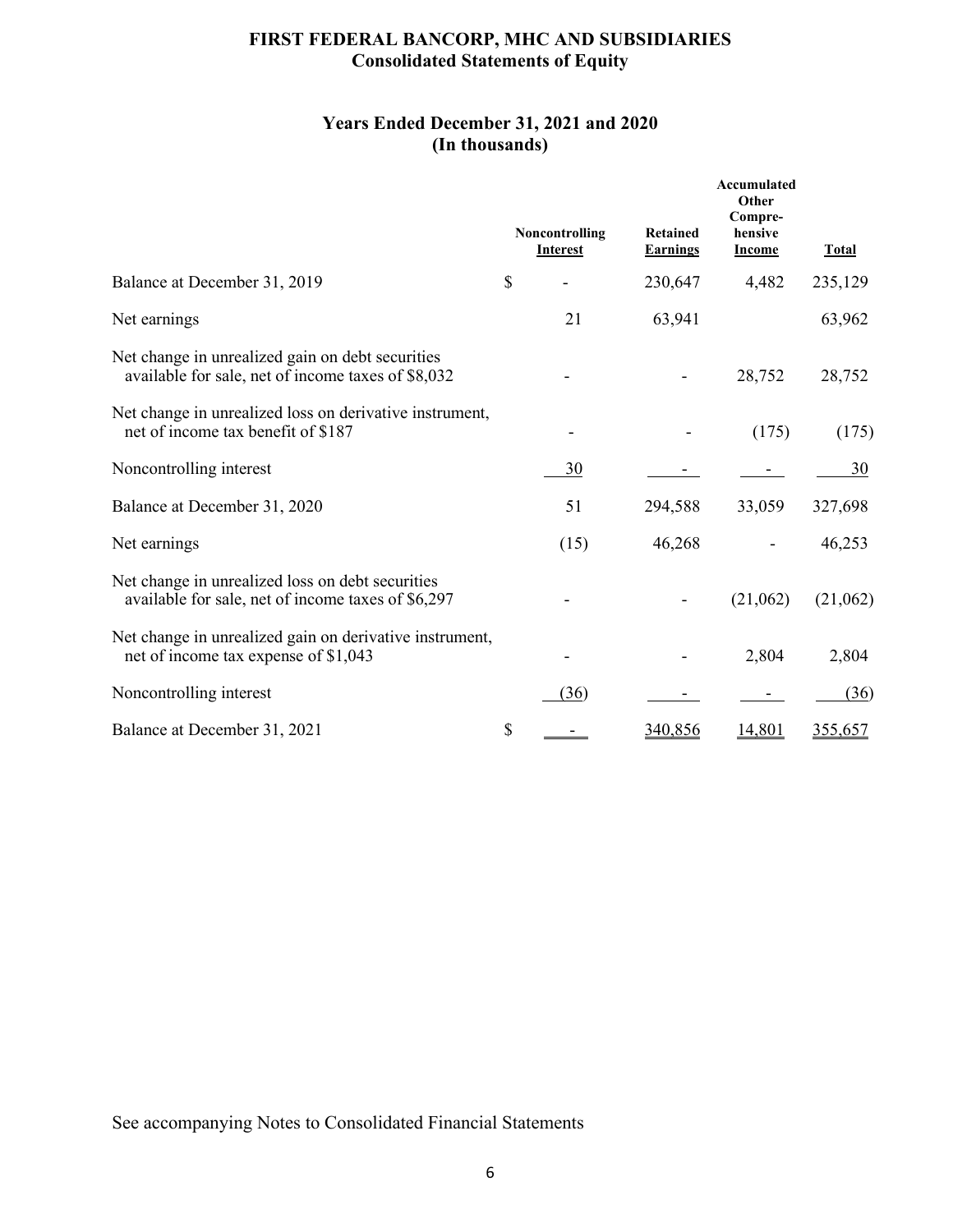# FIRST FEDERAL BANCORP, MHC AND SUBSIDIARIES
## Consolidated Statements of Equity

### Years Ended December 31, 2021 and 2020
### (In thousands)

| | Noncontrolling Interest | Retained Earnings | Accumulated Other Compre-hensive Income | Total |
|---|---|---|---|---|
| Balance at December 31, 2019 | $ - | 230,647 | 4,482 | 235,129 |
| Net earnings | 21 | 63,941 | | 63,962 |
| Net change in unrealized gain on debt securities available for sale, net of income taxes of $8,032 | - | - | 28,752 | 28,752 |
| Net change in unrealized loss on derivative instrument, net of income tax benefit of $187 | - | - | (175) | (175) |
| Noncontrolling interest | 30 | - | - | 30 |
| Balance at December 31, 2020 | 51 | 294,588 | 33,059 | 327,698 |
| Net earnings | (15) | 46,268 | - | 46,253 |
| Net change in unrealized loss on debt securities available for sale, net of income taxes of $6,297 | - | - | (21,062) | (21,062) |
| Net change in unrealized gain on derivative instrument, net of income tax expense of $1,043 | - | - | 2,804 | 2,804 |
| Noncontrolling interest | (36) | - | - | (36) |
| Balance at December 31, 2021 | $ - | 340,856 | 14,801 | 355,657 |

See accompanying Notes to Consolidated Financial Statements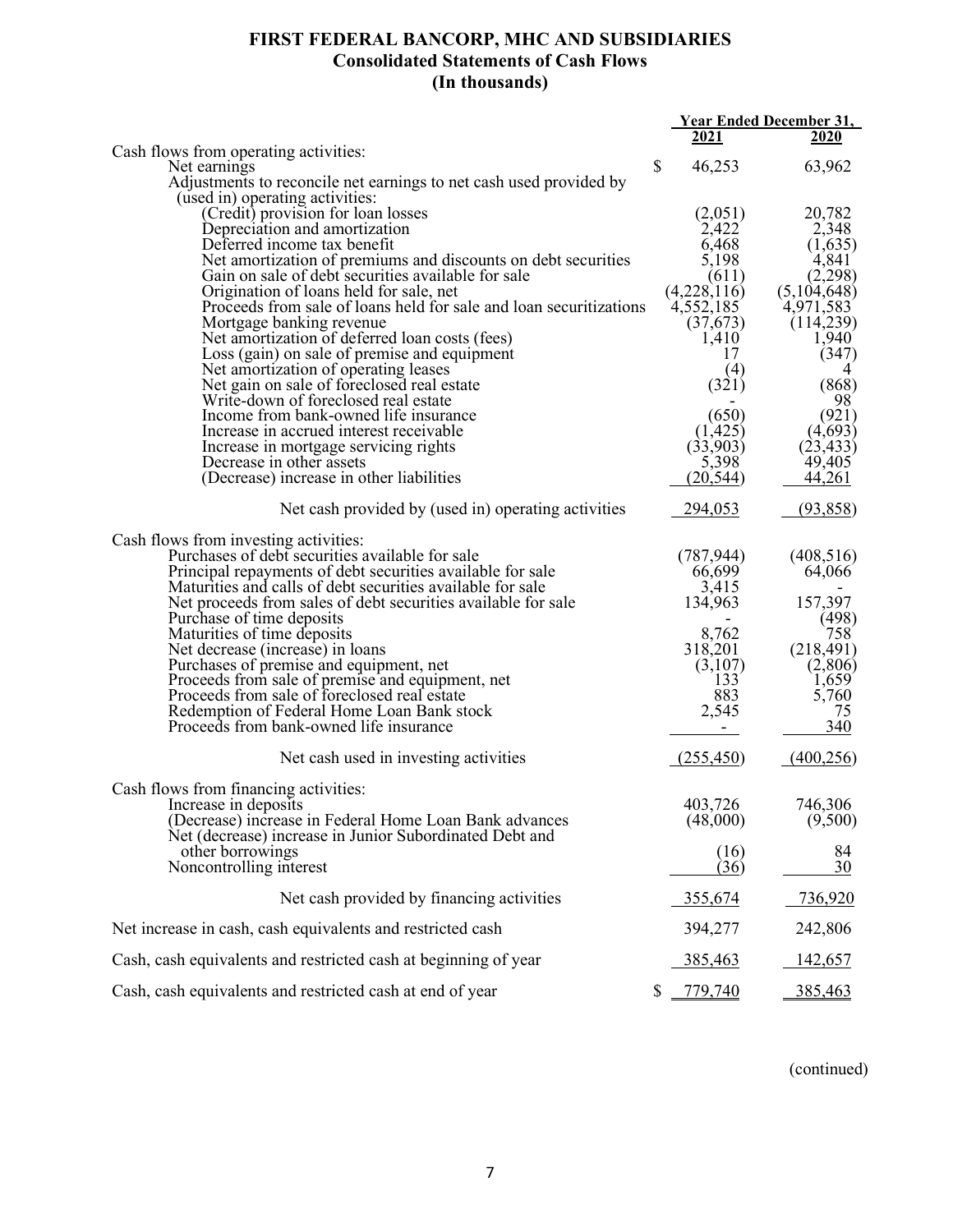# FIRST FEDERAL BANCORP, MHC AND SUBSIDIARIES
## Consolidated Statements of Cash Flows
### (In thousands)

| | Year Ended December 31, | |
|---|---|---|
| | **2021** | **2020** |
| Cash flows from operating activities: | | |
| Net earnings | $ 46,253 | 63,962 |
| Adjustments to reconcile net earnings to net cash used provided by (used in) operating activities: | | |
| (Credit) provision for loan losses | (2,051) | 20,782 |
| Depreciation and amortization | 2,422 | 2,348 |
| Deferred income tax benefit | 6,468 | (1,635) |
| Net amortization of premiums and discounts on debt securities | 5,198 | 4,841 |
| Gain on sale of debt securities available for sale | (611) | (2,298) |
| Origination of loans held for sale, net | (4,228,116) | (5,104,648) |
| Proceeds from sale of loans held for sale and loan securitizations | 4,552,185 | 4,971,583 |
| Mortgage banking revenue | (37,673) | (114,239) |
| Net amortization of deferred loan costs (fees) | 1,410 | 1,940 |
| Loss (gain) on sale of premise and equipment | 17 | (347) |
| Net amortization of operating leases | (4) | 4 |
| Net gain on sale of foreclosed real estate | (321) | (868) |
| Write-down of foreclosed real estate | - | 98 |
| Income from bank-owned life insurance | (650) | (921) |
| Increase in accrued interest receivable | (1,425) | (4,693) |
| Increase in mortgage servicing rights | (33,903) | (23,433) |
| Decrease in other assets | 5,398 | 49,405 |
| (Decrease) increase in other liabilities | (20,544) | 44,261 |
| Net cash provided by (used in) operating activities | 294,053 | (93,858) |
| Cash flows from investing activities: | | |
| Purchases of debt securities available for sale | (787,944) | (408,516) |
| Principal repayments of debt securities available for sale | 66,699 | 64,066 |
| Maturities and calls of debt securities available for sale | 3,415 | - |
| Net proceeds from sales of debt securities available for sale | 134,963 | 157,397 |
| Purchase of time deposits | - | (498) |
| Maturities of time deposits | 8,762 | 758 |
| Net decrease (increase) in loans | 318,201 | (218,491) |
| Purchases of premise and equipment, net | (3,107) | (2,806) |
| Proceeds from sale of premise and equipment, net | 133 | 1,659 |
| Proceeds from sale of foreclosed real estate | 883 | 5,760 |
| Redemption of Federal Home Loan Bank stock | 2,545 | 75 |
| Proceeds from bank-owned life insurance | - | 340 |
| Net cash used in investing activities | (255,450) | (400,256) |
| Cash flows from financing activities: | | |
| Increase in deposits | 403,726 | 746,306 |
| (Decrease) increase in Federal Home Loan Bank advances | (48,000) | (9,500) |
| Net (decrease) increase in Junior Subordinated Debt and other borrowings | (16) | 84 |
| Noncontrolling interest | (36) | 30 |
| Net cash provided by financing activities | 355,674 | 736,920 |
| Net increase in cash, cash equivalents and restricted cash | 394,277 | 242,806 |
| Cash, cash equivalents and restricted cash at beginning of year | 385,463 | 142,657 |
| Cash, cash equivalents and restricted cash at end of year | $ 779,740 | 385,463 |

(continued)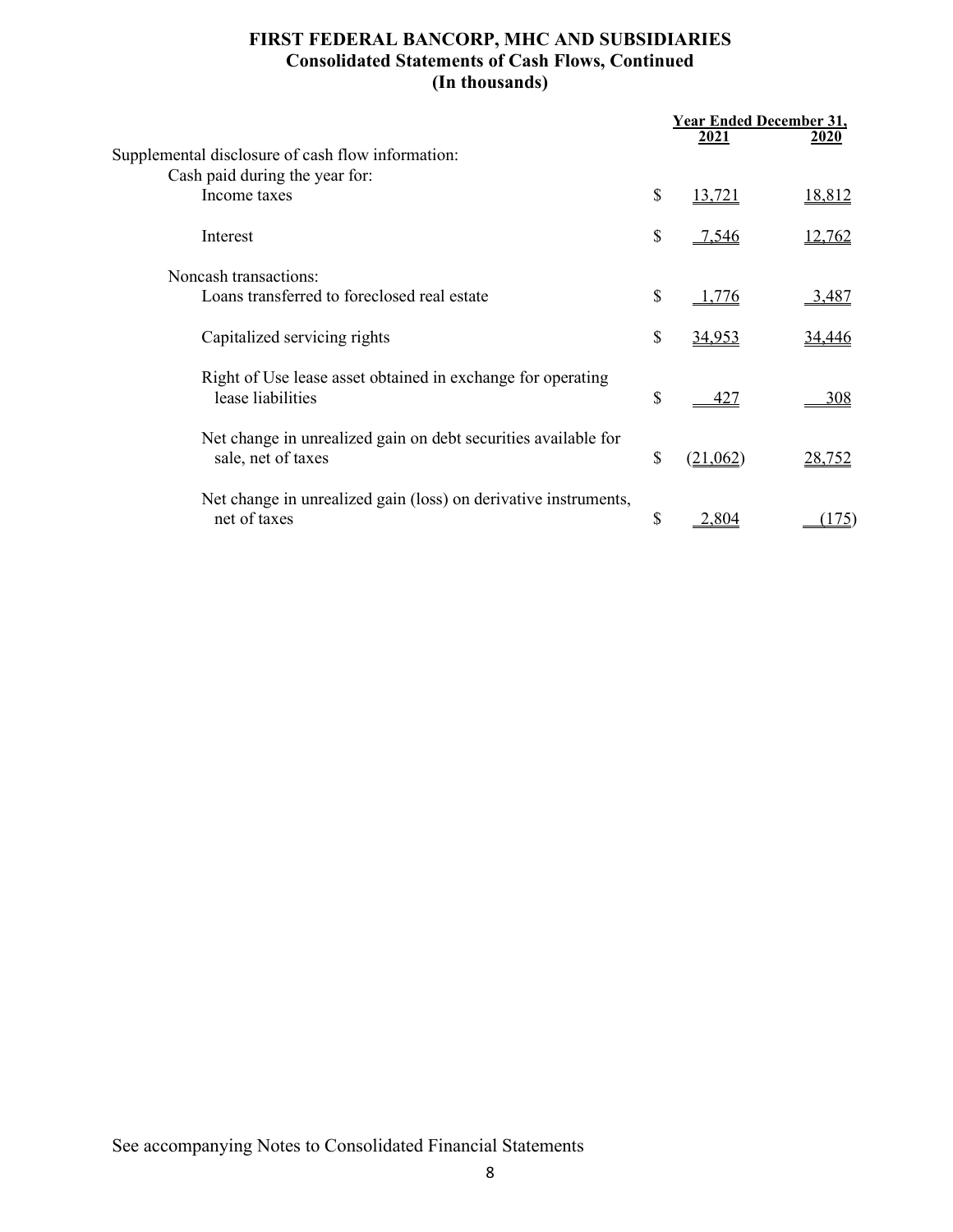# FIRST FEDERAL BANCORP, MHC AND SUBSIDIARIES
## Consolidated Statements of Cash Flows, Continued
### (In thousands)

| | Year Ended December 31, 2021 | 2020 |
|---|---|---|
| Supplemental disclosure of cash flow information: | | |
| Cash paid during the year for: | | |
| Income taxes | $ 13,721 | 18,812 |
| Interest | $ 7,546 | 12,762 |
| Noncash transactions: | | |
| Loans transferred to foreclosed real estate | $ 1,776 | 3,487 |
| Capitalized servicing rights | $ 34,953 | 34,446 |
| Right of Use lease asset obtained in exchange for operating lease liabilities | $ 427 | 308 |
| Net change in unrealized gain on debt securities available for sale, net of taxes | $ (21,062) | 28,752 |
| Net change in unrealized gain (loss) on derivative instruments, net of taxes | $ 2,804 | (175) |

See accompanying Notes to Consolidated Financial Statements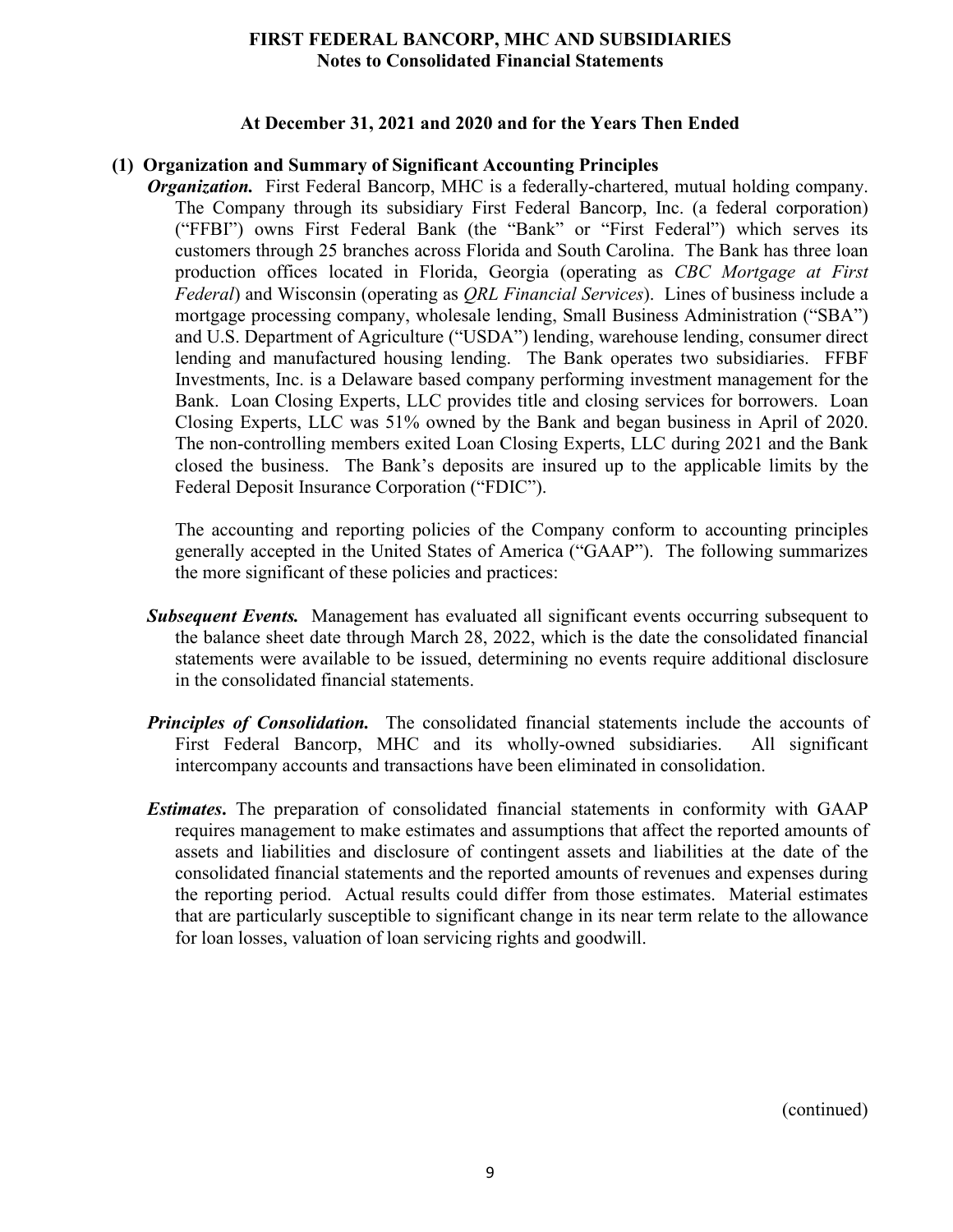**At December 31, 2021 and 2020 and for the Years Then Ended**

**(1) Organization and Summary of Significant Accounting Principles**

***Organization.*** First Federal Bancorp, MHC is a federally-chartered, mutual holding company. The Company through its subsidiary First Federal Bancorp, Inc. (a federal corporation) ("FFBI") owns First Federal Bank (the "Bank" or "First Federal") which serves its customers through 25 branches across Florida and South Carolina. The Bank has three loan production offices located in Florida, Georgia (operating as *CBC Mortgage at First Federal*) and Wisconsin (operating as *QRL Financial Services*). Lines of business include a mortgage processing company, wholesale lending, Small Business Administration ("SBA") and U.S. Department of Agriculture ("USDA") lending, warehouse lending, consumer direct lending and manufactured housing lending. The Bank operates two subsidiaries. FFBF Investments, Inc. is a Delaware based company performing investment management for the Bank. Loan Closing Experts, LLC provides title and closing services for borrowers. Loan Closing Experts, LLC was 51% owned by the Bank and began business in April of 2020. The non-controlling members exited Loan Closing Experts, LLC during 2021 and the Bank closed the business. The Bank's deposits are insured up to the applicable limits by the Federal Deposit Insurance Corporation ("FDIC").

The accounting and reporting policies of the Company conform to accounting principles generally accepted in the United States of America ("GAAP"). The following summarizes the more significant of these policies and practices:

***Subsequent Events.*** Management has evaluated all significant events occurring subsequent to the balance sheet date through March 28, 2022, which is the date the consolidated financial statements were available to be issued, determining no events require additional disclosure in the consolidated financial statements.

***Principles of Consolidation.*** The consolidated financial statements include the accounts of First Federal Bancorp, MHC and its wholly-owned subsidiaries. All significant intercompany accounts and transactions have been eliminated in consolidation.

***Estimates.*** The preparation of consolidated financial statements in conformity with GAAP requires management to make estimates and assumptions that affect the reported amounts of assets and liabilities and disclosure of contingent assets and liabilities at the date of the consolidated financial statements and the reported amounts of revenues and expenses during the reporting period. Actual results could differ from those estimates. Material estimates that are particularly susceptible to significant change in its near term relate to the allowance for loan losses, valuation of loan servicing rights and goodwill.

(continued)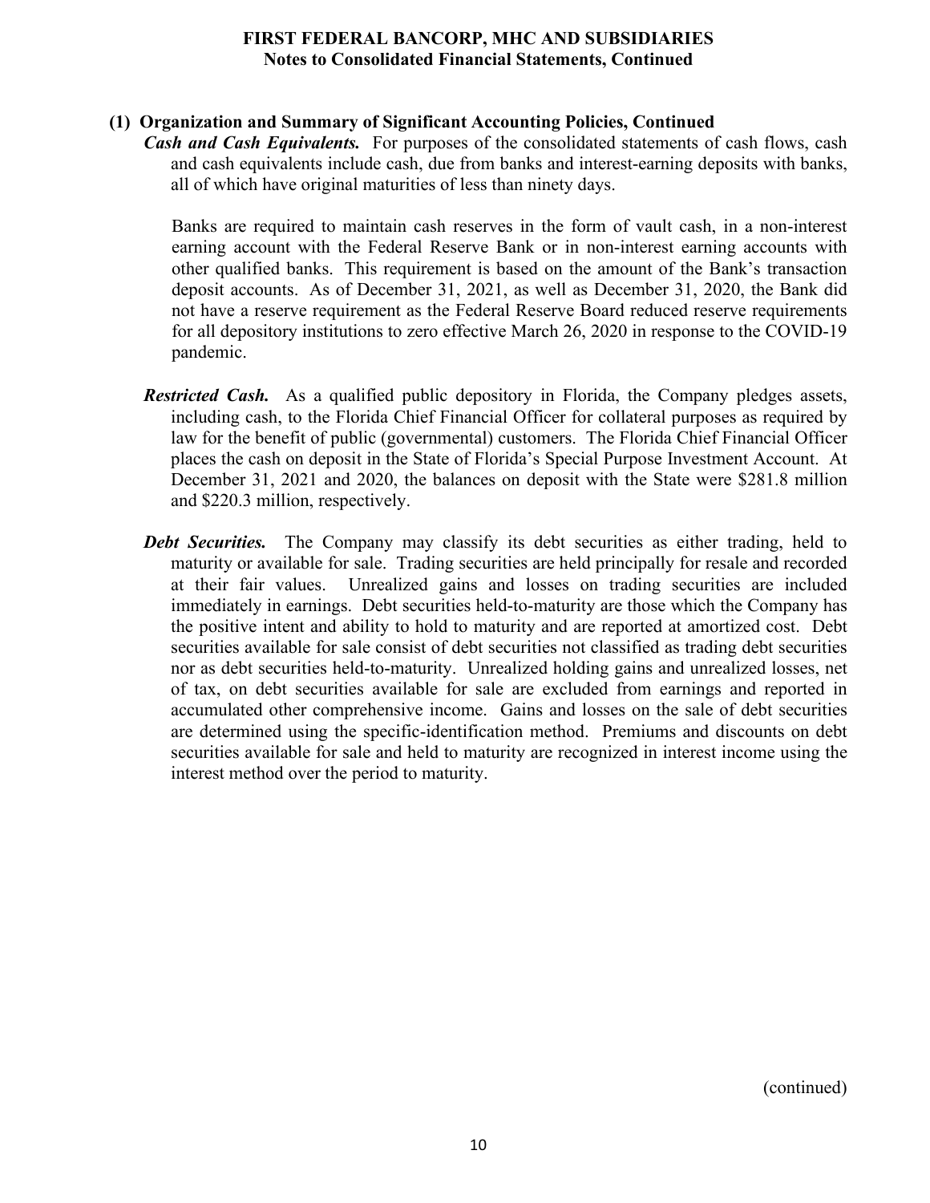## (1) Organization and Summary of Significant Accounting Policies, Continued

***Cash and Cash Equivalents.*** For purposes of the consolidated statements of cash flows, cash and cash equivalents include cash, due from banks and interest-earning deposits with banks, all of which have original maturities of less than ninety days.

Banks are required to maintain cash reserves in the form of vault cash, in a non-interest earning account with the Federal Reserve Bank or in non-interest earning accounts with other qualified banks. This requirement is based on the amount of the Bank's transaction deposit accounts. As of December 31, 2021, as well as December 31, 2020, the Bank did not have a reserve requirement as the Federal Reserve Board reduced reserve requirements for all depository institutions to zero effective March 26, 2020 in response to the COVID-19 pandemic.

***Restricted Cash.*** As a qualified public depository in Florida, the Company pledges assets, including cash, to the Florida Chief Financial Officer for collateral purposes as required by law for the benefit of public (governmental) customers. The Florida Chief Financial Officer places the cash on deposit in the State of Florida's Special Purpose Investment Account. At December 31, 2021 and 2020, the balances on deposit with the State were $281.8 million and $220.3 million, respectively.

***Debt Securities.*** The Company may classify its debt securities as either trading, held to maturity or available for sale. Trading securities are held principally for resale and recorded at their fair values. Unrealized gains and losses on trading securities are included immediately in earnings. Debt securities held-to-maturity are those which the Company has the positive intent and ability to hold to maturity and are reported at amortized cost. Debt securities available for sale consist of debt securities not classified as trading debt securities nor as debt securities held-to-maturity. Unrealized holding gains and unrealized losses, net of tax, on debt securities available for sale are excluded from earnings and reported in accumulated other comprehensive income. Gains and losses on the sale of debt securities are determined using the specific-identification method. Premiums and discounts on debt securities available for sale and held to maturity are recognized in interest income using the interest method over the period to maturity.

(continued)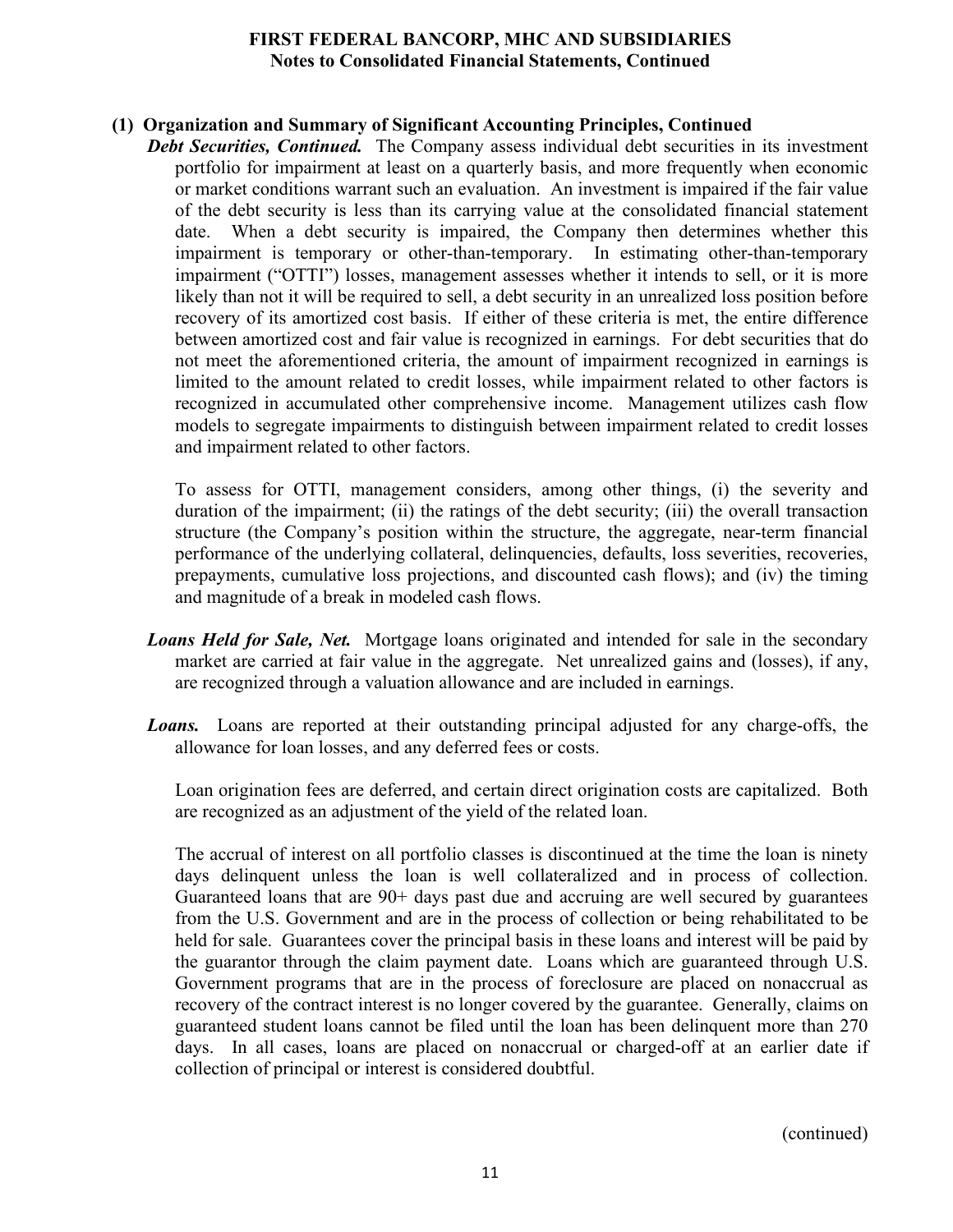## (1) Organization and Summary of Significant Accounting Principles, Continued

***Debt Securities, Continued.*** The Company assess individual debt securities in its investment portfolio for impairment at least on a quarterly basis, and more frequently when economic or market conditions warrant such an evaluation. An investment is impaired if the fair value of the debt security is less than its carrying value at the consolidated financial statement date. When a debt security is impaired, the Company then determines whether this impairment is temporary or other-than-temporary. In estimating other-than-temporary impairment ("OTTI") losses, management assesses whether it intends to sell, or it is more likely than not it will be required to sell, a debt security in an unrealized loss position before recovery of its amortized cost basis. If either of these criteria is met, the entire difference between amortized cost and fair value is recognized in earnings. For debt securities that do not meet the aforementioned criteria, the amount of impairment recognized in earnings is limited to the amount related to credit losses, while impairment related to other factors is recognized in accumulated other comprehensive income. Management utilizes cash flow models to segregate impairments to distinguish between impairment related to credit losses and impairment related to other factors.

To assess for OTTI, management considers, among other things, (i) the severity and duration of the impairment; (ii) the ratings of the debt security; (iii) the overall transaction structure (the Company's position within the structure, the aggregate, near-term financial performance of the underlying collateral, delinquencies, defaults, loss severities, recoveries, prepayments, cumulative loss projections, and discounted cash flows); and (iv) the timing and magnitude of a break in modeled cash flows.

***Loans Held for Sale, Net.*** Mortgage loans originated and intended for sale in the secondary market are carried at fair value in the aggregate. Net unrealized gains and (losses), if any, are recognized through a valuation allowance and are included in earnings.

***Loans.*** Loans are reported at their outstanding principal adjusted for any charge-offs, the allowance for loan losses, and any deferred fees or costs.

Loan origination fees are deferred, and certain direct origination costs are capitalized. Both are recognized as an adjustment of the yield of the related loan.

The accrual of interest on all portfolio classes is discontinued at the time the loan is ninety days delinquent unless the loan is well collateralized and in process of collection. Guaranteed loans that are 90+ days past due and accruing are well secured by guarantees from the U.S. Government and are in the process of collection or being rehabilitated to be held for sale. Guarantees cover the principal basis in these loans and interest will be paid by the guarantor through the claim payment date. Loans which are guaranteed through U.S. Government programs that are in the process of foreclosure are placed on nonaccrual as recovery of the contract interest is no longer covered by the guarantee. Generally, claims on guaranteed student loans cannot be filed until the loan has been delinquent more than 270 days. In all cases, loans are placed on nonaccrual or charged-off at an earlier date if collection of principal or interest is considered doubtful.

(continued)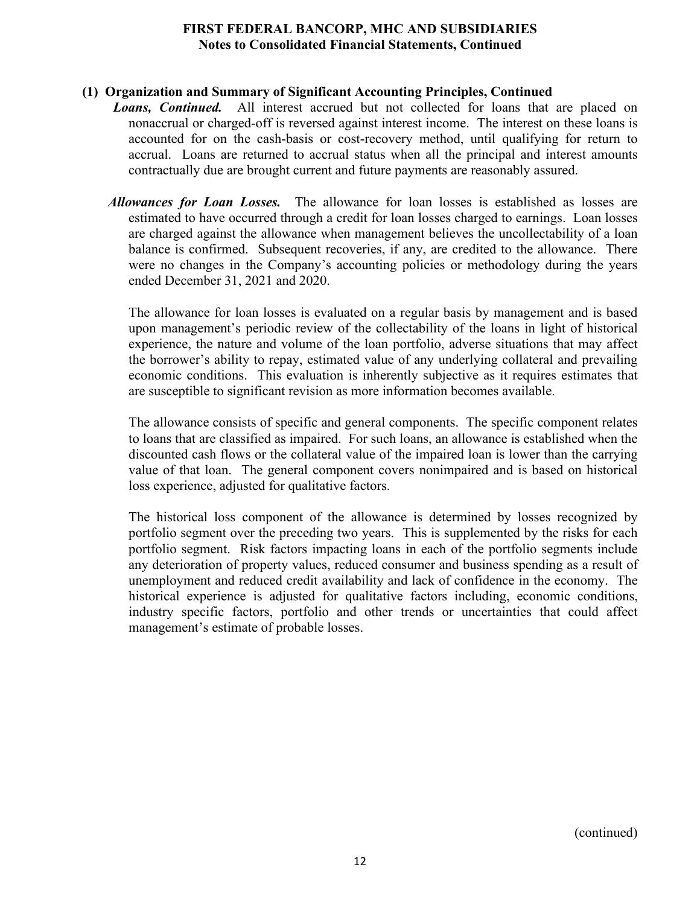## (1) Organization and Summary of Significant Accounting Principles, Continued

***Loans, Continued.*** All interest accrued but not collected for loans that are placed on nonaccrual or charged-off is reversed against interest income. The interest on these loans is accounted for on the cash-basis or cost-recovery method, until qualifying for return to accrual. Loans are returned to accrual status when all the principal and interest amounts contractually due are brought current and future payments are reasonably assured.

***Allowances for Loan Losses.*** The allowance for loan losses is established as losses are estimated to have occurred through a credit for loan losses charged to earnings. Loan losses are charged against the allowance when management believes the uncollectability of a loan balance is confirmed. Subsequent recoveries, if any, are credited to the allowance. There were no changes in the Company's accounting policies or methodology during the years ended December 31, 2021 and 2020.

The allowance for loan losses is evaluated on a regular basis by management and is based upon management's periodic review of the collectability of the loans in light of historical experience, the nature and volume of the loan portfolio, adverse situations that may affect the borrower's ability to repay, estimated value of any underlying collateral and prevailing economic conditions. This evaluation is inherently subjective as it requires estimates that are susceptible to significant revision as more information becomes available.

The allowance consists of specific and general components. The specific component relates to loans that are classified as impaired. For such loans, an allowance is established when the discounted cash flows or the collateral value of the impaired loan is lower than the carrying value of that loan. The general component covers nonimpaired and is based on historical loss experience, adjusted for qualitative factors.

The historical loss component of the allowance is determined by losses recognized by portfolio segment over the preceding two years. This is supplemented by the risks for each portfolio segment. Risk factors impacting loans in each of the portfolio segments include any deterioration of property values, reduced consumer and business spending as a result of unemployment and reduced credit availability and lack of confidence in the economy. The historical experience is adjusted for qualitative factors including, economic conditions, industry specific factors, portfolio and other trends or uncertainties that could affect management's estimate of probable losses.

(continued)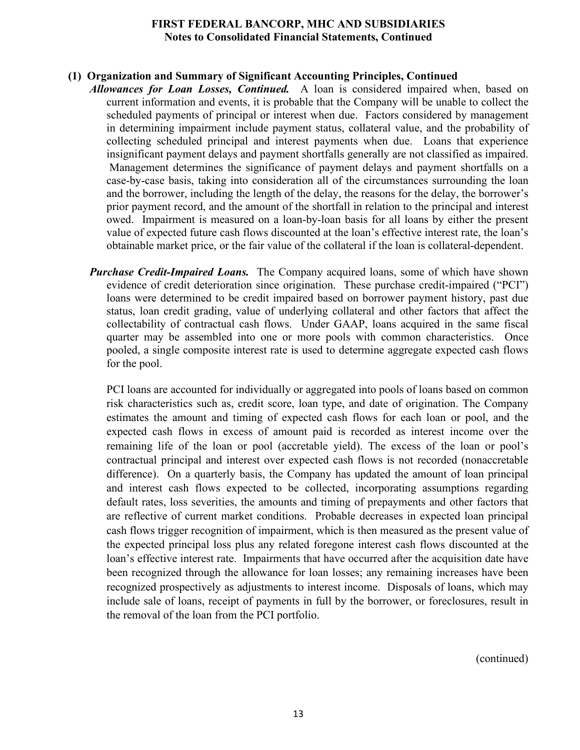## (1) Organization and Summary of Significant Accounting Principles, Continued

***Allowances for Loan Losses, Continued.*** A loan is considered impaired when, based on current information and events, it is probable that the Company will be unable to collect the scheduled payments of principal or interest when due. Factors considered by management in determining impairment include payment status, collateral value, and the probability of collecting scheduled principal and interest payments when due. Loans that experience insignificant payment delays and payment shortfalls generally are not classified as impaired. Management determines the significance of payment delays and payment shortfalls on a case-by-case basis, taking into consideration all of the circumstances surrounding the loan and the borrower, including the length of the delay, the reasons for the delay, the borrower's prior payment record, and the amount of the shortfall in relation to the principal and interest owed. Impairment is measured on a loan-by-loan basis for all loans by either the present value of expected future cash flows discounted at the loan's effective interest rate, the loan's obtainable market price, or the fair value of the collateral if the loan is collateral-dependent.

***Purchase Credit-Impaired Loans.*** The Company acquired loans, some of which have shown evidence of credit deterioration since origination. These purchase credit-impaired ("PCI") loans were determined to be credit impaired based on borrower payment history, past due status, loan credit grading, value of underlying collateral and other factors that affect the collectability of contractual cash flows. Under GAAP, loans acquired in the same fiscal quarter may be assembled into one or more pools with common characteristics. Once pooled, a single composite interest rate is used to determine aggregate expected cash flows for the pool.

PCI loans are accounted for individually or aggregated into pools of loans based on common risk characteristics such as, credit score, loan type, and date of origination. The Company estimates the amount and timing of expected cash flows for each loan or pool, and the expected cash flows in excess of amount paid is recorded as interest income over the remaining life of the loan or pool (accretable yield). The excess of the loan or pool's contractual principal and interest over expected cash flows is not recorded (nonaccretable difference). On a quarterly basis, the Company has updated the amount of loan principal and interest cash flows expected to be collected, incorporating assumptions regarding default rates, loss severities, the amounts and timing of prepayments and other factors that are reflective of current market conditions. Probable decreases in expected loan principal cash flows trigger recognition of impairment, which is then measured as the present value of the expected principal loss plus any related foregone interest cash flows discounted at the loan's effective interest rate. Impairments that have occurred after the acquisition date have been recognized through the allowance for loan losses; any remaining increases have been recognized prospectively as adjustments to interest income. Disposals of loans, which may include sale of loans, receipt of payments in full by the borrower, or foreclosures, result in the removal of the loan from the PCI portfolio.

(continued)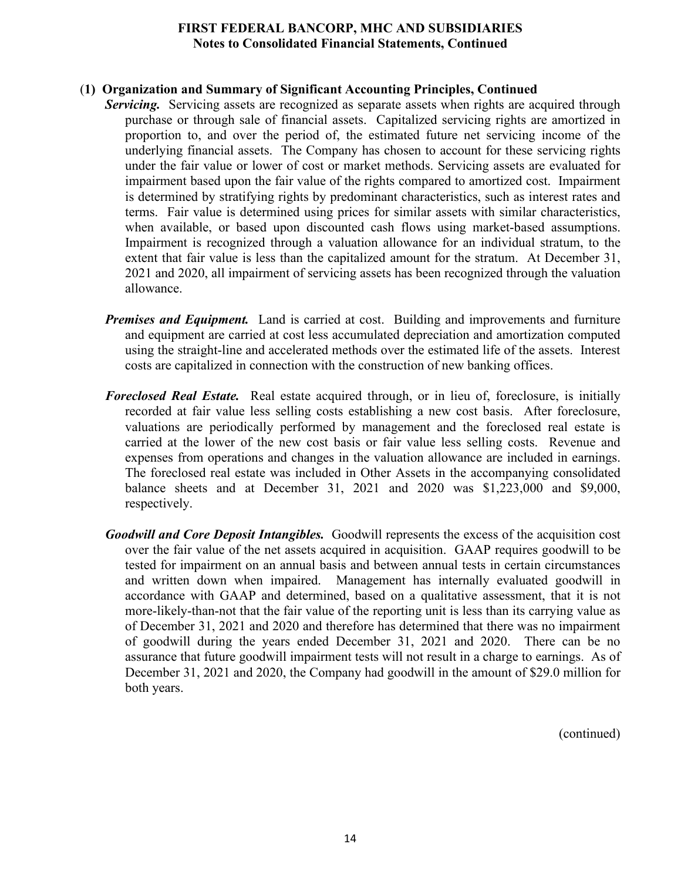### (1) Organization and Summary of Significant Accounting Principles, Continued

***Servicing.*** Servicing assets are recognized as separate assets when rights are acquired through purchase or through sale of financial assets. Capitalized servicing rights are amortized in proportion to, and over the period of, the estimated future net servicing income of the underlying financial assets. The Company has chosen to account for these servicing rights under the fair value or lower of cost or market methods. Servicing assets are evaluated for impairment based upon the fair value of the rights compared to amortized cost. Impairment is determined by stratifying rights by predominant characteristics, such as interest rates and terms. Fair value is determined using prices for similar assets with similar characteristics, when available, or based upon discounted cash flows using market-based assumptions. Impairment is recognized through a valuation allowance for an individual stratum, to the extent that fair value is less than the capitalized amount for the stratum. At December 31, 2021 and 2020, all impairment of servicing assets has been recognized through the valuation allowance.

***Premises and Equipment.*** Land is carried at cost. Building and improvements and furniture and equipment are carried at cost less accumulated depreciation and amortization computed using the straight-line and accelerated methods over the estimated life of the assets. Interest costs are capitalized in connection with the construction of new banking offices.

***Foreclosed Real Estate.*** Real estate acquired through, or in lieu of, foreclosure, is initially recorded at fair value less selling costs establishing a new cost basis. After foreclosure, valuations are periodically performed by management and the foreclosed real estate is carried at the lower of the new cost basis or fair value less selling costs. Revenue and expenses from operations and changes in the valuation allowance are included in earnings. The foreclosed real estate was included in Other Assets in the accompanying consolidated balance sheets and at December 31, 2021 and 2020 was $1,223,000 and $9,000, respectively.

***Goodwill and Core Deposit Intangibles.*** Goodwill represents the excess of the acquisition cost over the fair value of the net assets acquired in acquisition. GAAP requires goodwill to be tested for impairment on an annual basis and between annual tests in certain circumstances and written down when impaired. Management has internally evaluated goodwill in accordance with GAAP and determined, based on a qualitative assessment, that it is not more-likely-than-not that the fair value of the reporting unit is less than its carrying value as of December 31, 2021 and 2020 and therefore has determined that there was no impairment of goodwill during the years ended December 31, 2021 and 2020. There can be no assurance that future goodwill impairment tests will not result in a charge to earnings. As of December 31, 2021 and 2020, the Company had goodwill in the amount of $29.0 million for both years.

(continued)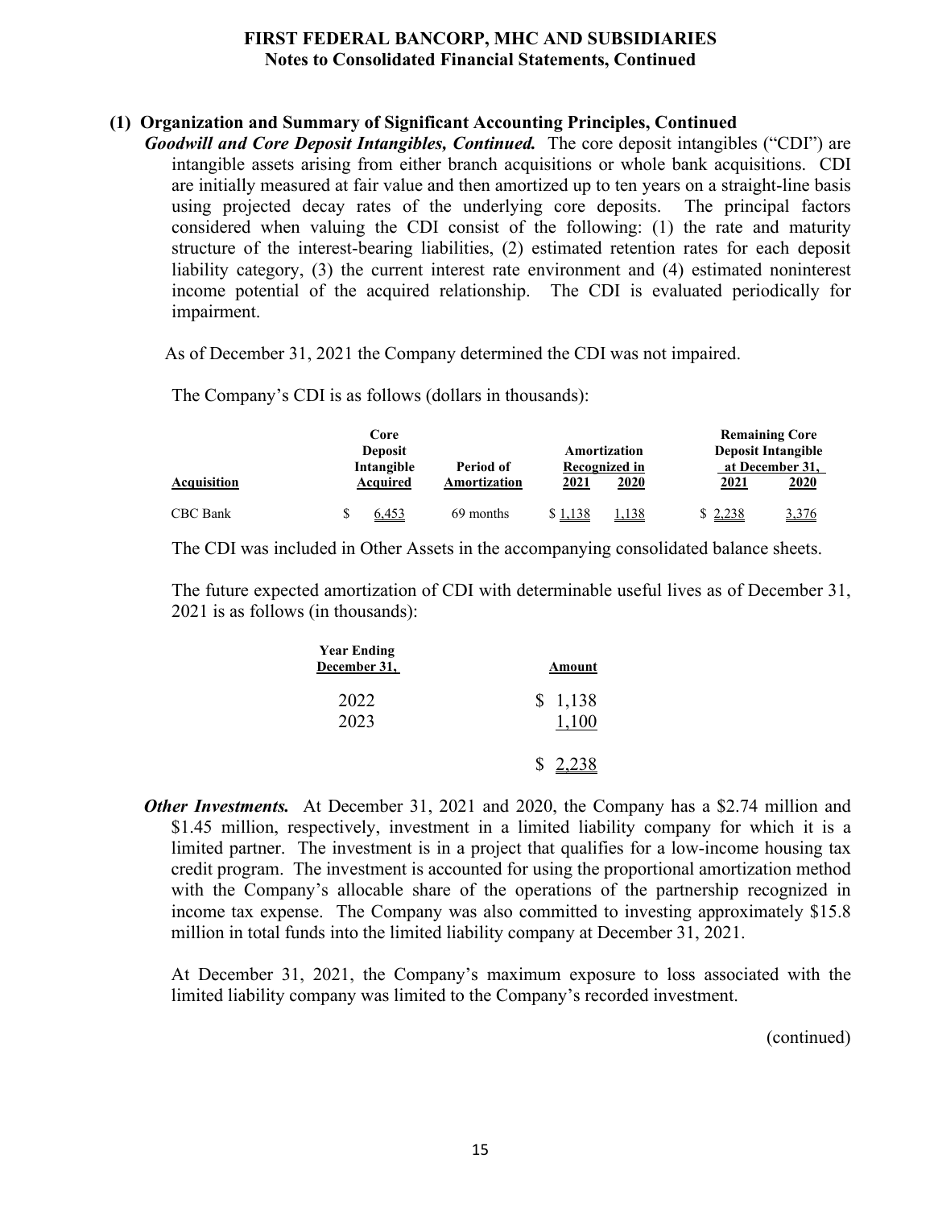## (1) Organization and Summary of Significant Accounting Principles, Continued

***Goodwill and Core Deposit Intangibles, Continued.*** The core deposit intangibles ("CDI") are intangible assets arising from either branch acquisitions or whole bank acquisitions. CDI are initially measured at fair value and then amortized up to ten years on a straight-line basis using projected decay rates of the underlying core deposits. The principal factors considered when valuing the CDI consist of the following: (1) the rate and maturity structure of the interest-bearing liabilities, (2) estimated retention rates for each deposit liability category, (3) the current interest rate environment and (4) estimated noninterest income potential of the acquired relationship. The CDI is evaluated periodically for impairment.

As of December 31, 2021 the Company determined the CDI was not impaired.

The Company's CDI is as follows (dollars in thousands):

| Acquisition | Core Deposit Intangible Acquired | Period of Amortization | Amortization Recognized in 2021 | Amortization Recognized in 2020 | Remaining Core Deposit Intangible at December 31, 2021 | Remaining Core Deposit Intangible at December 31, 2020 |
|---|---|---|---|---|---|---|
| CBC Bank | $ 6,453 | 69 months | $ 1,138 | 1,138 | $ 2,238 | 3,376 |

The CDI was included in Other Assets in the accompanying consolidated balance sheets.

The future expected amortization of CDI with determinable useful lives as of December 31, 2021 is as follows (in thousands):

| Year Ending December 31, | Amount |
|---|---|
| 2022 | $ 1,138 |
| 2023 | 1,100 |
| | $ 2,238 |

***Other Investments.*** At December 31, 2021 and 2020, the Company has a $2.74 million and $1.45 million, respectively, investment in a limited liability company for which it is a limited partner. The investment is in a project that qualifies for a low-income housing tax credit program. The investment is accounted for using the proportional amortization method with the Company's allocable share of the operations of the partnership recognized in income tax expense. The Company was also committed to investing approximately $15.8 million in total funds into the limited liability company at December 31, 2021.

At December 31, 2021, the Company's maximum exposure to loss associated with the limited liability company was limited to the Company's recorded investment.

(continued)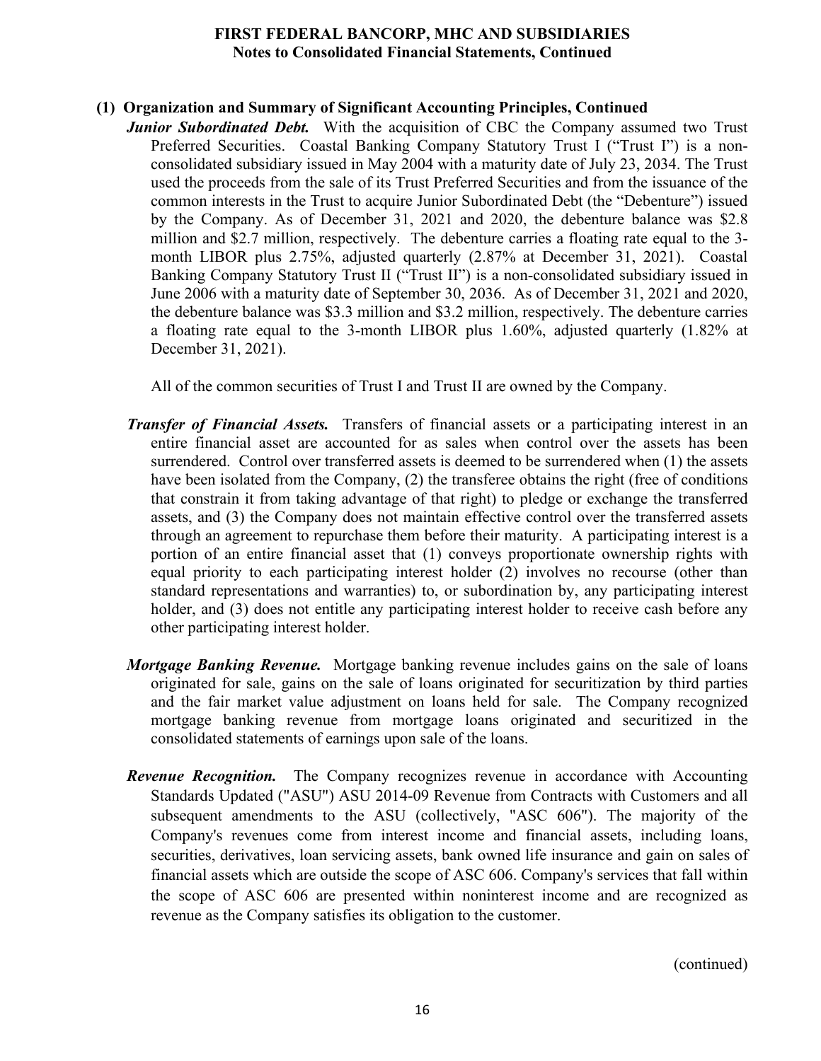## (1) Organization and Summary of Significant Accounting Principles, Continued

***Junior Subordinated Debt.*** With the acquisition of CBC the Company assumed two Trust Preferred Securities. Coastal Banking Company Statutory Trust I ("Trust I") is a non-consolidated subsidiary issued in May 2004 with a maturity date of July 23, 2034. The Trust used the proceeds from the sale of its Trust Preferred Securities and from the issuance of the common interests in the Trust to acquire Junior Subordinated Debt (the "Debenture") issued by the Company. As of December 31, 2021 and 2020, the debenture balance was $2.8 million and $2.7 million, respectively. The debenture carries a floating rate equal to the 3-month LIBOR plus 2.75%, adjusted quarterly (2.87% at December 31, 2021). Coastal Banking Company Statutory Trust II ("Trust II") is a non-consolidated subsidiary issued in June 2006 with a maturity date of September 30, 2036. As of December 31, 2021 and 2020, the debenture balance was $3.3 million and $3.2 million, respectively. The debenture carries a floating rate equal to the 3-month LIBOR plus 1.60%, adjusted quarterly (1.82% at December 31, 2021).

All of the common securities of Trust I and Trust II are owned by the Company.

***Transfer of Financial Assets.*** Transfers of financial assets or a participating interest in an entire financial asset are accounted for as sales when control over the assets has been surrendered. Control over transferred assets is deemed to be surrendered when (1) the assets have been isolated from the Company, (2) the transferee obtains the right (free of conditions that constrain it from taking advantage of that right) to pledge or exchange the transferred assets, and (3) the Company does not maintain effective control over the transferred assets through an agreement to repurchase them before their maturity. A participating interest is a portion of an entire financial asset that (1) conveys proportionate ownership rights with equal priority to each participating interest holder (2) involves no recourse (other than standard representations and warranties) to, or subordination by, any participating interest holder, and (3) does not entitle any participating interest holder to receive cash before any other participating interest holder.

***Mortgage Banking Revenue.*** Mortgage banking revenue includes gains on the sale of loans originated for sale, gains on the sale of loans originated for securitization by third parties and the fair market value adjustment on loans held for sale. The Company recognized mortgage banking revenue from mortgage loans originated and securitized in the consolidated statements of earnings upon sale of the loans.

***Revenue Recognition.*** The Company recognizes revenue in accordance with Accounting Standards Updated ("ASU") ASU 2014-09 Revenue from Contracts with Customers and all subsequent amendments to the ASU (collectively, "ASC 606"). The majority of the Company's revenues come from interest income and financial assets, including loans, securities, derivatives, loan servicing assets, bank owned life insurance and gain on sales of financial assets which are outside the scope of ASC 606. Company's services that fall within the scope of ASC 606 are presented within noninterest income and are recognized as revenue as the Company satisfies its obligation to the customer.

(continued)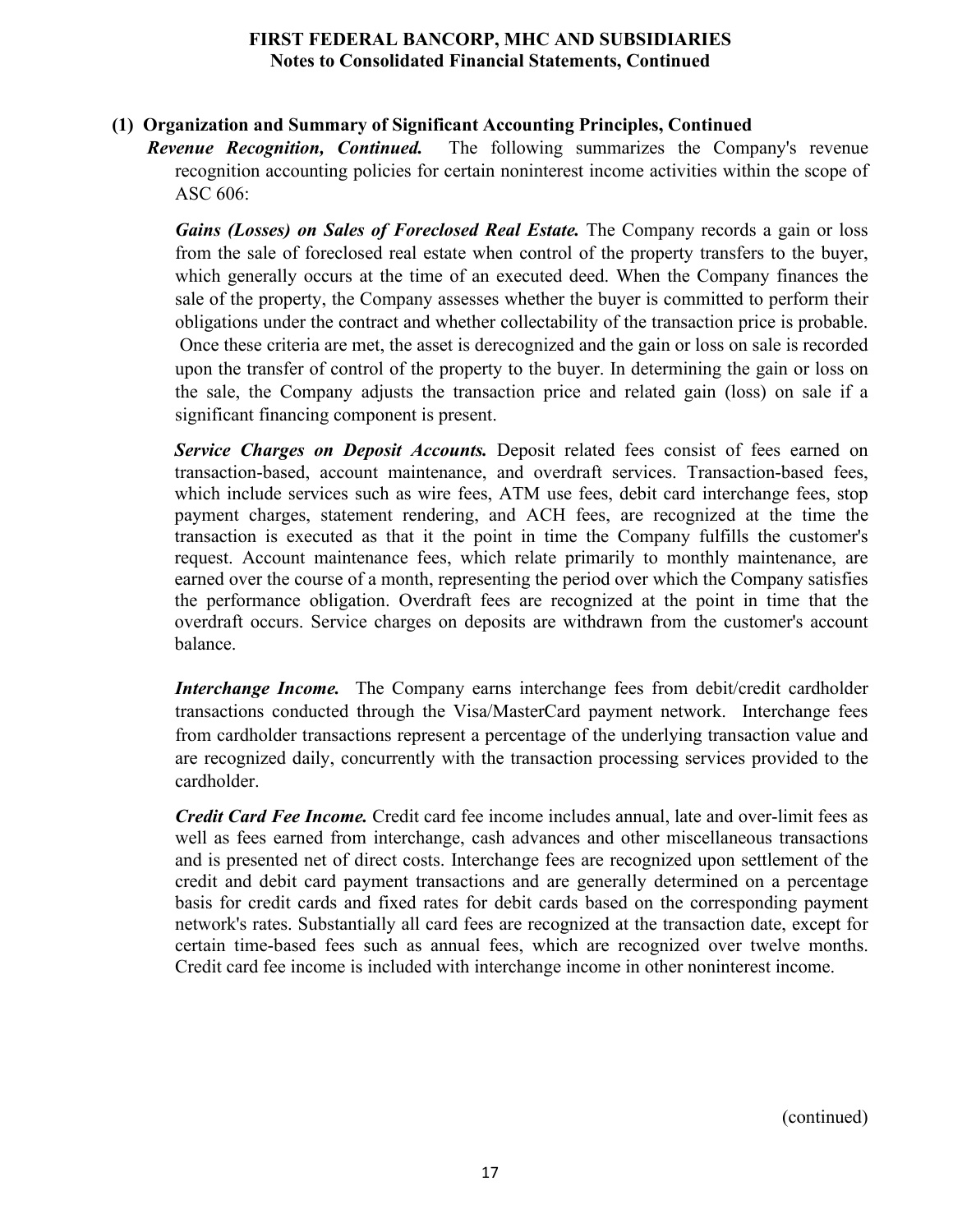## (1) Organization and Summary of Significant Accounting Principles, Continued

***Revenue Recognition, Continued.*** The following summarizes the Company's revenue recognition accounting policies for certain noninterest income activities within the scope of ASC 606:

***Gains (Losses) on Sales of Foreclosed Real Estate.*** The Company records a gain or loss from the sale of foreclosed real estate when control of the property transfers to the buyer, which generally occurs at the time of an executed deed. When the Company finances the sale of the property, the Company assesses whether the buyer is committed to perform their obligations under the contract and whether collectability of the transaction price is probable. Once these criteria are met, the asset is derecognized and the gain or loss on sale is recorded upon the transfer of control of the property to the buyer. In determining the gain or loss on the sale, the Company adjusts the transaction price and related gain (loss) on sale if a significant financing component is present.

***Service Charges on Deposit Accounts.*** Deposit related fees consist of fees earned on transaction-based, account maintenance, and overdraft services. Transaction-based fees, which include services such as wire fees, ATM use fees, debit card interchange fees, stop payment charges, statement rendering, and ACH fees, are recognized at the time the transaction is executed as that it the point in time the Company fulfills the customer's request. Account maintenance fees, which relate primarily to monthly maintenance, are earned over the course of a month, representing the period over which the Company satisfies the performance obligation. Overdraft fees are recognized at the point in time that the overdraft occurs. Service charges on deposits are withdrawn from the customer's account balance.

***Interchange Income.*** The Company earns interchange fees from debit/credit cardholder transactions conducted through the Visa/MasterCard payment network. Interchange fees from cardholder transactions represent a percentage of the underlying transaction value and are recognized daily, concurrently with the transaction processing services provided to the cardholder.

***Credit Card Fee Income.*** Credit card fee income includes annual, late and over-limit fees as well as fees earned from interchange, cash advances and other miscellaneous transactions and is presented net of direct costs. Interchange fees are recognized upon settlement of the credit and debit card payment transactions and are generally determined on a percentage basis for credit cards and fixed rates for debit cards based on the corresponding payment network's rates. Substantially all card fees are recognized at the transaction date, except for certain time-based fees such as annual fees, which are recognized over twelve months. Credit card fee income is included with interchange income in other noninterest income.

(continued)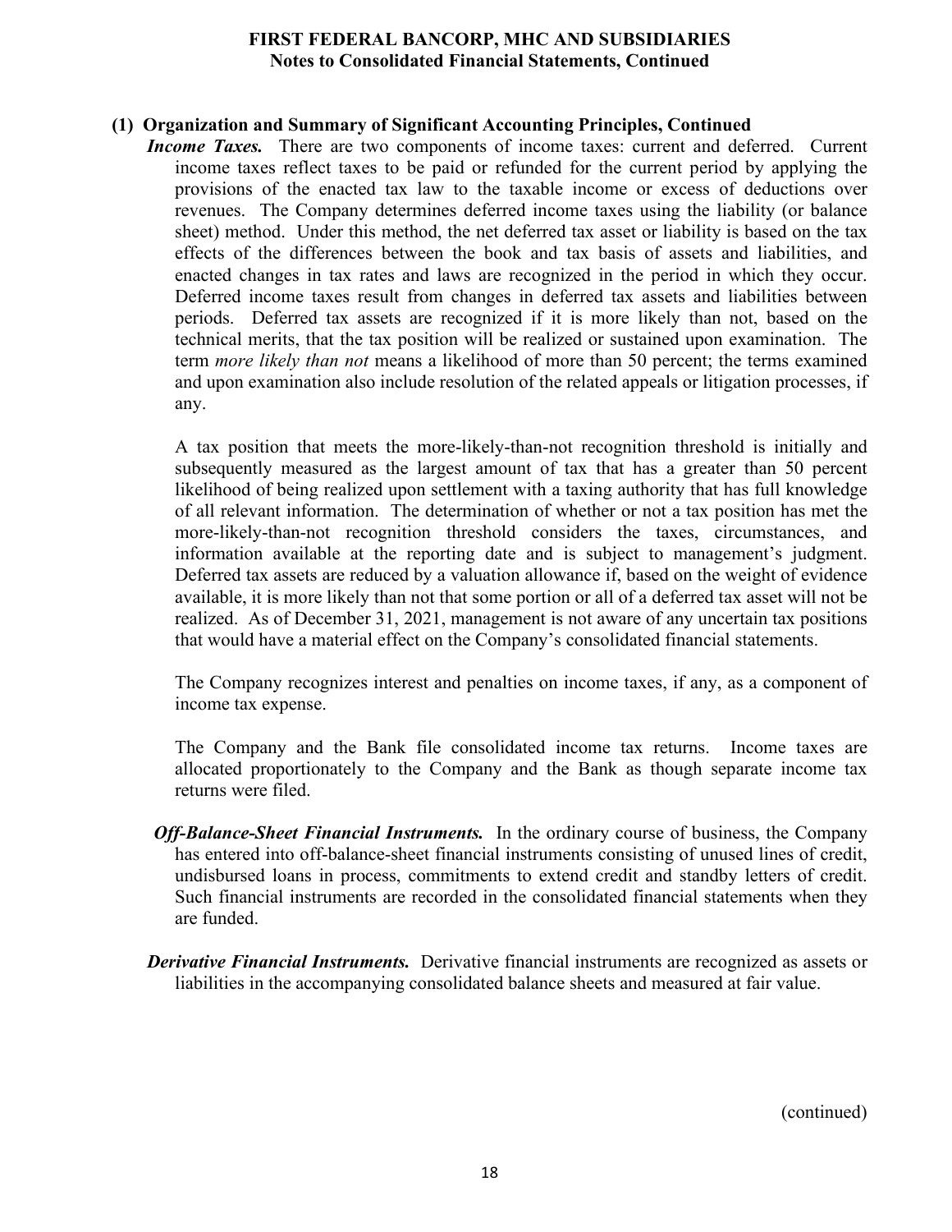## (1) Organization and Summary of Significant Accounting Principles, Continued

***Income Taxes.*** There are two components of income taxes: current and deferred. Current income taxes reflect taxes to be paid or refunded for the current period by applying the provisions of the enacted tax law to the taxable income or excess of deductions over revenues. The Company determines deferred income taxes using the liability (or balance sheet) method. Under this method, the net deferred tax asset or liability is based on the tax effects of the differences between the book and tax basis of assets and liabilities, and enacted changes in tax rates and laws are recognized in the period in which they occur. Deferred income taxes result from changes in deferred tax assets and liabilities between periods. Deferred tax assets are recognized if it is more likely than not, based on the technical merits, that the tax position will be realized or sustained upon examination. The term *more likely than not* means a likelihood of more than 50 percent; the terms examined and upon examination also include resolution of the related appeals or litigation processes, if any.

A tax position that meets the more-likely-than-not recognition threshold is initially and subsequently measured as the largest amount of tax that has a greater than 50 percent likelihood of being realized upon settlement with a taxing authority that has full knowledge of all relevant information. The determination of whether or not a tax position has met the more-likely-than-not recognition threshold considers the taxes, circumstances, and information available at the reporting date and is subject to management's judgment. Deferred tax assets are reduced by a valuation allowance if, based on the weight of evidence available, it is more likely than not that some portion or all of a deferred tax asset will not be realized. As of December 31, 2021, management is not aware of any uncertain tax positions that would have a material effect on the Company's consolidated financial statements.

The Company recognizes interest and penalties on income taxes, if any, as a component of income tax expense.

The Company and the Bank file consolidated income tax returns. Income taxes are allocated proportionately to the Company and the Bank as though separate income tax returns were filed.

***Off-Balance-Sheet Financial Instruments.*** In the ordinary course of business, the Company has entered into off-balance-sheet financial instruments consisting of unused lines of credit, undisbursed loans in process, commitments to extend credit and standby letters of credit. Such financial instruments are recorded in the consolidated financial statements when they are funded.

***Derivative Financial Instruments.*** Derivative financial instruments are recognized as assets or liabilities in the accompanying consolidated balance sheets and measured at fair value.

(continued)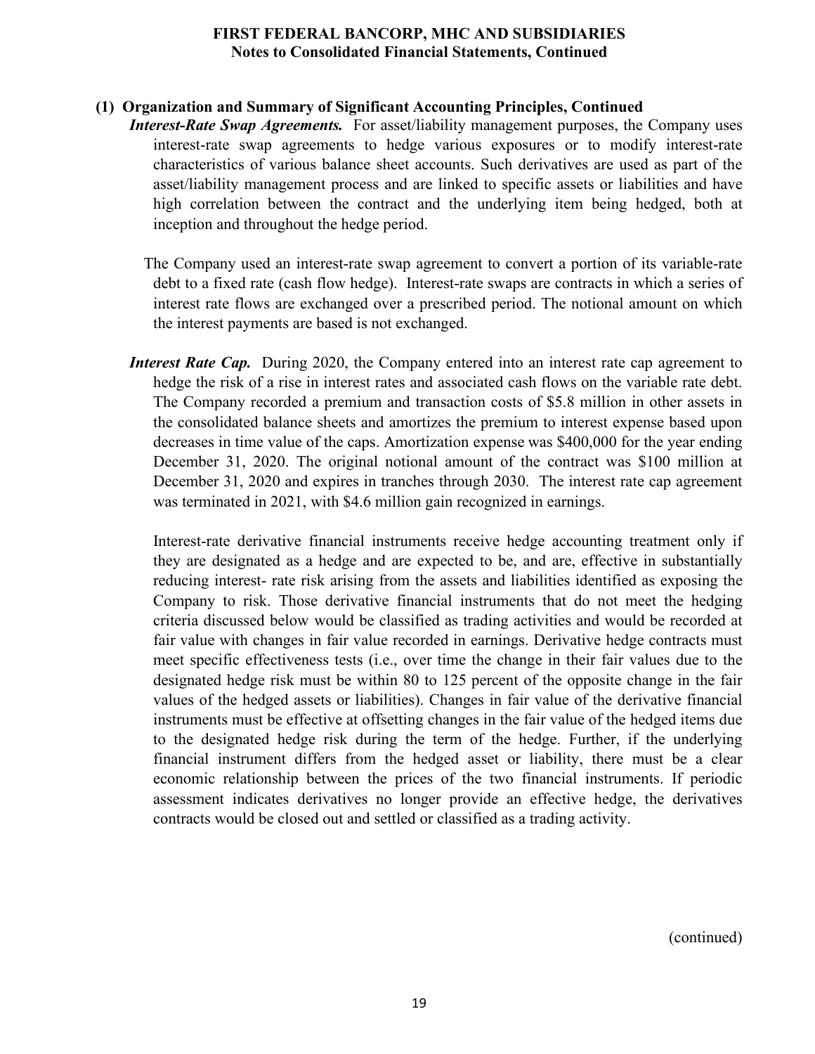## (1) Organization and Summary of Significant Accounting Principles, Continued

***Interest-Rate Swap Agreements.*** For asset/liability management purposes, the Company uses interest-rate swap agreements to hedge various exposures or to modify interest-rate characteristics of various balance sheet accounts. Such derivatives are used as part of the asset/liability management process and are linked to specific assets or liabilities and have high correlation between the contract and the underlying item being hedged, both at inception and throughout the hedge period.

The Company used an interest-rate swap agreement to convert a portion of its variable-rate debt to a fixed rate (cash flow hedge). Interest-rate swaps are contracts in which a series of interest rate flows are exchanged over a prescribed period. The notional amount on which the interest payments are based is not exchanged.

***Interest Rate Cap.*** During 2020, the Company entered into an interest rate cap agreement to hedge the risk of a rise in interest rates and associated cash flows on the variable rate debt. The Company recorded a premium and transaction costs of $5.8 million in other assets in the consolidated balance sheets and amortizes the premium to interest expense based upon decreases in time value of the caps. Amortization expense was $400,000 for the year ending December 31, 2020. The original notional amount of the contract was $100 million at December 31, 2020 and expires in tranches through 2030. The interest rate cap agreement was terminated in 2021, with $4.6 million gain recognized in earnings.

Interest-rate derivative financial instruments receive hedge accounting treatment only if they are designated as a hedge and are expected to be, and are, effective in substantially reducing interest- rate risk arising from the assets and liabilities identified as exposing the Company to risk. Those derivative financial instruments that do not meet the hedging criteria discussed below would be classified as trading activities and would be recorded at fair value with changes in fair value recorded in earnings. Derivative hedge contracts must meet specific effectiveness tests (i.e., over time the change in their fair values due to the designated hedge risk must be within 80 to 125 percent of the opposite change in the fair values of the hedged assets or liabilities). Changes in fair value of the derivative financial instruments must be effective at offsetting changes in the fair value of the hedged items due to the designated hedge risk during the term of the hedge. Further, if the underlying financial instrument differs from the hedged asset or liability, there must be a clear economic relationship between the prices of the two financial instruments. If periodic assessment indicates derivatives no longer provide an effective hedge, the derivatives contracts would be closed out and settled or classified as a trading activity.

(continued)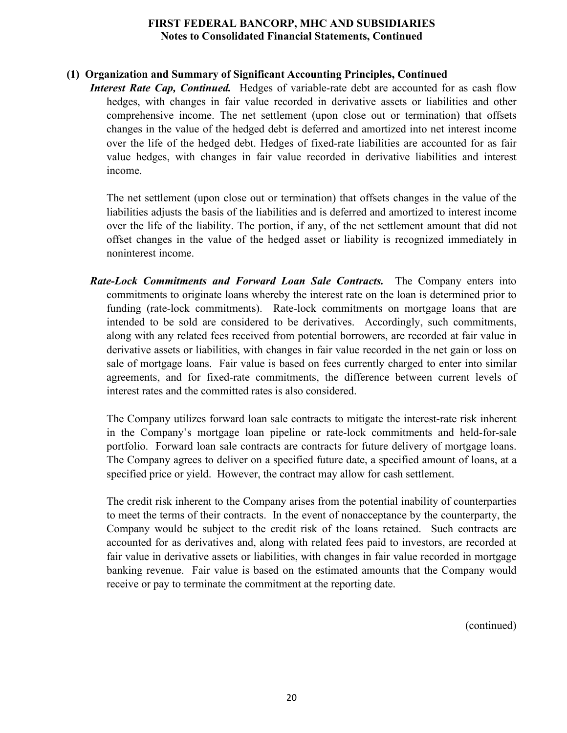## (1) Organization and Summary of Significant Accounting Principles, Continued

***Interest Rate Cap, Continued.*** Hedges of variable-rate debt are accounted for as cash flow hedges, with changes in fair value recorded in derivative assets or liabilities and other comprehensive income. The net settlement (upon close out or termination) that offsets changes in the value of the hedged debt is deferred and amortized into net interest income over the life of the hedged debt. Hedges of fixed-rate liabilities are accounted for as fair value hedges, with changes in fair value recorded in derivative liabilities and interest income.

The net settlement (upon close out or termination) that offsets changes in the value of the liabilities adjusts the basis of the liabilities and is deferred and amortized to interest income over the life of the liability. The portion, if any, of the net settlement amount that did not offset changes in the value of the hedged asset or liability is recognized immediately in noninterest income.

***Rate-Lock Commitments and Forward Loan Sale Contracts.*** The Company enters into commitments to originate loans whereby the interest rate on the loan is determined prior to funding (rate-lock commitments). Rate-lock commitments on mortgage loans that are intended to be sold are considered to be derivatives. Accordingly, such commitments, along with any related fees received from potential borrowers, are recorded at fair value in derivative assets or liabilities, with changes in fair value recorded in the net gain or loss on sale of mortgage loans. Fair value is based on fees currently charged to enter into similar agreements, and for fixed-rate commitments, the difference between current levels of interest rates and the committed rates is also considered.

The Company utilizes forward loan sale contracts to mitigate the interest-rate risk inherent in the Company's mortgage loan pipeline or rate-lock commitments and held-for-sale portfolio. Forward loan sale contracts are contracts for future delivery of mortgage loans. The Company agrees to deliver on a specified future date, a specified amount of loans, at a specified price or yield. However, the contract may allow for cash settlement.

The credit risk inherent to the Company arises from the potential inability of counterparties to meet the terms of their contracts. In the event of nonacceptance by the counterparty, the Company would be subject to the credit risk of the loans retained. Such contracts are accounted for as derivatives and, along with related fees paid to investors, are recorded at fair value in derivative assets or liabilities, with changes in fair value recorded in mortgage banking revenue. Fair value is based on the estimated amounts that the Company would receive or pay to terminate the commitment at the reporting date.

(continued)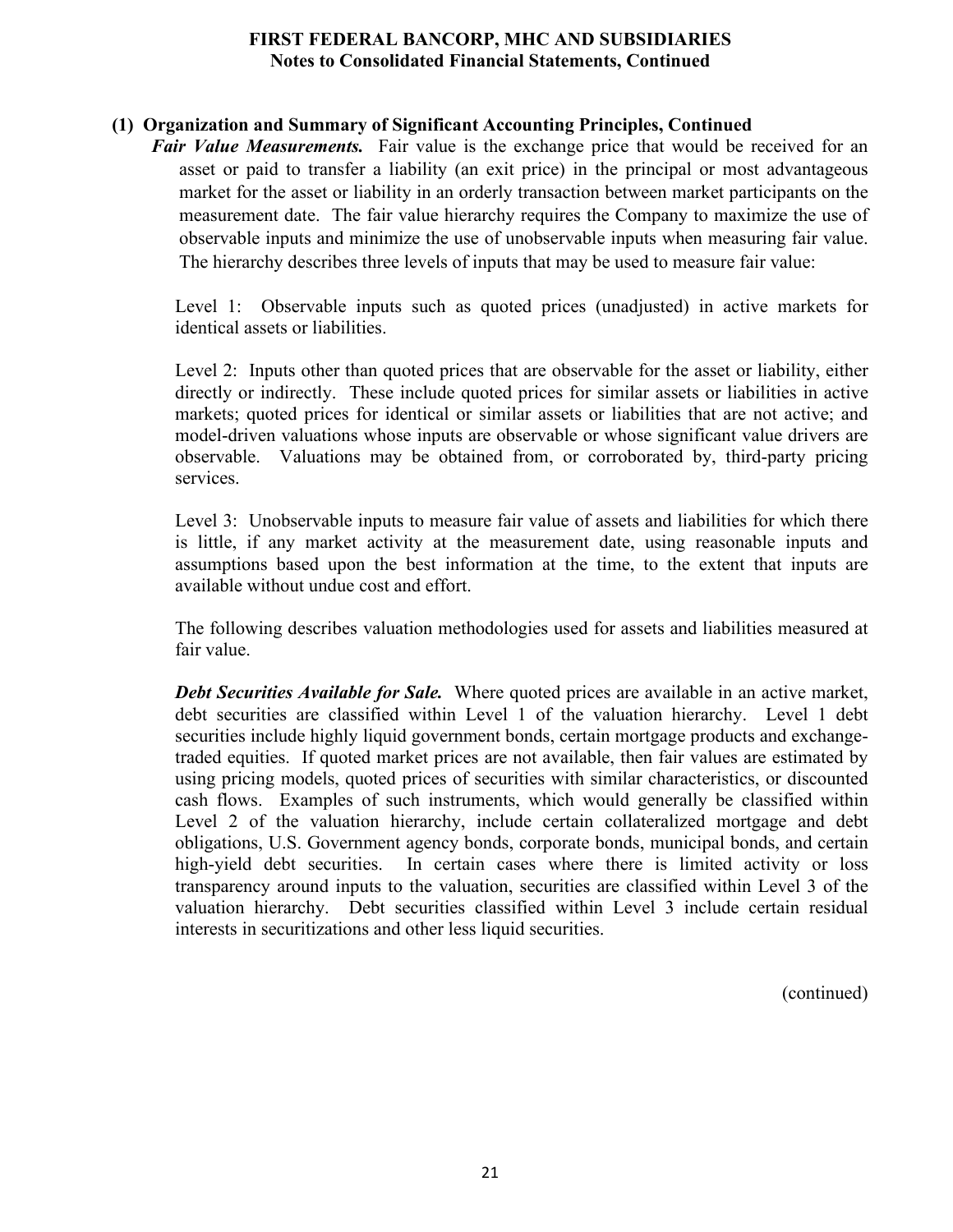### (1) Organization and Summary of Significant Accounting Principles, Continued

***Fair Value Measurements.*** Fair value is the exchange price that would be received for an asset or paid to transfer a liability (an exit price) in the principal or most advantageous market for the asset or liability in an orderly transaction between market participants on the measurement date. The fair value hierarchy requires the Company to maximize the use of observable inputs and minimize the use of unobservable inputs when measuring fair value. The hierarchy describes three levels of inputs that may be used to measure fair value:

Level 1: Observable inputs such as quoted prices (unadjusted) in active markets for identical assets or liabilities.

Level 2: Inputs other than quoted prices that are observable for the asset or liability, either directly or indirectly. These include quoted prices for similar assets or liabilities in active markets; quoted prices for identical or similar assets or liabilities that are not active; and model-driven valuations whose inputs are observable or whose significant value drivers are observable. Valuations may be obtained from, or corroborated by, third-party pricing services.

Level 3: Unobservable inputs to measure fair value of assets and liabilities for which there is little, if any market activity at the measurement date, using reasonable inputs and assumptions based upon the best information at the time, to the extent that inputs are available without undue cost and effort.

The following describes valuation methodologies used for assets and liabilities measured at fair value.

***Debt Securities Available for Sale.*** Where quoted prices are available in an active market, debt securities are classified within Level 1 of the valuation hierarchy. Level 1 debt securities include highly liquid government bonds, certain mortgage products and exchange-traded equities. If quoted market prices are not available, then fair values are estimated by using pricing models, quoted prices of securities with similar characteristics, or discounted cash flows. Examples of such instruments, which would generally be classified within Level 2 of the valuation hierarchy, include certain collateralized mortgage and debt obligations, U.S. Government agency bonds, corporate bonds, municipal bonds, and certain high-yield debt securities. In certain cases where there is limited activity or loss transparency around inputs to the valuation, securities are classified within Level 3 of the valuation hierarchy. Debt securities classified within Level 3 include certain residual interests in securitizations and other less liquid securities.

(continued)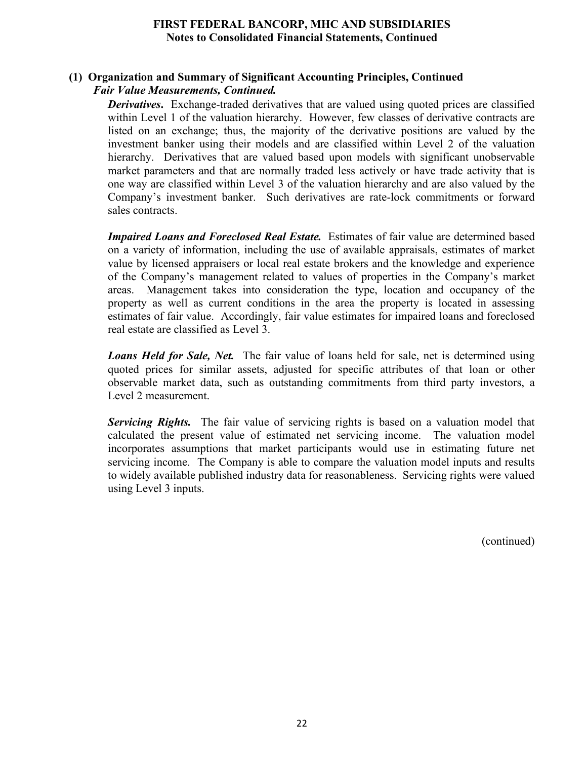## (1) Organization and Summary of Significant Accounting Principles, Continued

***Fair Value Measurements, Continued.***

***Derivatives*.** Exchange-traded derivatives that are valued using quoted prices are classified within Level 1 of the valuation hierarchy. However, few classes of derivative contracts are listed on an exchange; thus, the majority of the derivative positions are valued by the investment banker using their models and are classified within Level 2 of the valuation hierarchy. Derivatives that are valued based upon models with significant unobservable market parameters and that are normally traded less actively or have trade activity that is one way are classified within Level 3 of the valuation hierarchy and are also valued by the Company's investment banker. Such derivatives are rate-lock commitments or forward sales contracts.

***Impaired Loans and Foreclosed Real Estate.*** Estimates of fair value are determined based on a variety of information, including the use of available appraisals, estimates of market value by licensed appraisers or local real estate brokers and the knowledge and experience of the Company's management related to values of properties in the Company's market areas. Management takes into consideration the type, location and occupancy of the property as well as current conditions in the area the property is located in assessing estimates of fair value. Accordingly, fair value estimates for impaired loans and foreclosed real estate are classified as Level 3.

***Loans Held for Sale, Net.*** The fair value of loans held for sale, net is determined using quoted prices for similar assets, adjusted for specific attributes of that loan or other observable market data, such as outstanding commitments from third party investors, a Level 2 measurement.

***Servicing Rights.*** The fair value of servicing rights is based on a valuation model that calculated the present value of estimated net servicing income. The valuation model incorporates assumptions that market participants would use in estimating future net servicing income. The Company is able to compare the valuation model inputs and results to widely available published industry data for reasonableness. Servicing rights were valued using Level 3 inputs.

(continued)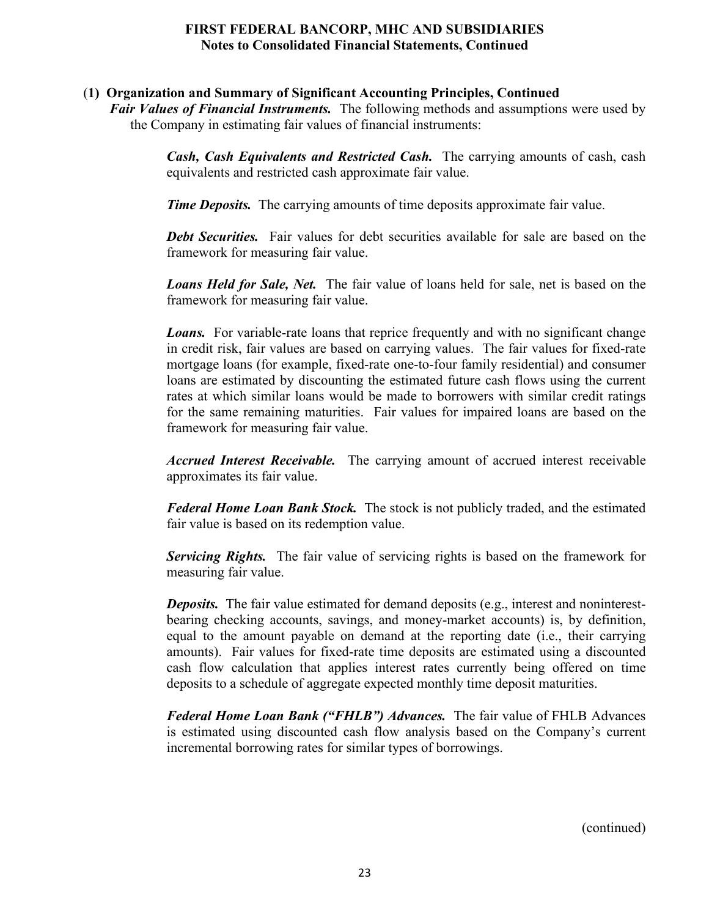## (1) Organization and Summary of Significant Accounting Principles, Continued

***Fair Values of Financial Instruments.*** The following methods and assumptions were used by the Company in estimating fair values of financial instruments:

***Cash, Cash Equivalents and Restricted Cash.*** The carrying amounts of cash, cash equivalents and restricted cash approximate fair value.

***Time Deposits.*** The carrying amounts of time deposits approximate fair value.

***Debt Securities.*** Fair values for debt securities available for sale are based on the framework for measuring fair value.

***Loans Held for Sale, Net.*** The fair value of loans held for sale, net is based on the framework for measuring fair value.

***Loans.*** For variable-rate loans that reprice frequently and with no significant change in credit risk, fair values are based on carrying values. The fair values for fixed-rate mortgage loans (for example, fixed-rate one-to-four family residential) and consumer loans are estimated by discounting the estimated future cash flows using the current rates at which similar loans would be made to borrowers with similar credit ratings for the same remaining maturities. Fair values for impaired loans are based on the framework for measuring fair value.

***Accrued Interest Receivable.*** The carrying amount of accrued interest receivable approximates its fair value.

***Federal Home Loan Bank Stock.*** The stock is not publicly traded, and the estimated fair value is based on its redemption value.

***Servicing Rights.*** The fair value of servicing rights is based on the framework for measuring fair value.

***Deposits.*** The fair value estimated for demand deposits (e.g., interest and noninterest-bearing checking accounts, savings, and money-market accounts) is, by definition, equal to the amount payable on demand at the reporting date (i.e., their carrying amounts). Fair values for fixed-rate time deposits are estimated using a discounted cash flow calculation that applies interest rates currently being offered on time deposits to a schedule of aggregate expected monthly time deposit maturities.

***Federal Home Loan Bank ("FHLB") Advances.*** The fair value of FHLB Advances is estimated using discounted cash flow analysis based on the Company's current incremental borrowing rates for similar types of borrowings.

(continued)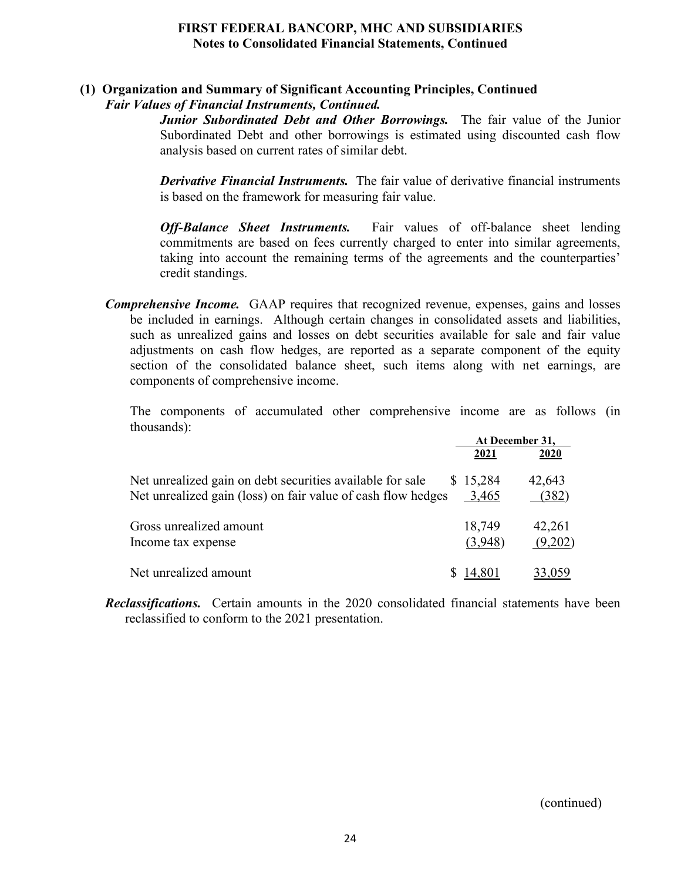**FIRST FEDERAL BANCORP, MHC AND SUBSIDIARIES**
**Notes to Consolidated Financial Statements, Continued**

## (1) Organization and Summary of Significant Accounting Principles, Continued

***Fair Values of Financial Instruments, Continued.***

***Junior Subordinated Debt and Other Borrowings.*** The fair value of the Junior Subordinated Debt and other borrowings is estimated using discounted cash flow analysis based on current rates of similar debt.

***Derivative Financial Instruments.*** The fair value of derivative financial instruments is based on the framework for measuring fair value.

***Off-Balance Sheet Instruments.*** Fair values of off-balance sheet lending commitments are based on fees currently charged to enter into similar agreements, taking into account the remaining terms of the agreements and the counterparties' credit standings.

***Comprehensive Income.*** GAAP requires that recognized revenue, expenses, gains and losses be included in earnings. Although certain changes in consolidated assets and liabilities, such as unrealized gains and losses on debt securities available for sale and fair value adjustments on cash flow hedges, are reported as a separate component of the equity section of the consolidated balance sheet, such items along with net earnings, are components of comprehensive income.

The components of accumulated other comprehensive income are as follows (in thousands):

| | At December 31, | |
|---|---|---|
| | **2021** | **2020** |
| Net unrealized gain on debt securities available for sale | $ 15,284 | 42,643 |
| Net unrealized gain (loss) on fair value of cash flow hedges | 3,465 | (382) |
| Gross unrealized amount | 18,749 | 42,261 |
| Income tax expense | (3,948) | (9,202) |
| Net unrealized amount | $ 14,801 | 33,059 |

***Reclassifications.*** Certain amounts in the 2020 consolidated financial statements have been reclassified to conform to the 2021 presentation.

(continued)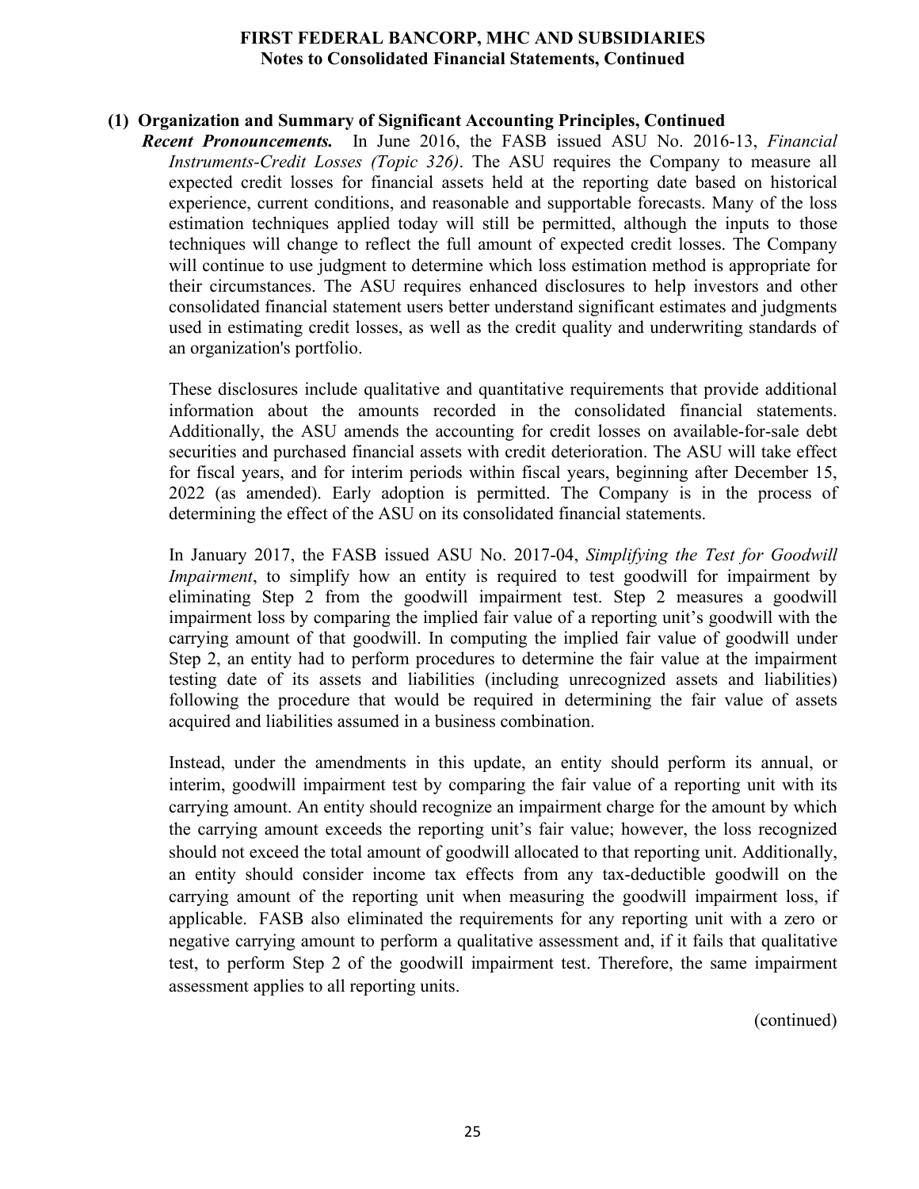### (1) Organization and Summary of Significant Accounting Principles, Continued

***Recent Pronouncements.*** In June 2016, the FASB issued ASU No. 2016-13, *Financial Instruments-Credit Losses (Topic 326)*. The ASU requires the Company to measure all expected credit losses for financial assets held at the reporting date based on historical experience, current conditions, and reasonable and supportable forecasts. Many of the loss estimation techniques applied today will still be permitted, although the inputs to those techniques will change to reflect the full amount of expected credit losses. The Company will continue to use judgment to determine which loss estimation method is appropriate for their circumstances. The ASU requires enhanced disclosures to help investors and other consolidated financial statement users better understand significant estimates and judgments used in estimating credit losses, as well as the credit quality and underwriting standards of an organization's portfolio.

These disclosures include qualitative and quantitative requirements that provide additional information about the amounts recorded in the consolidated financial statements. Additionally, the ASU amends the accounting for credit losses on available-for-sale debt securities and purchased financial assets with credit deterioration. The ASU will take effect for fiscal years, and for interim periods within fiscal years, beginning after December 15, 2022 (as amended). Early adoption is permitted. The Company is in the process of determining the effect of the ASU on its consolidated financial statements.

In January 2017, the FASB issued ASU No. 2017-04, *Simplifying the Test for Goodwill Impairment*, to simplify how an entity is required to test goodwill for impairment by eliminating Step 2 from the goodwill impairment test. Step 2 measures a goodwill impairment loss by comparing the implied fair value of a reporting unit's goodwill with the carrying amount of that goodwill. In computing the implied fair value of goodwill under Step 2, an entity had to perform procedures to determine the fair value at the impairment testing date of its assets and liabilities (including unrecognized assets and liabilities) following the procedure that would be required in determining the fair value of assets acquired and liabilities assumed in a business combination.

Instead, under the amendments in this update, an entity should perform its annual, or interim, goodwill impairment test by comparing the fair value of a reporting unit with its carrying amount. An entity should recognize an impairment charge for the amount by which the carrying amount exceeds the reporting unit's fair value; however, the loss recognized should not exceed the total amount of goodwill allocated to that reporting unit. Additionally, an entity should consider income tax effects from any tax-deductible goodwill on the carrying amount of the reporting unit when measuring the goodwill impairment loss, if applicable. FASB also eliminated the requirements for any reporting unit with a zero or negative carrying amount to perform a qualitative assessment and, if it fails that qualitative test, to perform Step 2 of the goodwill impairment test. Therefore, the same impairment assessment applies to all reporting units.

(continued)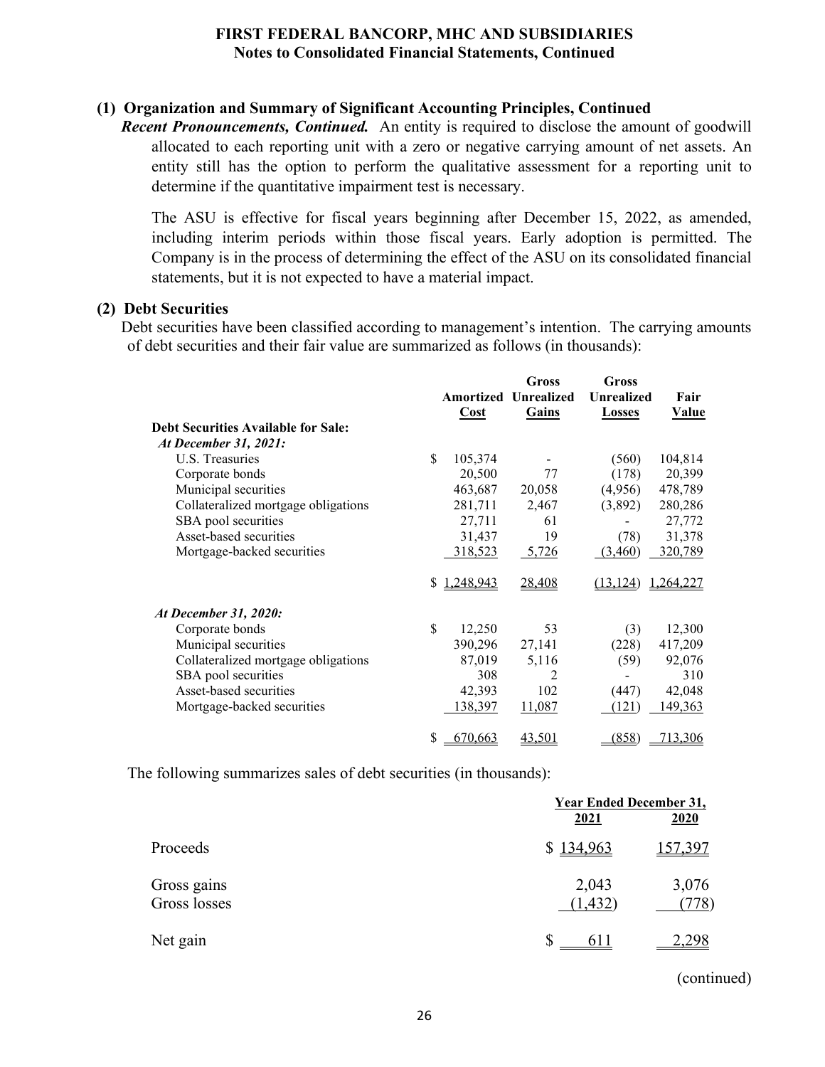### (1) Organization and Summary of Significant Accounting Principles, Continued

***Recent Pronouncements, Continued.*** An entity is required to disclose the amount of goodwill allocated to each reporting unit with a zero or negative carrying amount of net assets. An entity still has the option to perform the qualitative assessment for a reporting unit to determine if the quantitative impairment test is necessary.

The ASU is effective for fiscal years beginning after December 15, 2022, as amended, including interim periods within those fiscal years. Early adoption is permitted. The Company is in the process of determining the effect of the ASU on its consolidated financial statements, but it is not expected to have a material impact.

### (2) Debt Securities

Debt securities have been classified according to management's intention. The carrying amounts of debt securities and their fair value are summarized as follows (in thousands):

| | Amortized Cost | Gross Unrealized Gains | Gross Unrealized Losses | Fair Value |
|---|---|---|---|---|
| **Debt Securities Available for Sale:** | | | | |
| ***At December 31, 2021:*** | | | | |
| U.S. Treasuries | $ 105,374 | - | (560) | 104,814 |
| Corporate bonds | 20,500 | 77 | (178) | 20,399 |
| Municipal securities | 463,687 | 20,058 | (4,956) | 478,789 |
| Collateralized mortgage obligations | 281,711 | 2,467 | (3,892) | 280,286 |
| SBA pool securities | 27,711 | 61 | - | 27,772 |
| Asset-based securities | 31,437 | 19 | (78) | 31,378 |
| Mortgage-backed securities | 318,523 | 5,726 | (3,460) | 320,789 |
| | $ 1,248,943 | 28,408 | (13,124) | 1,264,227 |
| ***At December 31, 2020:*** | | | | |
| Corporate bonds | $ 12,250 | 53 | (3) | 12,300 |
| Municipal securities | 390,296 | 27,141 | (228) | 417,209 |
| Collateralized mortgage obligations | 87,019 | 5,116 | (59) | 92,076 |
| SBA pool securities | 308 | 2 | - | 310 |
| Asset-based securities | 42,393 | 102 | (447) | 42,048 |
| Mortgage-backed securities | 138,397 | 11,087 | (121) | 149,363 |
| | $ 670,663 | 43,501 | (858) | 713,306 |

The following summarizes sales of debt securities (in thousands):

| | Year Ended December 31, 2021 | 2020 |
|---|---|---|
| Proceeds | $ 134,963 | 157,397 |
| Gross gains | 2,043 | 3,076 |
| Gross losses | (1,432) | (778) |
| Net gain | $ 611 | 2,298 |

(continued)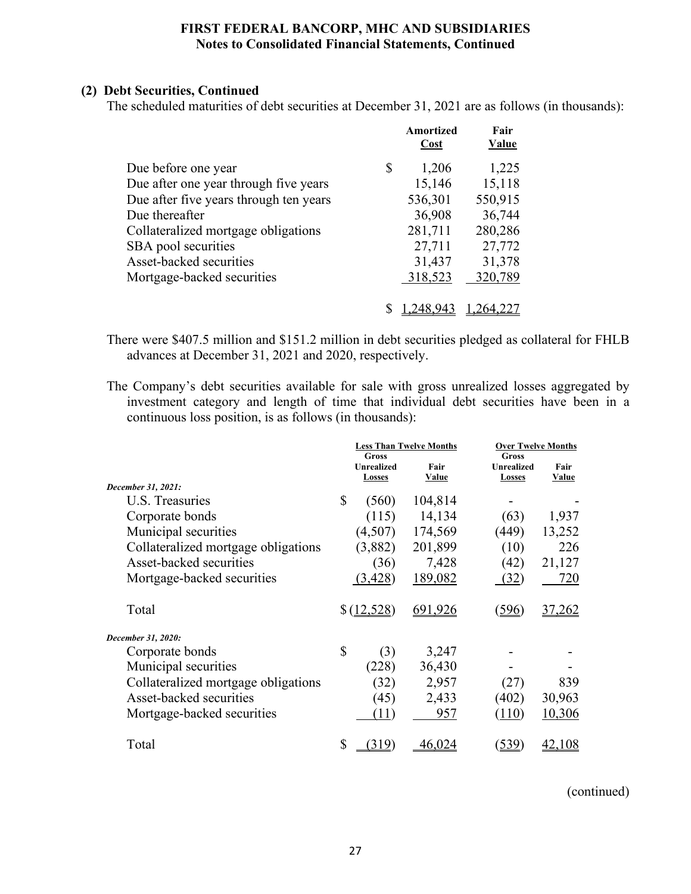#### (2) Debt Securities, Continued

The scheduled maturities of debt securities at December 31, 2021 are as follows (in thousands):

| | Amortized Cost | Fair Value |
|---|---|---|
| Due before one year | $ 1,206 | 1,225 |
| Due after one year through five years | 15,146 | 15,118 |
| Due after five years through ten years | 536,301 | 550,915 |
| Due thereafter | 36,908 | 36,744 |
| Collateralized mortgage obligations | 281,711 | 280,286 |
| SBA pool securities | 27,711 | 27,772 |
| Asset-backed securities | 31,437 | 31,378 |
| Mortgage-backed securities | 318,523 | 320,789 |
| | $ 1,248,943 | 1,264,227 |

There were $407.5 million and $151.2 million in debt securities pledged as collateral for FHLB advances at December 31, 2021 and 2020, respectively.

The Company's debt securities available for sale with gross unrealized losses aggregated by investment category and length of time that individual debt securities have been in a continuous loss position, is as follows (in thousands):

| | Less Than Twelve Months | | Over Twelve Months | |
|---|---|---|---|---|
| | Gross Unrealized Losses | Fair Value | Gross Unrealized Losses | Fair Value |
| *December 31, 2021:* | | | | |
| U.S. Treasuries | $ (560) | 104,814 | - | - |
| Corporate bonds | (115) | 14,134 | (63) | 1,937 |
| Municipal securities | (4,507) | 174,569 | (449) | 13,252 |
| Collateralized mortgage obligations | (3,882) | 201,899 | (10) | 226 |
| Asset-backed securities | (36) | 7,428 | (42) | 21,127 |
| Mortgage-backed securities | (3,428) | 189,082 | (32) | 720 |
| Total | $ (12,528) | 691,926 | (596) | 37,262 |
| *December 31, 2020:* | | | | |
| Corporate bonds | $ (3) | 3,247 | - | - |
| Municipal securities | (228) | 36,430 | - | - |
| Collateralized mortgage obligations | (32) | 2,957 | (27) | 839 |
| Asset-backed securities | (45) | 2,433 | (402) | 30,963 |
| Mortgage-backed securities | (11) | 957 | (110) | 10,306 |
| Total | $ (319) | 46,024 | (539) | 42,108 |

(continued)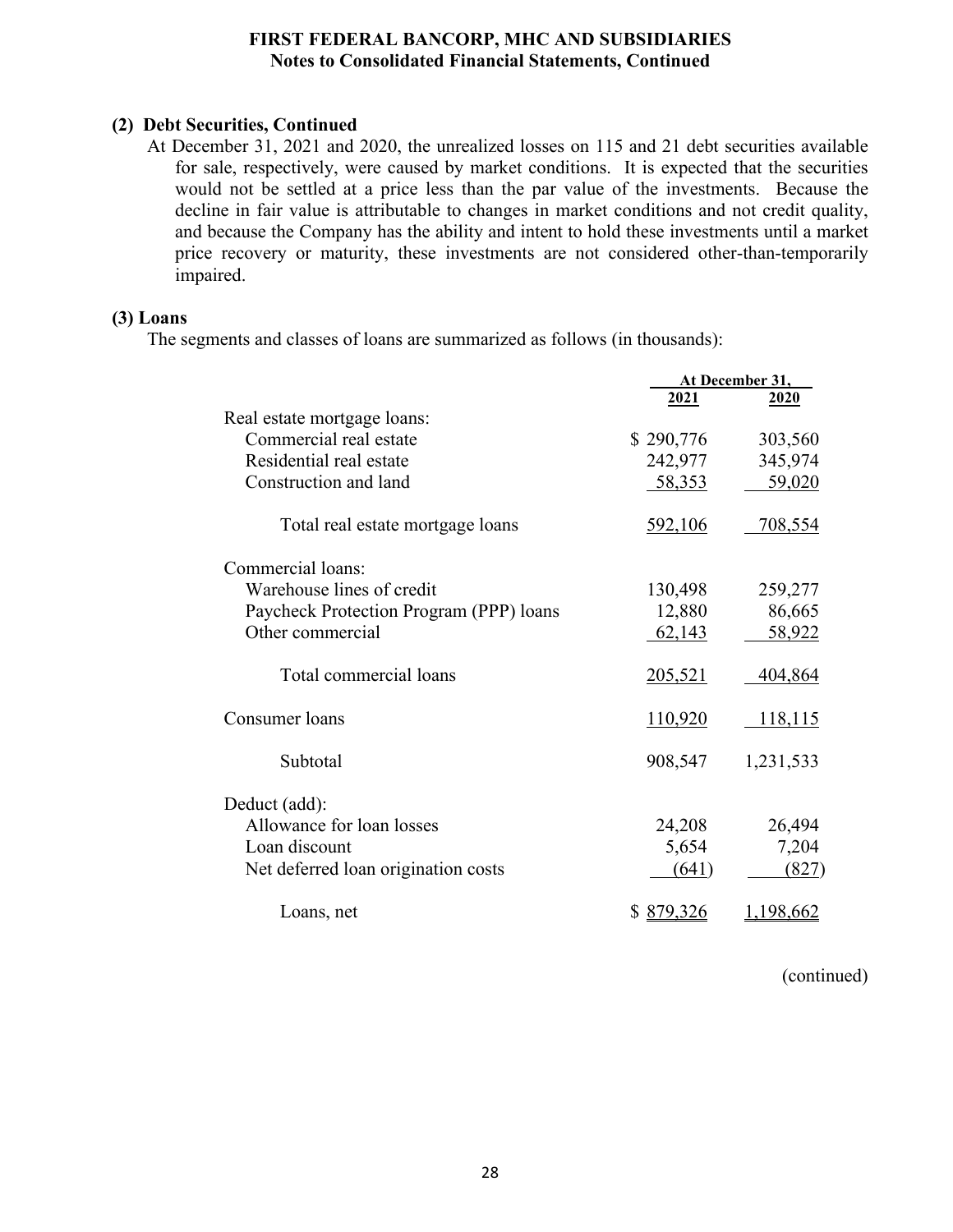## (2) Debt Securities, Continued

At December 31, 2021 and 2020, the unrealized losses on 115 and 21 debt securities available for sale, respectively, were caused by market conditions. It is expected that the securities would not be settled at a price less than the par value of the investments. Because the decline in fair value is attributable to changes in market conditions and not credit quality, and because the Company has the ability and intent to hold these investments until a market price recovery or maturity, these investments are not considered other-than-temporarily impaired.

## (3) Loans

The segments and classes of loans are summarized as follows (in thousands):

| | At December 31, | |
|---|---|---|
| | 2021 | 2020 |
| Real estate mortgage loans: | | |
| Commercial real estate | $ 290,776 | 303,560 |
| Residential real estate | 242,977 | 345,974 |
| Construction and land | 58,353 | 59,020 |
| Total real estate mortgage loans | 592,106 | 708,554 |
| Commercial loans: | | |
| Warehouse lines of credit | 130,498 | 259,277 |
| Paycheck Protection Program (PPP) loans | 12,880 | 86,665 |
| Other commercial | 62,143 | 58,922 |
| Total commercial loans | 205,521 | 404,864 |
| Consumer loans | 110,920 | 118,115 |
| Subtotal | 908,547 | 1,231,533 |
| Deduct (add): | | |
| Allowance for loan losses | 24,208 | 26,494 |
| Loan discount | 5,654 | 7,204 |
| Net deferred loan origination costs | (641) | (827) |
| Loans, net | $ 879,326 | 1,198,662 |

(continued)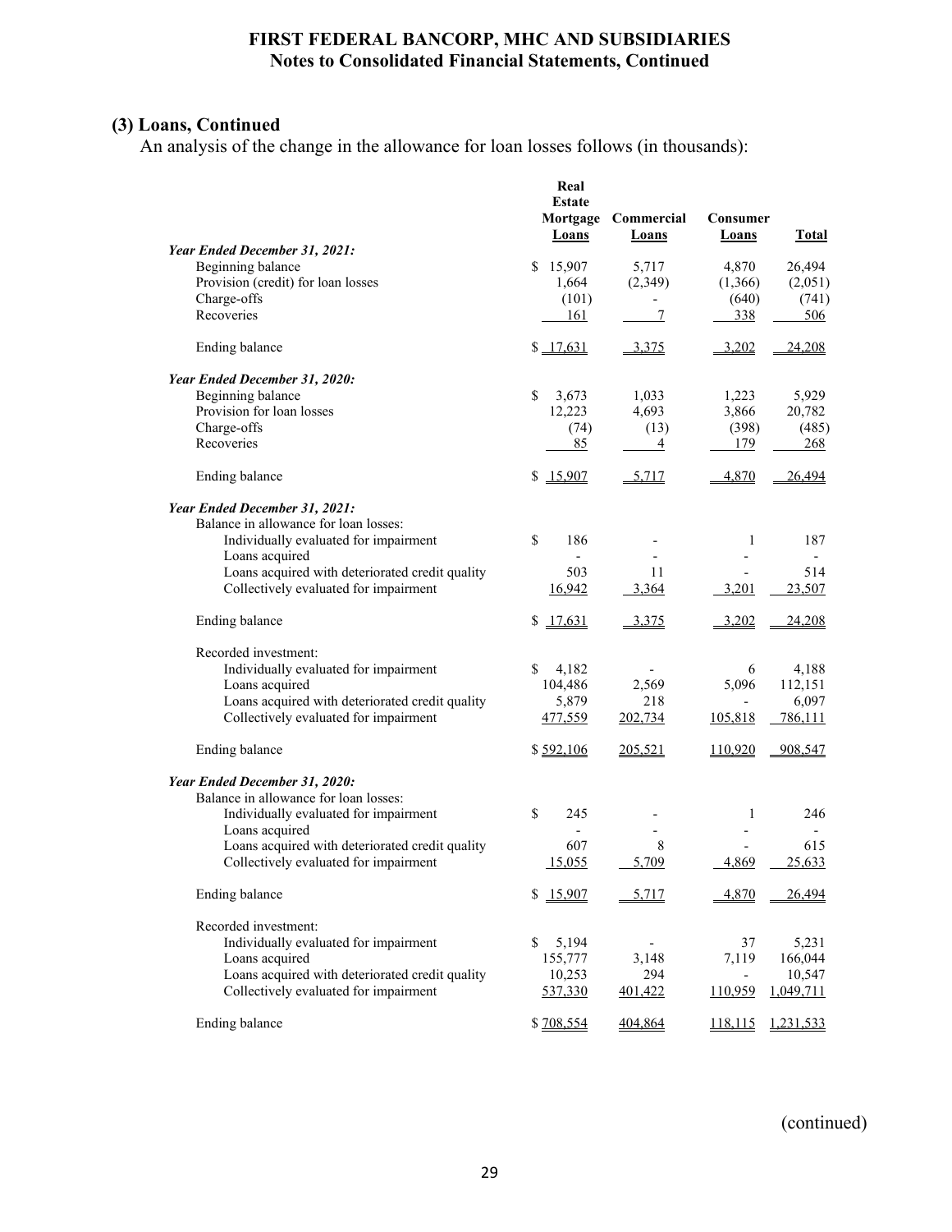### (3) Loans, Continued

An analysis of the change in the allowance for loan losses follows (in thousands):

| | Real Estate Mortgage Loans | Commercial Loans | Consumer Loans | Total |
|---|---|---|---|---|
| ***Year Ended December 31, 2021:*** | | | | |
| Beginning balance | $ 15,907 | 5,717 | 4,870 | 26,494 |
| Provision (credit) for loan losses | 1,664 | (2,349) | (1,366) | (2,051) |
| Charge-offs | (101) | - | (640) | (741) |
| Recoveries | 161 | 7 | 338 | 506 |
| Ending balance | $ 17,631 | 3,375 | 3,202 | 24,208 |
| ***Year Ended December 31, 2020:*** | | | | |
| Beginning balance | $ 3,673 | 1,033 | 1,223 | 5,929 |
| Provision for loan losses | 12,223 | 4,693 | 3,866 | 20,782 |
| Charge-offs | (74) | (13) | (398) | (485) |
| Recoveries | 85 | 4 | 179 | 268 |
| Ending balance | $ 15,907 | 5,717 | 4,870 | 26,494 |
| ***Year Ended December 31, 2021:*** | | | | |
| Balance in allowance for loan losses: | | | | |
| Individually evaluated for impairment | $ 186 | - | 1 | 187 |
| Loans acquired | - | - | - | - |
| Loans acquired with deteriorated credit quality | 503 | 11 | - | 514 |
| Collectively evaluated for impairment | 16,942 | 3,364 | 3,201 | 23,507 |
| Ending balance | $ 17,631 | 3,375 | 3,202 | 24,208 |
| Recorded investment: | | | | |
| Individually evaluated for impairment | $ 4,182 | - | 6 | 4,188 |
| Loans acquired | 104,486 | 2,569 | 5,096 | 112,151 |
| Loans acquired with deteriorated credit quality | 5,879 | 218 | - | 6,097 |
| Collectively evaluated for impairment | 477,559 | 202,734 | 105,818 | 786,111 |
| Ending balance | $ 592,106 | 205,521 | 110,920 | 908,547 |
| ***Year Ended December 31, 2020:*** | | | | |
| Balance in allowance for loan losses: | | | | |
| Individually evaluated for impairment | $ 245 | - | 1 | 246 |
| Loans acquired | - | - | - | - |
| Loans acquired with deteriorated credit quality | 607 | 8 | - | 615 |
| Collectively evaluated for impairment | 15,055 | 5,709 | 4,869 | 25,633 |
| Ending balance | $ 15,907 | 5,717 | 4,870 | 26,494 |
| Recorded investment: | | | | |
| Individually evaluated for impairment | $ 5,194 | - | 37 | 5,231 |
| Loans acquired | 155,777 | 3,148 | 7,119 | 166,044 |
| Loans acquired with deteriorated credit quality | 10,253 | 294 | - | 10,547 |
| Collectively evaluated for impairment | 537,330 | 401,422 | 110,959 | 1,049,711 |
| Ending balance | $ 708,554 | 404,864 | 118,115 | 1,231,533 |

(continued)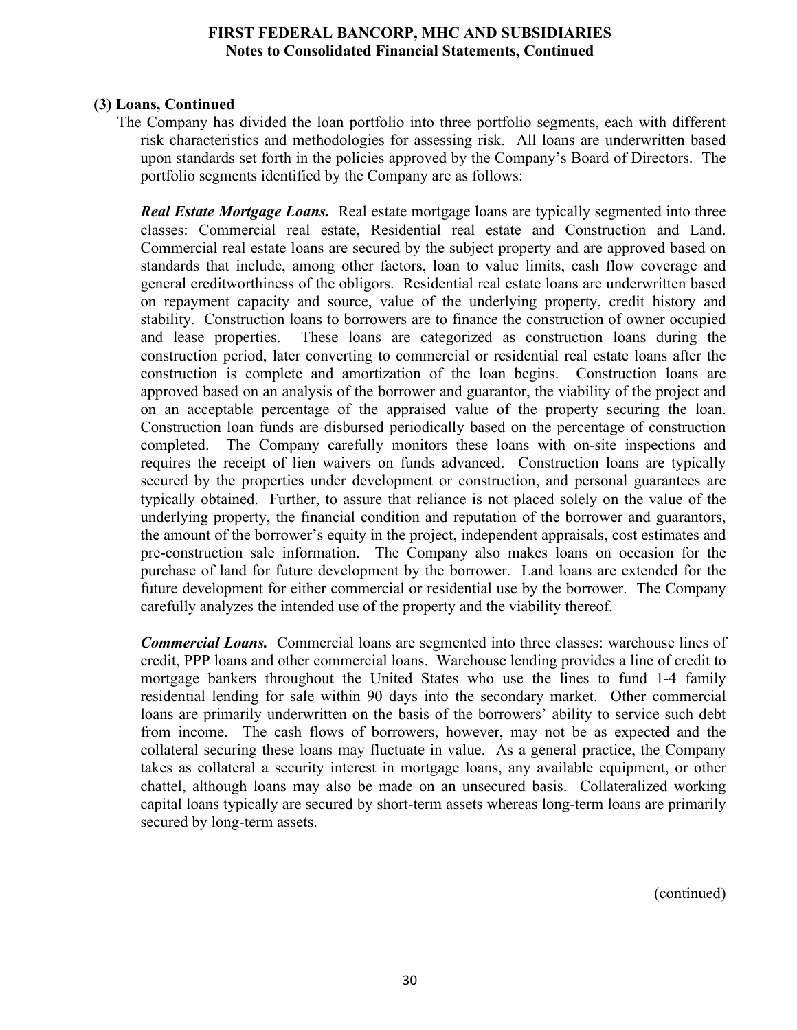## (3) Loans, Continued

The Company has divided the loan portfolio into three portfolio segments, each with different risk characteristics and methodologies for assessing risk. All loans are underwritten based upon standards set forth in the policies approved by the Company's Board of Directors. The portfolio segments identified by the Company are as follows:

***Real Estate Mortgage Loans.*** Real estate mortgage loans are typically segmented into three classes: Commercial real estate, Residential real estate and Construction and Land. Commercial real estate loans are secured by the subject property and are approved based on standards that include, among other factors, loan to value limits, cash flow coverage and general creditworthiness of the obligors. Residential real estate loans are underwritten based on repayment capacity and source, value of the underlying property, credit history and stability. Construction loans to borrowers are to finance the construction of owner occupied and lease properties. These loans are categorized as construction loans during the construction period, later converting to commercial or residential real estate loans after the construction is complete and amortization of the loan begins. Construction loans are approved based on an analysis of the borrower and guarantor, the viability of the project and on an acceptable percentage of the appraised value of the property securing the loan. Construction loan funds are disbursed periodically based on the percentage of construction completed. The Company carefully monitors these loans with on-site inspections and requires the receipt of lien waivers on funds advanced. Construction loans are typically secured by the properties under development or construction, and personal guarantees are typically obtained. Further, to assure that reliance is not placed solely on the value of the underlying property, the financial condition and reputation of the borrower and guarantors, the amount of the borrower's equity in the project, independent appraisals, cost estimates and pre-construction sale information. The Company also makes loans on occasion for the purchase of land for future development by the borrower. Land loans are extended for the future development for either commercial or residential use by the borrower. The Company carefully analyzes the intended use of the property and the viability thereof.

***Commercial Loans.*** Commercial loans are segmented into three classes: warehouse lines of credit, PPP loans and other commercial loans. Warehouse lending provides a line of credit to mortgage bankers throughout the United States who use the lines to fund 1-4 family residential lending for sale within 90 days into the secondary market. Other commercial loans are primarily underwritten on the basis of the borrowers' ability to service such debt from income. The cash flows of borrowers, however, may not be as expected and the collateral securing these loans may fluctuate in value. As a general practice, the Company takes as collateral a security interest in mortgage loans, any available equipment, or other chattel, although loans may also be made on an unsecured basis. Collateralized working capital loans typically are secured by short-term assets whereas long-term loans are primarily secured by long-term assets.

(continued)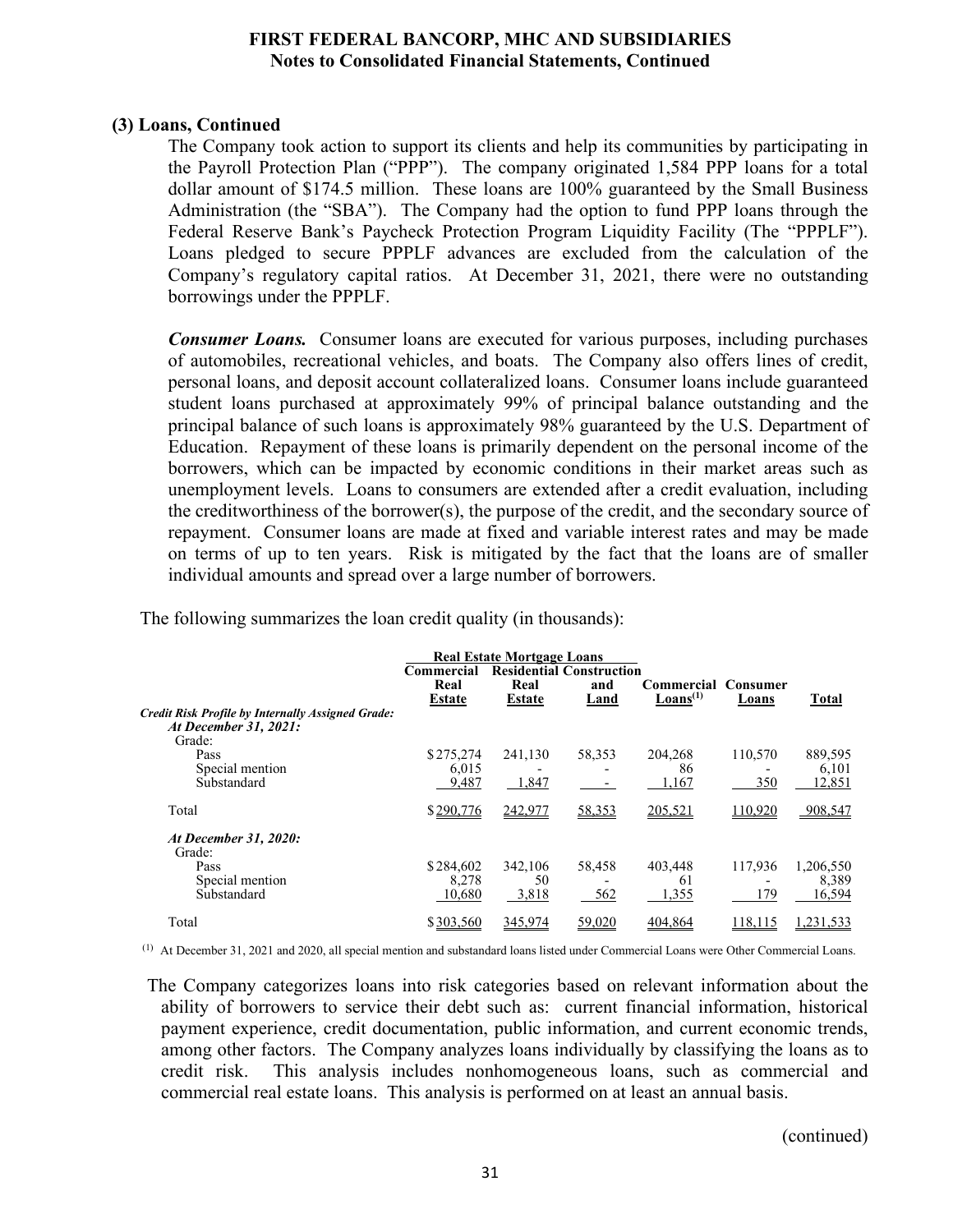## (3) Loans, Continued

The Company took action to support its clients and help its communities by participating in the Payroll Protection Plan ("PPP"). The company originated 1,584 PPP loans for a total dollar amount of \$174.5 million. These loans are 100% guaranteed by the Small Business Administration (the "SBA"). The Company had the option to fund PPP loans through the Federal Reserve Bank's Paycheck Protection Program Liquidity Facility (The "PPPLF"). Loans pledged to secure PPPLF advances are excluded from the calculation of the Company's regulatory capital ratios. At December 31, 2021, there were no outstanding borrowings under the PPPLF.

***Consumer Loans.*** Consumer loans are executed for various purposes, including purchases of automobiles, recreational vehicles, and boats. The Company also offers lines of credit, personal loans, and deposit account collateralized loans. Consumer loans include guaranteed student loans purchased at approximately 99% of principal balance outstanding and the principal balance of such loans is approximately 98% guaranteed by the U.S. Department of Education. Repayment of these loans is primarily dependent on the personal income of the borrowers, which can be impacted by economic conditions in their market areas such as unemployment levels. Loans to consumers are extended after a credit evaluation, including the creditworthiness of the borrower(s), the purpose of the credit, and the secondary source of repayment. Consumer loans are made at fixed and variable interest rates and may be made on terms of up to ten years. Risk is mitigated by the fact that the loans are of smaller individual amounts and spread over a large number of borrowers.

The following summarizes the loan credit quality (in thousands):

| | Real Estate Mortgage Loans | | | | | |
|---|---|---|---|---|---|---|
| | Commercial Real Estate | Residential Real Estate | Construction and Land | Commercial Loans[(1)] | Consumer Loans | Total |
| ***Credit Risk Profile by Internally Assigned Grade:*** | | | | | | |
| ***At December 31, 2021:*** | | | | | | |
| Grade: | | | | | | |
| Pass | \$275,274 | 241,130 | 58,353 | 204,268 | 110,570 | 889,595 |
| Special mention | 6,015 | - | - | 86 | - | 6,101 |
| Substandard | 9,487 | 1,847 | - | 1,167 | 350 | 12,851 |
| Total | \$290,776 | 242,977 | 58,353 | 205,521 | 110,920 | 908,547 |
| ***At December 31, 2020:*** | | | | | | |
| Grade: | | | | | | |
| Pass | \$284,602 | 342,106 | 58,458 | 403,448 | 117,936 | 1,206,550 |
| Special mention | 8,278 | 50 | - | 61 | - | 8,389 |
| Substandard | 10,680 | 3,818 | 562 | 1,355 | 179 | 16,594 |
| Total | \$303,560 | 345,974 | 59,020 | 404,864 | 118,115 | 1,231,533 |

(1) At December 31, 2021 and 2020, all special mention and substandard loans listed under Commercial Loans were Other Commercial Loans.

The Company categorizes loans into risk categories based on relevant information about the ability of borrowers to service their debt such as: current financial information, historical payment experience, credit documentation, public information, and current economic trends, among other factors. The Company analyzes loans individually by classifying the loans as to credit risk. This analysis includes nonhomogeneous loans, such as commercial and commercial real estate loans. This analysis is performed on at least an annual basis.

(continued)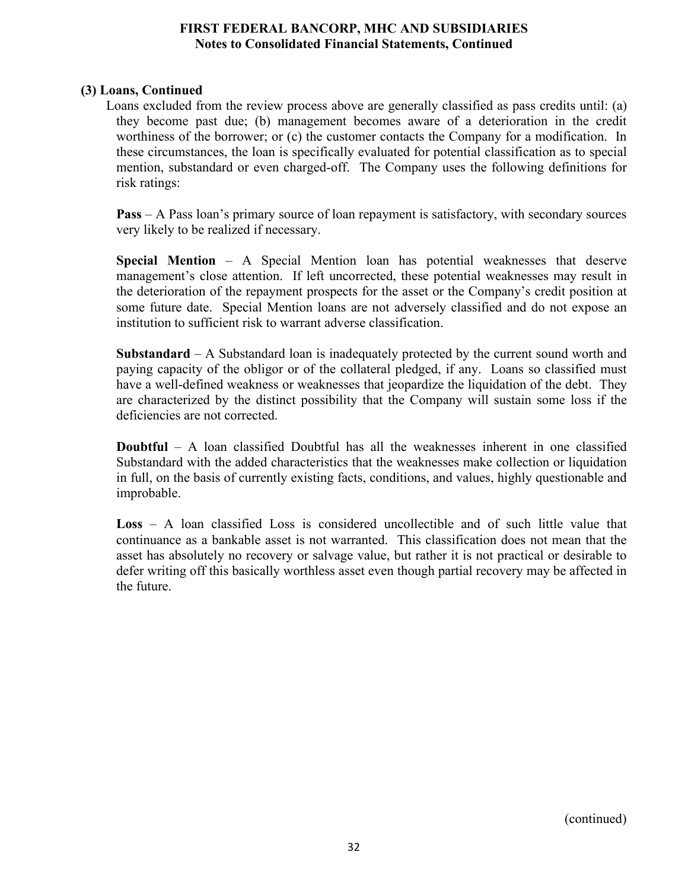**(3) Loans, Continued**

Loans excluded from the review process above are generally classified as pass credits until: (a) they become past due; (b) management becomes aware of a deterioration in the credit worthiness of the borrower; or (c) the customer contacts the Company for a modification. In these circumstances, the loan is specifically evaluated for potential classification as to special mention, substandard or even charged-off. The Company uses the following definitions for risk ratings:

**Pass** – A Pass loan's primary source of loan repayment is satisfactory, with secondary sources very likely to be realized if necessary.

**Special Mention** – A Special Mention loan has potential weaknesses that deserve management's close attention. If left uncorrected, these potential weaknesses may result in the deterioration of the repayment prospects for the asset or the Company's credit position at some future date. Special Mention loans are not adversely classified and do not expose an institution to sufficient risk to warrant adverse classification.

**Substandard** – A Substandard loan is inadequately protected by the current sound worth and paying capacity of the obligor or of the collateral pledged, if any. Loans so classified must have a well-defined weakness or weaknesses that jeopardize the liquidation of the debt. They are characterized by the distinct possibility that the Company will sustain some loss if the deficiencies are not corrected.

**Doubtful** – A loan classified Doubtful has all the weaknesses inherent in one classified Substandard with the added characteristics that the weaknesses make collection or liquidation in full, on the basis of currently existing facts, conditions, and values, highly questionable and improbable.

**Loss** – A loan classified Loss is considered uncollectible and of such little value that continuance as a bankable asset is not warranted. This classification does not mean that the asset has absolutely no recovery or salvage value, but rather it is not practical or desirable to defer writing off this basically worthless asset even though partial recovery may be affected in the future.

(continued)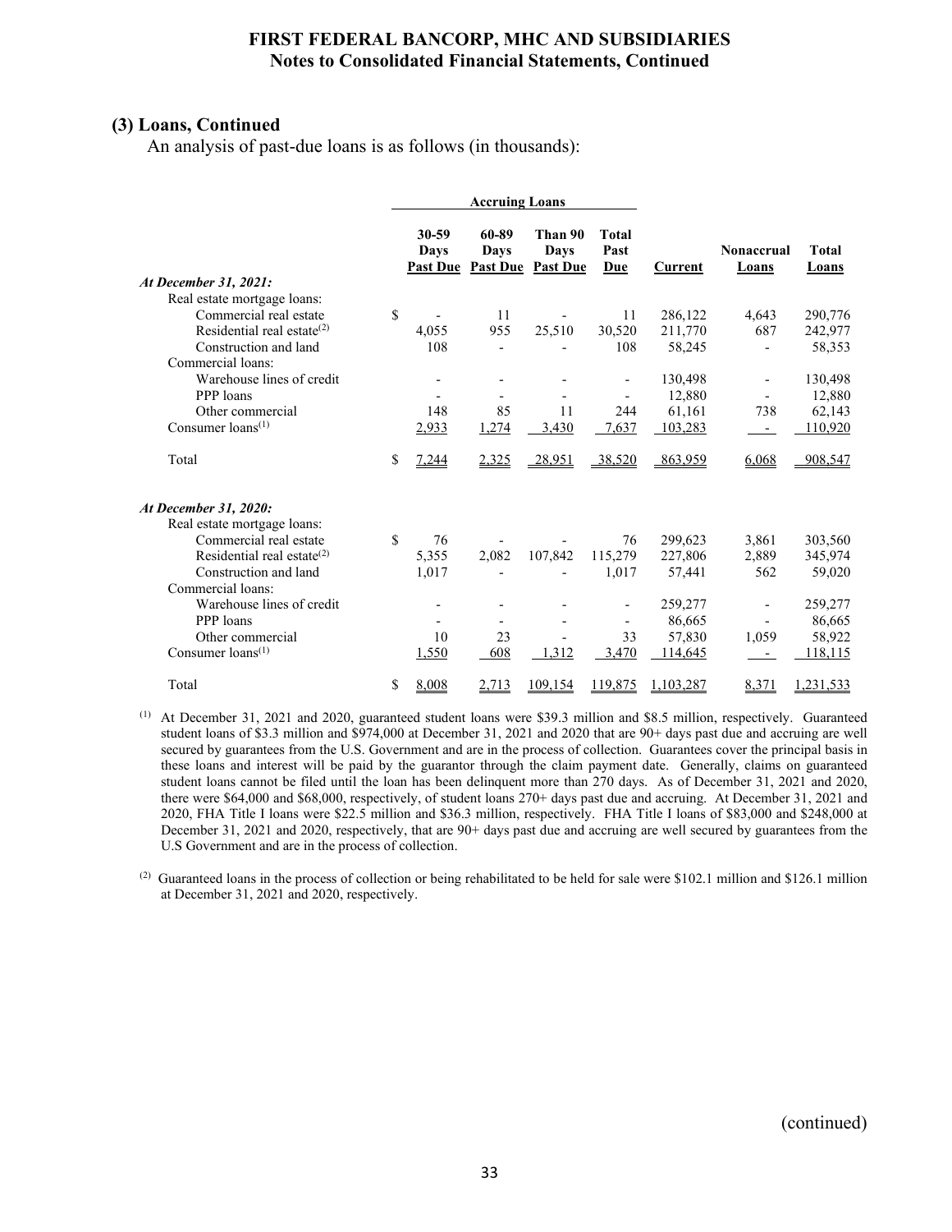## (3) Loans, Continued

An analysis of past-due loans is as follows (in thousands):

| | Accruing Loans | | | | | | |
|---|---|---|---|---|---|---|---|
| | 30-59 Days Past Due | 60-89 Days Past Due | Than 90 Days Past Due | Total Past Due | Current | Nonaccrual Loans | Total Loans |
| ***At December 31, 2021:*** | | | | | | | |
| Real estate mortgage loans: | | | | | | | |
| Commercial real estate | $ - | 11 | - | 11 | 286,122 | 4,643 | 290,776 |
| Residential real estate[(2)] | 4,055 | 955 | 25,510 | 30,520 | 211,770 | 687 | 242,977 |
| Construction and land | 108 | - | - | 108 | 58,245 | - | 58,353 |
| Commercial loans: | | | | | | | |
| Warehouse lines of credit | - | - | - | - | 130,498 | - | 130,498 |
| PPP loans | - | - | - | - | 12,880 | - | 12,880 |
| Other commercial | 148 | 85 | 11 | 244 | 61,161 | 738 | 62,143 |
| Consumer loans[(1)] | 2,933 | 1,274 | 3,430 | 7,637 | 103,283 | - | 110,920 |
| Total | $ 7,244 | 2,325 | 28,951 | 38,520 | 863,959 | 6,068 | 908,547 |
| ***At December 31, 2020:*** | | | | | | | |
| Real estate mortgage loans: | | | | | | | |
| Commercial real estate | $ 76 | - | - | 76 | 299,623 | 3,861 | 303,560 |
| Residential real estate[(2)] | 5,355 | 2,082 | 107,842 | 115,279 | 227,806 | 2,889 | 345,974 |
| Construction and land | 1,017 | - | - | 1,017 | 57,441 | 562 | 59,020 |
| Commercial loans: | | | | | | | |
| Warehouse lines of credit | - | - | - | - | 259,277 | - | 259,277 |
| PPP loans | - | - | - | - | 86,665 | - | 86,665 |
| Other commercial | 10 | 23 | - | 33 | 57,830 | 1,059 | 58,922 |
| Consumer loans[(1)] | 1,550 | 608 | 1,312 | 3,470 | 114,645 | - | 118,115 |
| Total | $ 8,008 | 2,713 | 109,154 | 119,875 | 1,103,287 | 8,371 | 1,231,533 |

[(1)] At December 31, 2021 and 2020, guaranteed student loans were $39.3 million and $8.5 million, respectively. Guaranteed student loans of $3.3 million and $974,000 at December 31, 2021 and 2020 that are 90+ days past due and accruing are well secured by guarantees from the U.S. Government and are in the process of collection. Guarantees cover the principal basis in these loans and interest will be paid by the guarantor through the claim payment date. Generally, claims on guaranteed student loans cannot be filed until the loan has been delinquent more than 270 days. As of December 31, 2021 and 2020, there were $64,000 and $68,000, respectively, of student loans 270+ days past due and accruing. At December 31, 2021 and 2020, FHA Title I loans were $22.5 million and $36.3 million, respectively. FHA Title I loans of $83,000 and $248,000 at December 31, 2021 and 2020, respectively, that are 90+ days past due and accruing are well secured by guarantees from the U.S Government and are in the process of collection.

[(2)] Guaranteed loans in the process of collection or being rehabilitated to be held for sale were $102.1 million and $126.1 million at December 31, 2021 and 2020, respectively.

(continued)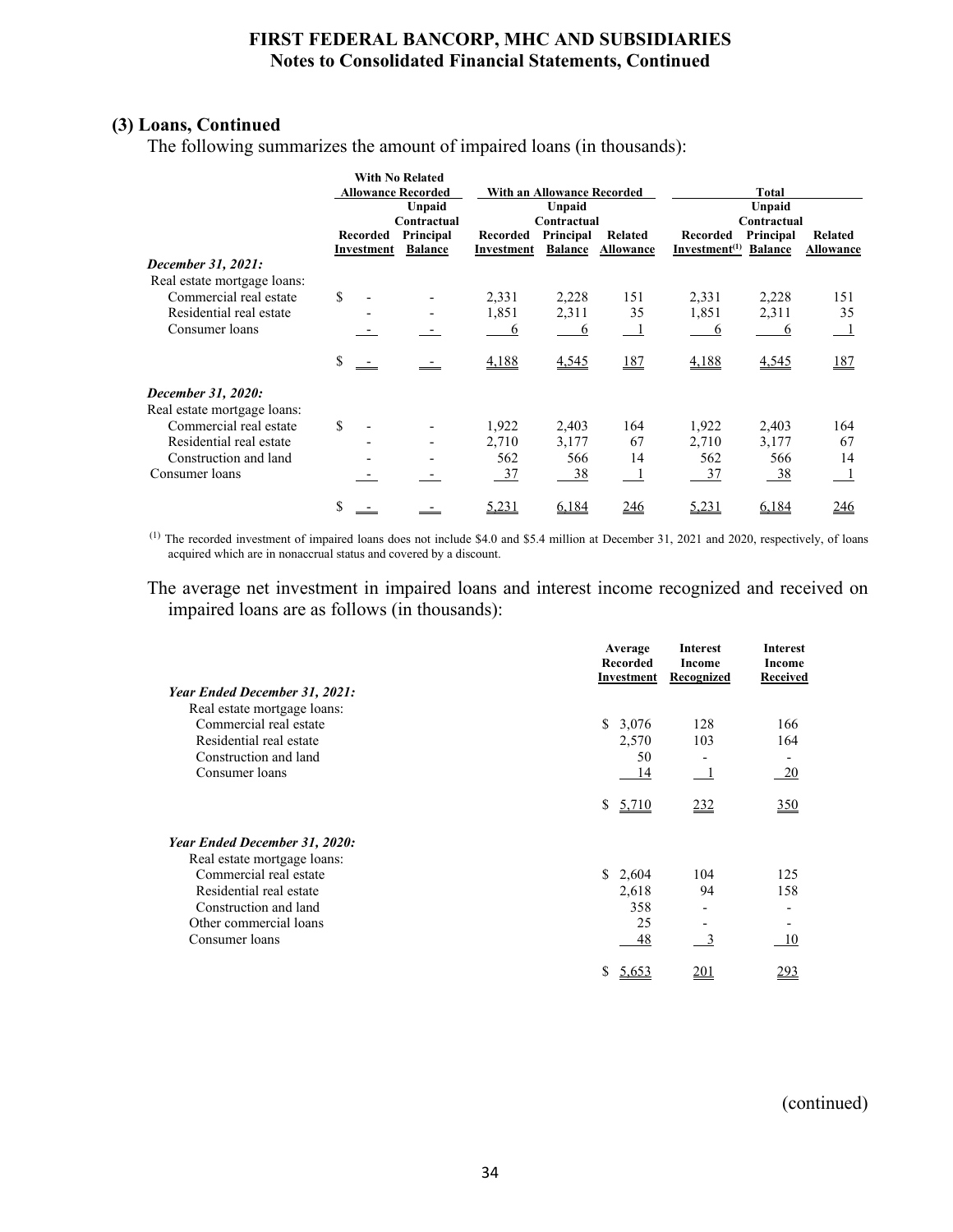### (3) Loans, Continued

The following summarizes the amount of impaired loans (in thousands):

| | With No Related Allowance Recorded | | With an Allowance Recorded | | | Total | | |
|---|---|---|---|---|---|---|---|---|
| | Recorded Investment | Unpaid Contractual Principal Balance | Recorded Investment | Unpaid Contractual Principal Balance | Related Allowance | Recorded Investment[(1)] | Unpaid Contractual Principal Balance | Related Allowance |
| ***December 31, 2021:*** | | | | | | | | |
| Real estate mortgage loans: | | | | | | | | |
| Commercial real estate | $ - | - | 2,331 | 2,228 | 151 | 2,331 | 2,228 | 151 |
| Residential real estate | - | - | 1,851 | 2,311 | 35 | 1,851 | 2,311 | 35 |
| Consumer loans | - | - | 6 | 6 | 1 | 6 | 6 | 1 |
| | $ - | - | 4,188 | 4,545 | 187 | 4,188 | 4,545 | 187 |
| ***December 31, 2020:*** | | | | | | | | |
| Real estate mortgage loans: | | | | | | | | |
| Commercial real estate | $ - | - | 1,922 | 2,403 | 164 | 1,922 | 2,403 | 164 |
| Residential real estate | - | - | 2,710 | 3,177 | 67 | 2,710 | 3,177 | 67 |
| Construction and land | - | - | 562 | 566 | 14 | 562 | 566 | 14 |
| Consumer loans | - | - | 37 | 38 | 1 | 37 | 38 | 1 |
| | $ - | - | 5,231 | 6,184 | 246 | 5,231 | 6,184 | 246 |

[(1)] The recorded investment of impaired loans does not include $4.0 and $5.4 million at December 31, 2021 and 2020, respectively, of loans acquired which are in nonaccrual status and covered by a discount.

The average net investment in impaired loans and interest income recognized and received on impaired loans are as follows (in thousands):

| | Average Recorded Investment | Interest Income Recognized | Interest Income Received |
|---|---|---|---|
| ***Year Ended December 31, 2021:*** | | | |
| Real estate mortgage loans: | | | |
| Commercial real estate | $ 3,076 | 128 | 166 |
| Residential real estate | 2,570 | 103 | 164 |
| Construction and land | 50 | - | - |
| Consumer loans | 14 | 1 | 20 |
| | $ 5,710 | 232 | 350 |
| ***Year Ended December 31, 2020:*** | | | |
| Real estate mortgage loans: | | | |
| Commercial real estate | $ 2,604 | 104 | 125 |
| Residential real estate | 2,618 | 94 | 158 |
| Construction and land | 358 | - | - |
| Other commercial loans | 25 | - | - |
| Consumer loans | 48 | 3 | 10 |
| | $ 5,653 | 201 | 293 |

(continued)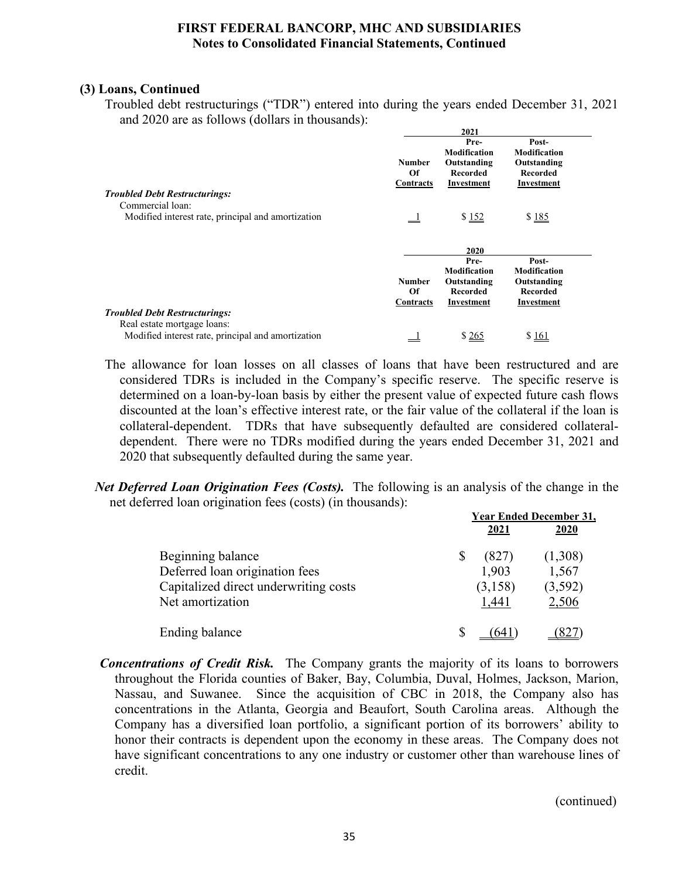### (3) Loans, Continued

Troubled debt restructurings ("TDR") entered into during the years ended December 31, 2021 and 2020 are as follows (dollars in thousands):

| | 2021 | | |
|---|---|---|---|
| | Number Of Contracts | Pre-Modification Outstanding Recorded Investment | Post-Modification Outstanding Recorded Investment |
| ***Troubled Debt Restructurings:*** | | | |
| Commercial loan: | | | |
| Modified interest rate, principal and amortization | 1 | $ 152 | $ 185 |

| | 2020 | | |
|---|---|---|---|
| | Number Of Contracts | Pre-Modification Outstanding Recorded Investment | Post-Modification Outstanding Recorded Investment |
| ***Troubled Debt Restructurings:*** | | | |
| Real estate mortgage loans: | | | |
| Modified interest rate, principal and amortization | 1 | $ 265 | $ 161 |

The allowance for loan losses on all classes of loans that have been restructured and are considered TDRs is included in the Company's specific reserve. The specific reserve is determined on a loan-by-loan basis by either the present value of expected future cash flows discounted at the loan's effective interest rate, or the fair value of the collateral if the loan is collateral-dependent. TDRs that have subsequently defaulted are considered collateral-dependent. There were no TDRs modified during the years ended December 31, 2021 and 2020 that subsequently defaulted during the same year.

***Net Deferred Loan Origination Fees (Costs).*** The following is an analysis of the change in the net deferred loan origination fees (costs) (in thousands):

| | Year Ended December 31, | |
|---|---|---|
| | 2021 | 2020 |
| Beginning balance | $ (827) | (1,308) |
| Deferred loan origination fees | 1,903 | 1,567 |
| Capitalized direct underwriting costs | (3,158) | (3,592) |
| Net amortization | 1,441 | 2,506 |
| Ending balance | $ (641) | (827) |

***Concentrations of Credit Risk.*** The Company grants the majority of its loans to borrowers throughout the Florida counties of Baker, Bay, Columbia, Duval, Holmes, Jackson, Marion, Nassau, and Suwanee. Since the acquisition of CBC in 2018, the Company also has concentrations in the Atlanta, Georgia and Beaufort, South Carolina areas. Although the Company has a diversified loan portfolio, a significant portion of its borrowers' ability to honor their contracts is dependent upon the economy in these areas. The Company does not have significant concentrations to any one industry or customer other than warehouse lines of credit.

(continued)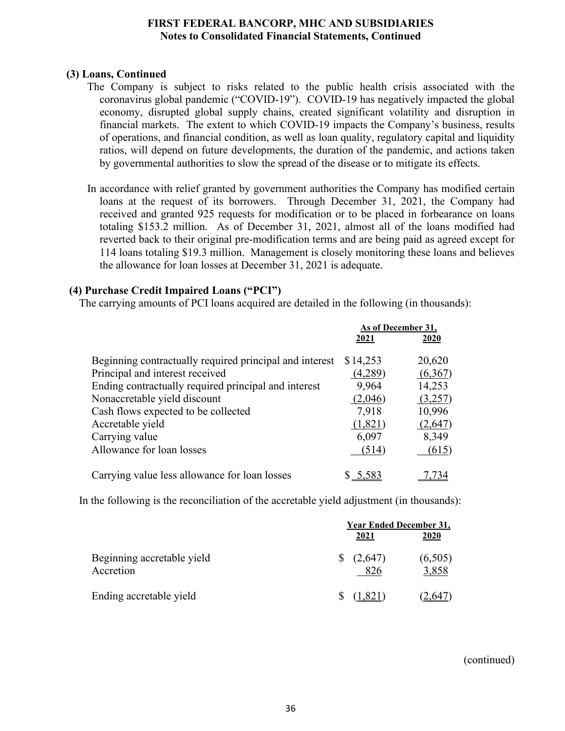**(3) Loans, Continued**

The Company is subject to risks related to the public health crisis associated with the coronavirus global pandemic ("COVID-19"). COVID-19 has negatively impacted the global economy, disrupted global supply chains, created significant volatility and disruption in financial markets. The extent to which COVID-19 impacts the Company's business, results of operations, and financial condition, as well as loan quality, regulatory capital and liquidity ratios, will depend on future developments, the duration of the pandemic, and actions taken by governmental authorities to slow the spread of the disease or to mitigate its effects.

In accordance with relief granted by government authorities the Company has modified certain loans at the request of its borrowers. Through December 31, 2021, the Company had received and granted 925 requests for modification or to be placed in forbearance on loans totaling $153.2 million. As of December 31, 2021, almost all of the loans modified had reverted back to their original pre-modification terms and are being paid as agreed except for 114 loans totaling $19.3 million. Management is closely monitoring these loans and believes the allowance for loan losses at December 31, 2021 is adequate.

**(4) Purchase Credit Impaired Loans ("PCI")**

The carrying amounts of PCI loans acquired are detailed in the following (in thousands):

| | As of December 31, | |
|---|---|---|
| | 2021 | 2020 |
| Beginning contractually required principal and interest | $14,253 | 20,620 |
| Principal and interest received | (4,289) | (6,367) |
| Ending contractually required principal and interest | 9,964 | 14,253 |
| Nonaccretable yield discount | (2,046) | (3,257) |
| Cash flows expected to be collected | 7,918 | 10,996 |
| Accretable yield | (1,821) | (2,647) |
| Carrying value | 6,097 | 8,349 |
| Allowance for loan losses | (514) | (615) |
| Carrying value less allowance for loan losses | $ 5,583 | 7,734 |

In the following is the reconciliation of the accretable yield adjustment (in thousands):

| | Year Ended December 31, | |
|---|---|---|
| | 2021 | 2020 |
| Beginning accretable yield | $ (2,647) | (6,505) |
| Accretion | 826 | 3,858 |
| Ending accretable yield | $ (1,821) | (2,647) |

(continued)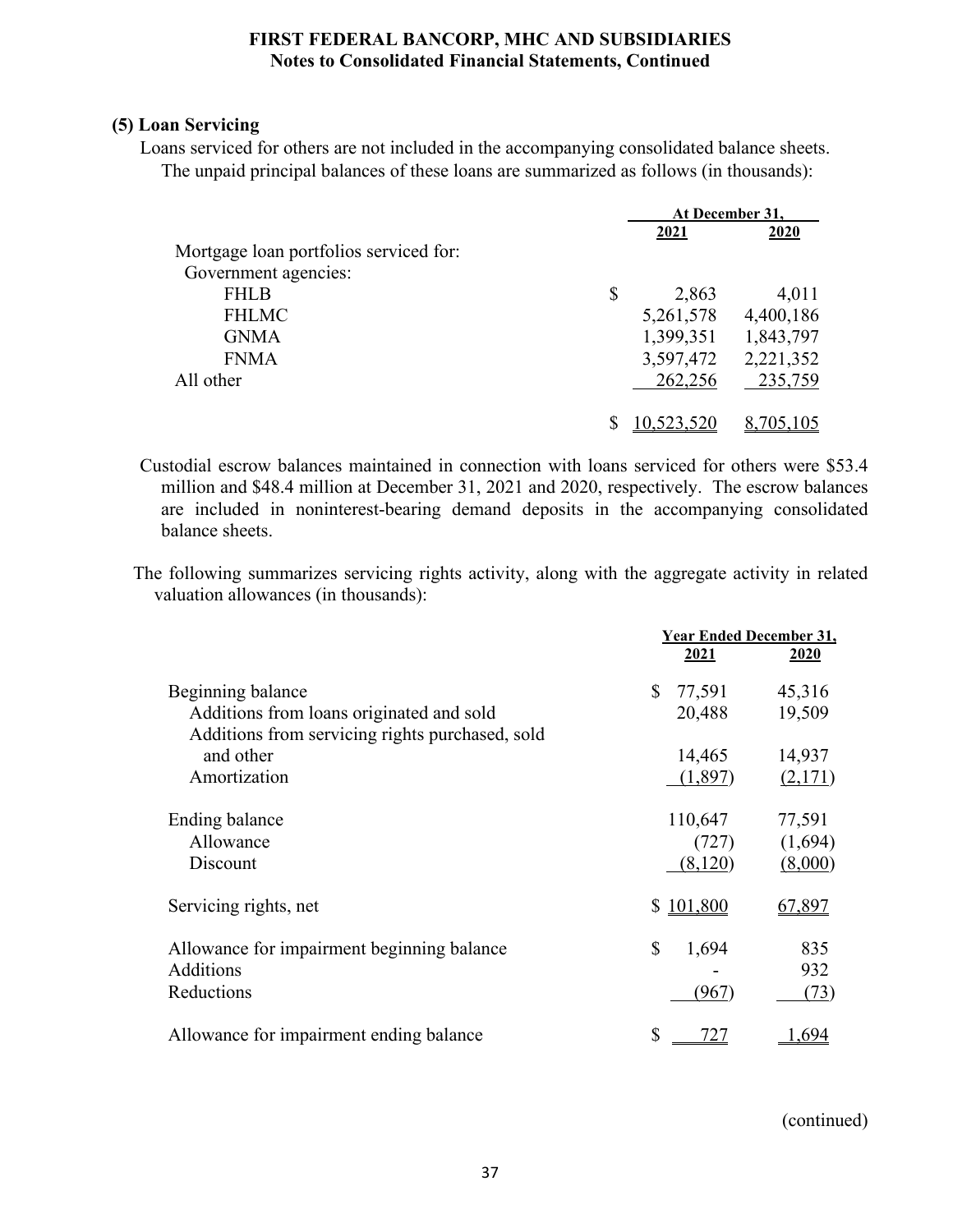## (5) Loan Servicing

Loans serviced for others are not included in the accompanying consolidated balance sheets. The unpaid principal balances of these loans are summarized as follows (in thousands):

| | At December 31, | |
|---|---|---|
| | 2021 | 2020 |
| Mortgage loan portfolios serviced for: | | |
| Government agencies: | | |
| FHLB | $ 2,863 | 4,011 |
| FHLMC | 5,261,578 | 4,400,186 |
| GNMA | 1,399,351 | 1,843,797 |
| FNMA | 3,597,472 | 2,221,352 |
| All other | 262,256 | 235,759 |
| | $ 10,523,520 | 8,705,105 |

Custodial escrow balances maintained in connection with loans serviced for others were $53.4 million and $48.4 million at December 31, 2021 and 2020, respectively. The escrow balances are included in noninterest-bearing demand deposits in the accompanying consolidated balance sheets.

The following summarizes servicing rights activity, along with the aggregate activity in related valuation allowances (in thousands):

| | Year Ended December 31, | |
|---|---|---|
| | 2021 | 2020 |
| Beginning balance | $ 77,591 | 45,316 |
| Additions from loans originated and sold | 20,488 | 19,509 |
| Additions from servicing rights purchased, sold and other | 14,465 | 14,937 |
| Amortization | (1,897) | (2,171) |
| Ending balance | 110,647 | 77,591 |
| Allowance | (727) | (1,694) |
| Discount | (8,120) | (8,000) |
| Servicing rights, net | $ 101,800 | 67,897 |
| Allowance for impairment beginning balance | $ 1,694 | 835 |
| Additions | - | 932 |
| Reductions | (967) | (73) |
| Allowance for impairment ending balance | $ 727 | 1,694 |

(continued)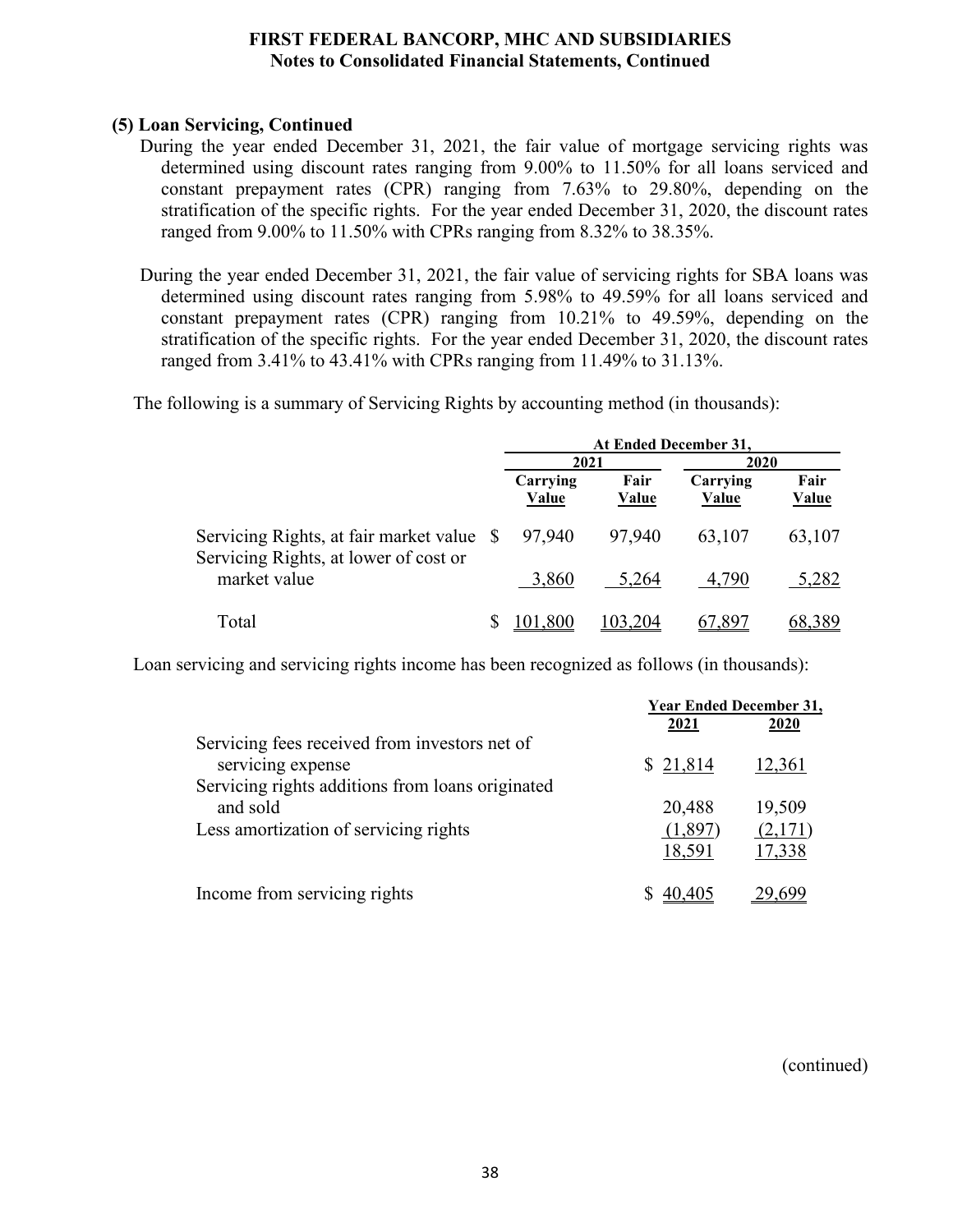**FIRST FEDERAL BANCORP, MHC AND SUBSIDIARIES**
**Notes to Consolidated Financial Statements, Continued**

### (5) Loan Servicing, Continued

During the year ended December 31, 2021, the fair value of mortgage servicing rights was determined using discount rates ranging from 9.00% to 11.50% for all loans serviced and constant prepayment rates (CPR) ranging from 7.63% to 29.80%, depending on the stratification of the specific rights. For the year ended December 31, 2020, the discount rates ranged from 9.00% to 11.50% with CPRs ranging from 8.32% to 38.35%.

During the year ended December 31, 2021, the fair value of servicing rights for SBA loans was determined using discount rates ranging from 5.98% to 49.59% for all loans serviced and constant prepayment rates (CPR) ranging from 10.21% to 49.59%, depending on the stratification of the specific rights. For the year ended December 31, 2020, the discount rates ranged from 3.41% to 43.41% with CPRs ranging from 11.49% to 31.13%.

The following is a summary of Servicing Rights by accounting method (in thousands):

| | At Ended December 31, | | | |
|---|---|---|---|---|
| | 2021 | | 2020 | |
| | Carrying Value | Fair Value | Carrying Value | Fair Value |
| Servicing Rights, at fair market value | $ 97,940 | 97,940 | 63,107 | 63,107 |
| Servicing Rights, at lower of cost or market value | 3,860 | 5,264 | 4,790 | 5,282 |
| Total | $ 101,800 | 103,204 | 67,897 | 68,389 |

Loan servicing and servicing rights income has been recognized as follows (in thousands):

| | Year Ended December 31, | |
|---|---|---|
| | 2021 | 2020 |
| Servicing fees received from investors net of servicing expense | $ 21,814 | 12,361 |
| Servicing rights additions from loans originated and sold | 20,488 | 19,509 |
| Less amortization of servicing rights | (1,897) | (2,171) |
| | 18,591 | 17,338 |
| Income from servicing rights | $ 40,405 | 29,699 |

(continued)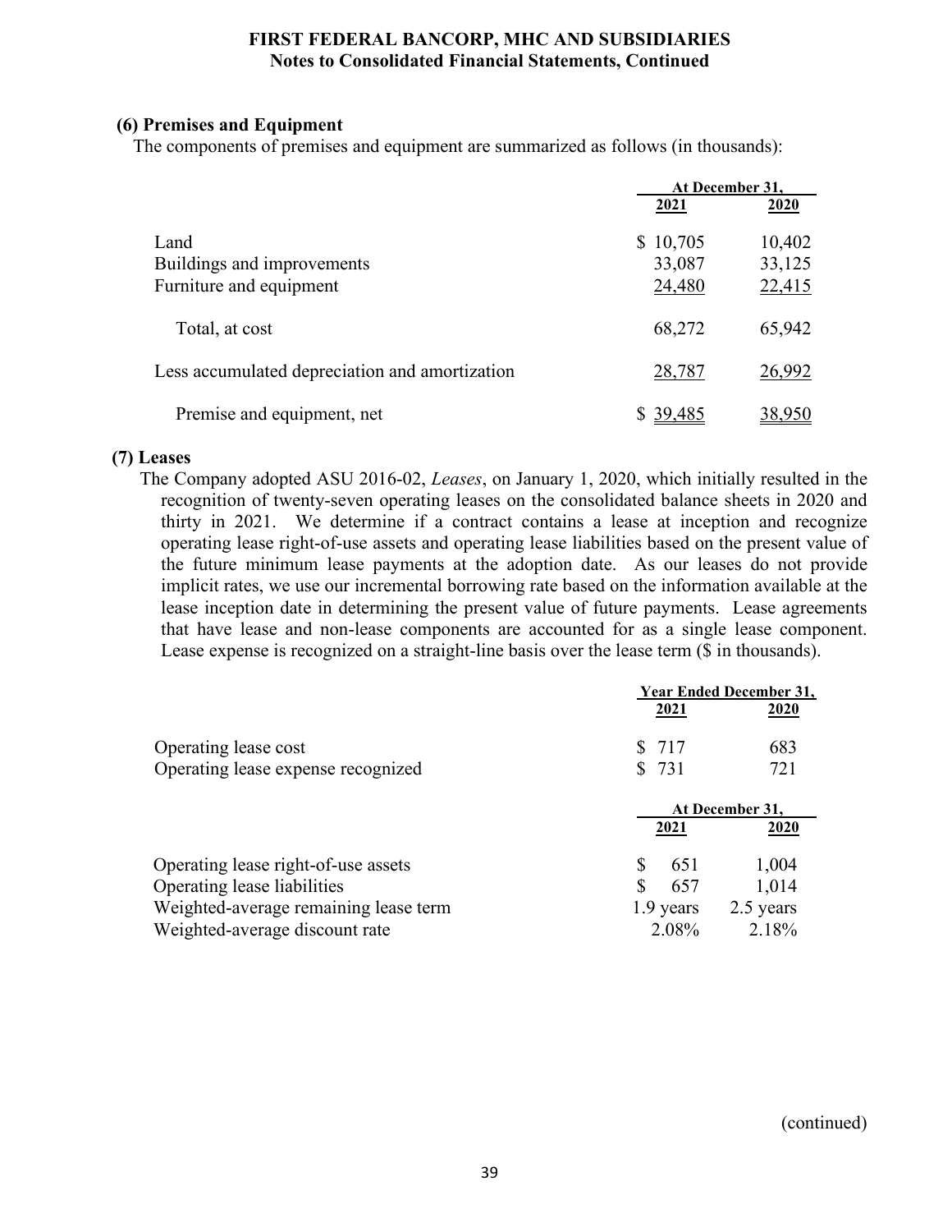FIRST FEDERAL BANCORP, MHC AND SUBSIDIARIES
Notes to Consolidated Financial Statements, Continued

## (6) Premises and Equipment

The components of premises and equipment are summarized as follows (in thousands):

| | At December 31, | |
|---|---|---|
| | 2021 | 2020 |
| Land | $ 10,705 | 10,402 |
| Buildings and improvements | 33,087 | 33,125 |
| Furniture and equipment | 24,480 | 22,415 |
| Total, at cost | 68,272 | 65,942 |
| Less accumulated depreciation and amortization | 28,787 | 26,992 |
| Premise and equipment, net | $ 39,485 | 38,950 |

## (7) Leases

The Company adopted ASU 2016-02, *Leases*, on January 1, 2020, which initially resulted in the recognition of twenty-seven operating leases on the consolidated balance sheets in 2020 and thirty in 2021. We determine if a contract contains a lease at inception and recognize operating lease right-of-use assets and operating lease liabilities based on the present value of the future minimum lease payments at the adoption date. As our leases do not provide implicit rates, we use our incremental borrowing rate based on the information available at the lease inception date in determining the present value of future payments. Lease agreements that have lease and non-lease components are accounted for as a single lease component. Lease expense is recognized on a straight-line basis over the lease term ($ in thousands).

| | Year Ended December 31, | |
|---|---|---|
| | 2021 | 2020 |
| Operating lease cost | $ 717 | 683 |
| Operating lease expense recognized | $ 731 | 721 |

| | At December 31, | |
|---|---|---|
| | 2021 | 2020 |
| Operating lease right-of-use assets | $ 651 | 1,004 |
| Operating lease liabilities | $ 657 | 1,014 |
| Weighted-average remaining lease term | 1.9 years | 2.5 years |
| Weighted-average discount rate | 2.08% | 2.18% |

(continued)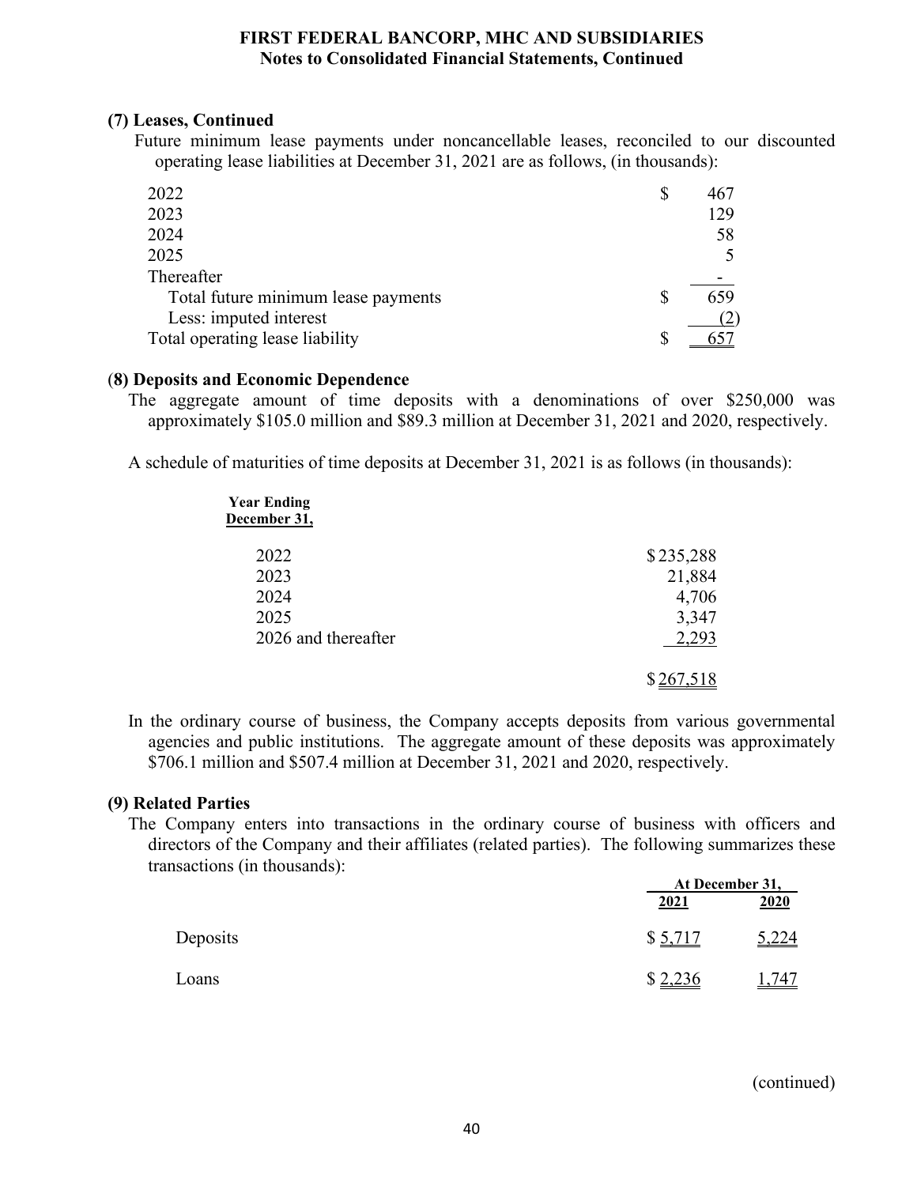### (7) Leases, Continued

Future minimum lease payments under noncancellable leases, reconciled to our discounted operating lease liabilities at December 31, 2021 are as follows, (in thousands):

| | |
|---|---|
| 2022 | $ 467 |
| 2023 | 129 |
| 2024 | 58 |
| 2025 | 5 |
| Thereafter | - |
| Total future minimum lease payments | $ 659 |
| Less: imputed interest | (2) |
| Total operating lease liability | $ 657 |

### (8) Deposits and Economic Dependence

The aggregate amount of time deposits with a denominations of over $250,000 was approximately $105.0 million and $89.3 million at December 31, 2021 and 2020, respectively.

A schedule of maturities of time deposits at December 31, 2021 is as follows (in thousands):

| Year Ending December 31, | |
|---|---|
| 2022 | $ 235,288 |
| 2023 | 21,884 |
| 2024 | 4,706 |
| 2025 | 3,347 |
| 2026 and thereafter | 2,293 |
| | $ 267,518 |

In the ordinary course of business, the Company accepts deposits from various governmental agencies and public institutions. The aggregate amount of these deposits was approximately $706.1 million and $507.4 million at December 31, 2021 and 2020, respectively.

### (9) Related Parties

The Company enters into transactions in the ordinary course of business with officers and directors of the Company and their affiliates (related parties). The following summarizes these transactions (in thousands):

| | At December 31, | |
|---|---|---|
| | 2021 | 2020 |
| Deposits | $ 5,717 | 5,224 |
| Loans | $ 2,236 | 1,747 |

(continued)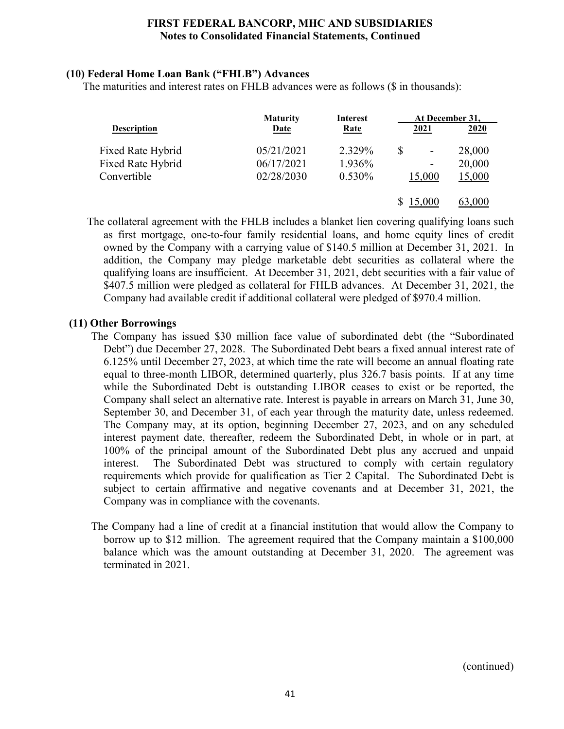**FIRST FEDERAL BANCORP, MHC AND SUBSIDIARIES**
**Notes to Consolidated Financial Statements, Continued**

### (10) Federal Home Loan Bank ("FHLB") Advances

The maturities and interest rates on FHLB advances were as follows ($ in thousands):

| Description | Maturity Date | Interest Rate | At December 31, 2021 | 2020 |
|---|---|---|---|---|
| Fixed Rate Hybrid | 05/21/2021 | 2.329% | $ - | 28,000 |
| Fixed Rate Hybrid | 06/17/2021 | 1.936% | - | 20,000 |
| Convertible | 02/28/2030 | 0.530% | 15,000 | 15,000 |
| | | | $ 15,000 | 63,000 |

The collateral agreement with the FHLB includes a blanket lien covering qualifying loans such as first mortgage, one-to-four family residential loans, and home equity lines of credit owned by the Company with a carrying value of $140.5 million at December 31, 2021. In addition, the Company may pledge marketable debt securities as collateral where the qualifying loans are insufficient. At December 31, 2021, debt securities with a fair value of $407.5 million were pledged as collateral for FHLB advances. At December 31, 2021, the Company had available credit if additional collateral were pledged of $970.4 million.

### (11) Other Borrowings

The Company has issued $30 million face value of subordinated debt (the "Subordinated Debt") due December 27, 2028. The Subordinated Debt bears a fixed annual interest rate of 6.125% until December 27, 2023, at which time the rate will become an annual floating rate equal to three-month LIBOR, determined quarterly, plus 326.7 basis points. If at any time while the Subordinated Debt is outstanding LIBOR ceases to exist or be reported, the Company shall select an alternative rate. Interest is payable in arrears on March 31, June 30, September 30, and December 31, of each year through the maturity date, unless redeemed. The Company may, at its option, beginning December 27, 2023, and on any scheduled interest payment date, thereafter, redeem the Subordinated Debt, in whole or in part, at 100% of the principal amount of the Subordinated Debt plus any accrued and unpaid interest. The Subordinated Debt was structured to comply with certain regulatory requirements which provide for qualification as Tier 2 Capital. The Subordinated Debt is subject to certain affirmative and negative covenants and at December 31, 2021, the Company was in compliance with the covenants.

The Company had a line of credit at a financial institution that would allow the Company to borrow up to $12 million. The agreement required that the Company maintain a $100,000 balance which was the amount outstanding at December 31, 2020. The agreement was terminated in 2021.

(continued)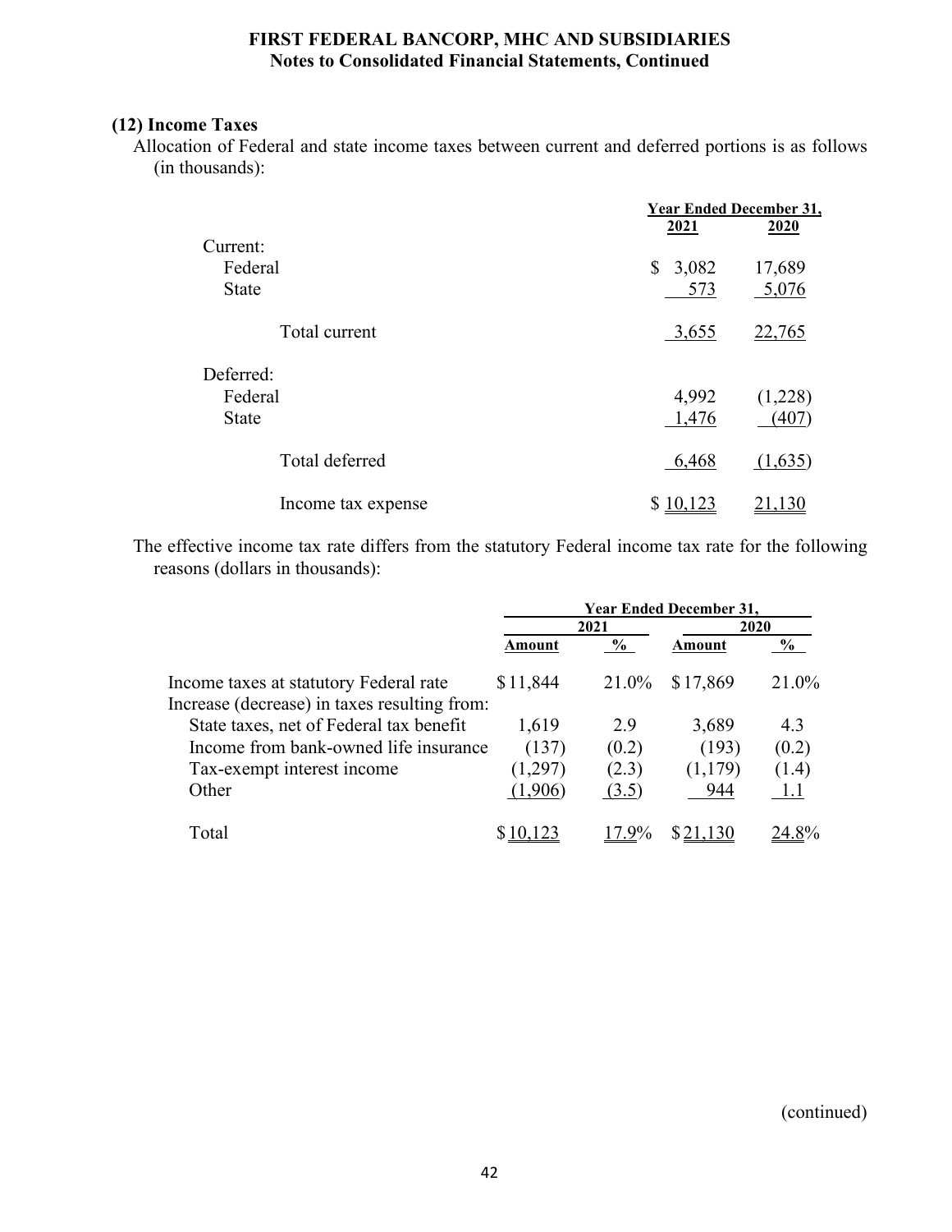# FIRST FEDERAL BANCORP, MHC AND SUBSIDIARIES

**Notes to Consolidated Financial Statements, Continued**

## (12) Income Taxes

Allocation of Federal and state income taxes between current and deferred portions is as follows (in thousands):

| | Year Ended December 31, | |
|---|---|---|
| | 2021 | 2020 |
| Current: | | |
| Federal | $ 3,082 | 17,689 |
| State | 573 | 5,076 |
| Total current | 3,655 | 22,765 |
| Deferred: | | |
| Federal | 4,992 | (1,228) |
| State | 1,476 | (407) |
| Total deferred | 6,468 | (1,635) |
| Income tax expense | $ 10,123 | 21,130 |

The effective income tax rate differs from the statutory Federal income tax rate for the following reasons (dollars in thousands):

| | Year Ended December 31, | | | |
|---|---|---|---|---|
| | 2021 | | 2020 | |
| | Amount | % | Amount | % |
| Income taxes at statutory Federal rate | $11,844 | 21.0% | $17,869 | 21.0% |
| Increase (decrease) in taxes resulting from: | | | | |
| State taxes, net of Federal tax benefit | 1,619 | 2.9 | 3,689 | 4.3 |
| Income from bank-owned life insurance | (137) | (0.2) | (193) | (0.2) |
| Tax-exempt interest income | (1,297) | (2.3) | (1,179) | (1.4) |
| Other | (1,906) | (3.5) | 944 | 1.1 |
| Total | $10,123 | 17.9% | $21,130 | 24.8% |

(continued)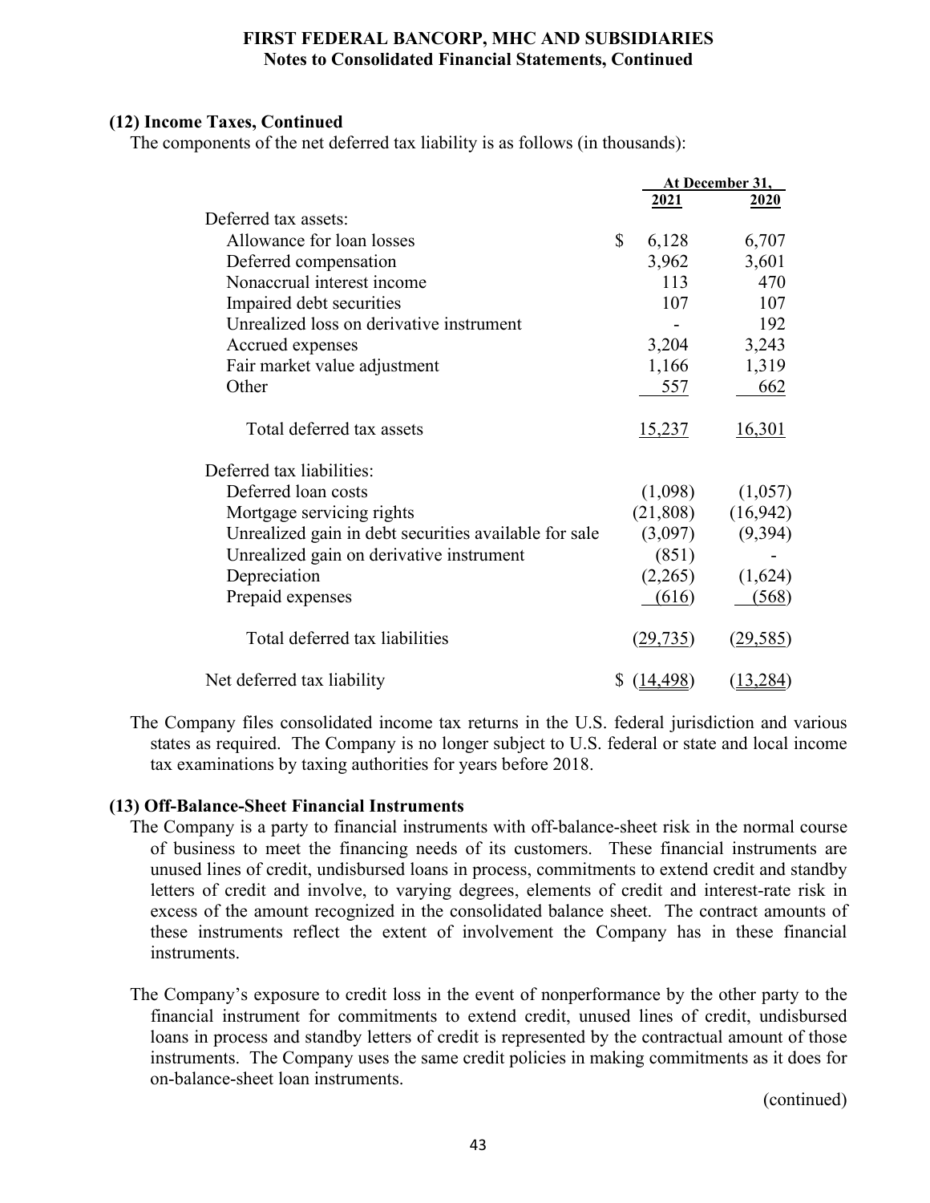### (12) Income Taxes, Continued

The components of the net deferred tax liability is as follows (in thousands):

| | At December 31, 2021 | At December 31, 2020 |
|---|---|---|
| Deferred tax assets: | | |
| Allowance for loan losses | $ 6,128 | 6,707 |
| Deferred compensation | 3,962 | 3,601 |
| Nonaccrual interest income | 113 | 470 |
| Impaired debt securities | 107 | 107 |
| Unrealized loss on derivative instrument | - | 192 |
| Accrued expenses | 3,204 | 3,243 |
| Fair market value adjustment | 1,166 | 1,319 |
| Other | 557 | 662 |
| Total deferred tax assets | 15,237 | 16,301 |
| Deferred tax liabilities: | | |
| Deferred loan costs | (1,098) | (1,057) |
| Mortgage servicing rights | (21,808) | (16,942) |
| Unrealized gain in debt securities available for sale | (3,097) | (9,394) |
| Unrealized gain on derivative instrument | (851) | - |
| Depreciation | (2,265) | (1,624) |
| Prepaid expenses | (616) | (568) |
| Total deferred tax liabilities | (29,735) | (29,585) |
| Net deferred tax liability | $ (14,498) | (13,284) |

The Company files consolidated income tax returns in the U.S. federal jurisdiction and various states as required. The Company is no longer subject to U.S. federal or state and local income tax examinations by taxing authorities for years before 2018.

### (13) Off-Balance-Sheet Financial Instruments

The Company is a party to financial instruments with off-balance-sheet risk in the normal course of business to meet the financing needs of its customers. These financial instruments are unused lines of credit, undisbursed loans in process, commitments to extend credit and standby letters of credit and involve, to varying degrees, elements of credit and interest-rate risk in excess of the amount recognized in the consolidated balance sheet. The contract amounts of these instruments reflect the extent of involvement the Company has in these financial instruments.

The Company's exposure to credit loss in the event of nonperformance by the other party to the financial instrument for commitments to extend credit, unused lines of credit, undisbursed loans in process and standby letters of credit is represented by the contractual amount of those instruments. The Company uses the same credit policies in making commitments as it does for on-balance-sheet loan instruments.

(continued)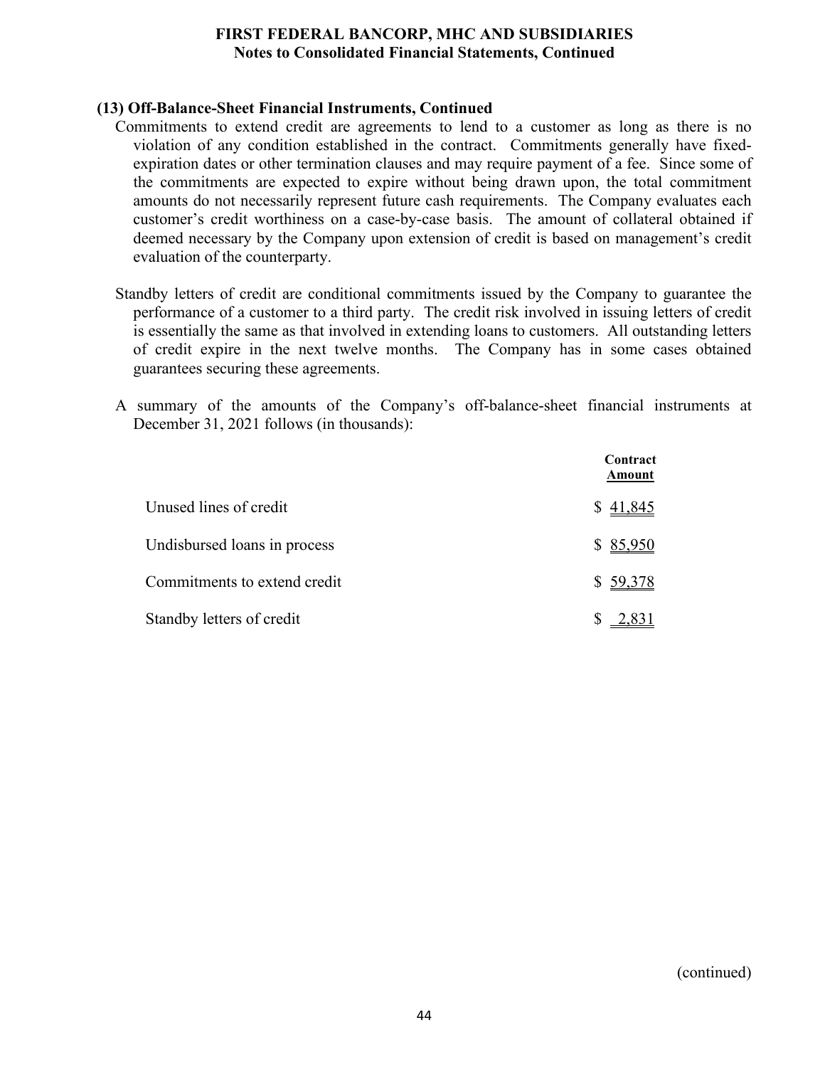### (13) Off-Balance-Sheet Financial Instruments, Continued

Commitments to extend credit are agreements to lend to a customer as long as there is no violation of any condition established in the contract. Commitments generally have fixed-expiration dates or other termination clauses and may require payment of a fee. Since some of the commitments are expected to expire without being drawn upon, the total commitment amounts do not necessarily represent future cash requirements. The Company evaluates each customer's credit worthiness on a case-by-case basis. The amount of collateral obtained if deemed necessary by the Company upon extension of credit is based on management's credit evaluation of the counterparty.

Standby letters of credit are conditional commitments issued by the Company to guarantee the performance of a customer to a third party. The credit risk involved in issuing letters of credit is essentially the same as that involved in extending loans to customers. All outstanding letters of credit expire in the next twelve months. The Company has in some cases obtained guarantees securing these agreements.

A summary of the amounts of the Company's off-balance-sheet financial instruments at December 31, 2021 follows (in thousands):

| | Contract Amount |
|---|---|
| Unused lines of credit | $ 41,845 |
| Undisbursed loans in process | $ 85,950 |
| Commitments to extend credit | $ 59,378 |
| Standby letters of credit | $ 2,831 |

(continued)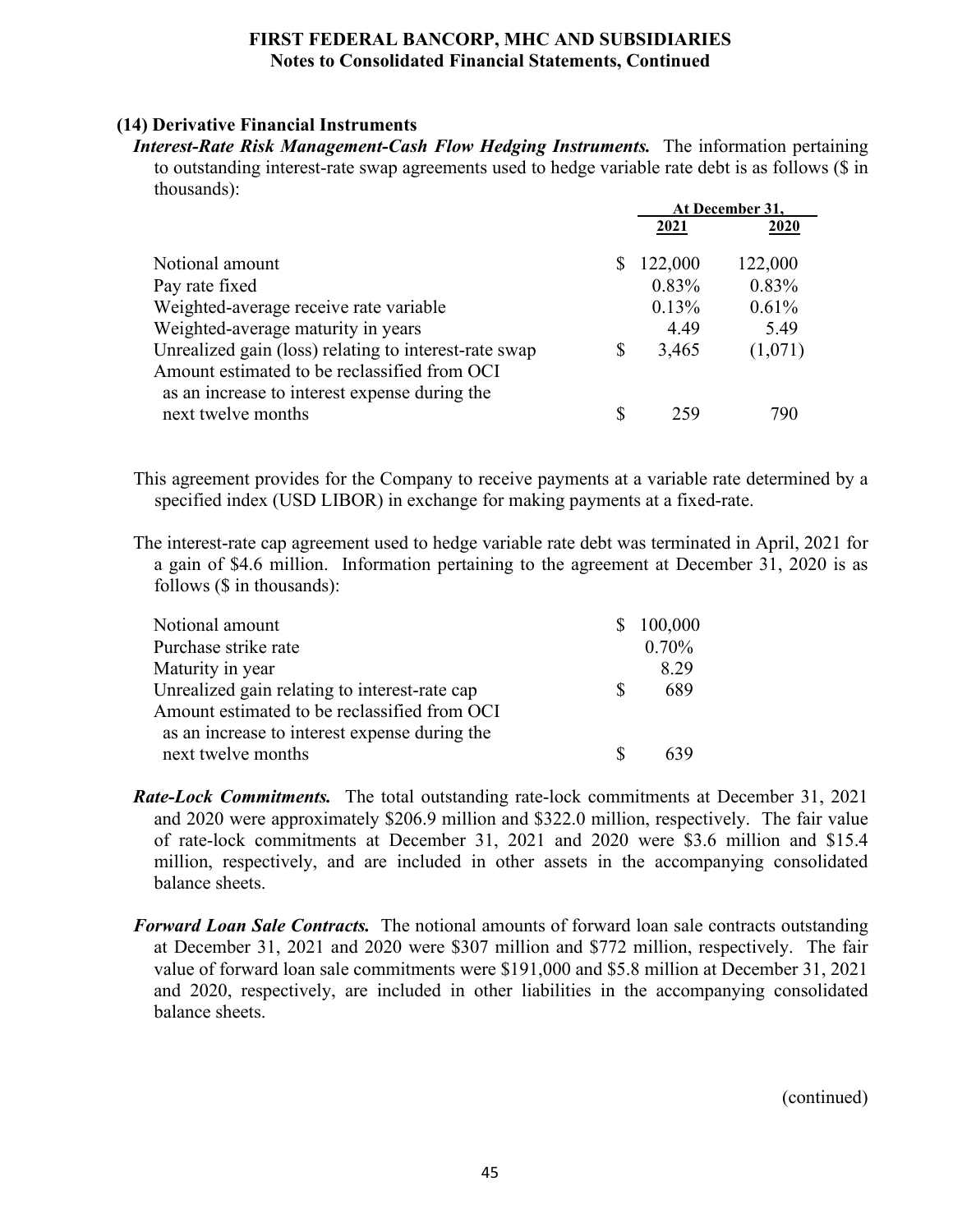### (14) Derivative Financial Instruments

***Interest-Rate Risk Management-Cash Flow Hedging Instruments.*** The information pertaining to outstanding interest-rate swap agreements used to hedge variable rate debt is as follows ($ in thousands):

| | At December 31, 2021 | 2020 |
|---|---|---|
| Notional amount | $ 122,000 | 122,000 |
| Pay rate fixed | 0.83% | 0.83% |
| Weighted-average receive rate variable | 0.13% | 0.61% |
| Weighted-average maturity in years | 4.49 | 5.49 |
| Unrealized gain (loss) relating to interest-rate swap | $ 3,465 | (1,071) |
| Amount estimated to be reclassified from OCI as an increase to interest expense during the next twelve months | $ 259 | 790 |

This agreement provides for the Company to receive payments at a variable rate determined by a specified index (USD LIBOR) in exchange for making payments at a fixed-rate.

The interest-rate cap agreement used to hedge variable rate debt was terminated in April, 2021 for a gain of $4.6 million. Information pertaining to the agreement at December 31, 2020 is as follows ($ in thousands):

| | |
|---|---|
| Notional amount | $ 100,000 |
| Purchase strike rate | 0.70% |
| Maturity in year | 8.29 |
| Unrealized gain relating to interest-rate cap | $ 689 |
| Amount estimated to be reclassified from OCI as an increase to interest expense during the next twelve months | $ 639 |

***Rate-Lock Commitments.*** The total outstanding rate-lock commitments at December 31, 2021 and 2020 were approximately $206.9 million and $322.0 million, respectively. The fair value of rate-lock commitments at December 31, 2021 and 2020 were $3.6 million and $15.4 million, respectively, and are included in other assets in the accompanying consolidated balance sheets.

***Forward Loan Sale Contracts.*** The notional amounts of forward loan sale contracts outstanding at December 31, 2021 and 2020 were $307 million and $772 million, respectively. The fair value of forward loan sale commitments were $191,000 and $5.8 million at December 31, 2021 and 2020, respectively, are included in other liabilities in the accompanying consolidated balance sheets.

(continued)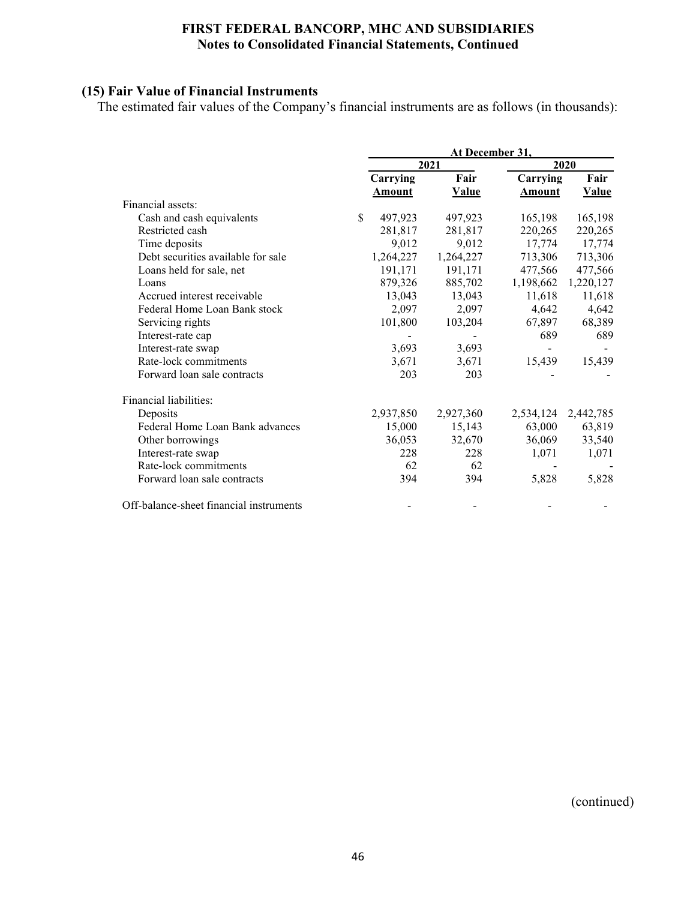## FIRST FEDERAL BANCORP, MHC AND SUBSIDIARIES
### Notes to Consolidated Financial Statements, Continued

### (15) Fair Value of Financial Instruments

The estimated fair values of the Company's financial instruments are as follows (in thousands):

| | At December 31, | | | |
|---|---|---|---|---|
| | 2021 | | 2020 | |
| | Carrying Amount | Fair Value | Carrying Amount | Fair Value |
| Financial assets: | | | | |
| Cash and cash equivalents | $ 497,923 | 497,923 | 165,198 | 165,198 |
| Restricted cash | 281,817 | 281,817 | 220,265 | 220,265 |
| Time deposits | 9,012 | 9,012 | 17,774 | 17,774 |
| Debt securities available for sale | 1,264,227 | 1,264,227 | 713,306 | 713,306 |
| Loans held for sale, net | 191,171 | 191,171 | 477,566 | 477,566 |
| Loans | 879,326 | 885,702 | 1,198,662 | 1,220,127 |
| Accrued interest receivable | 13,043 | 13,043 | 11,618 | 11,618 |
| Federal Home Loan Bank stock | 2,097 | 2,097 | 4,642 | 4,642 |
| Servicing rights | 101,800 | 103,204 | 67,897 | 68,389 |
| Interest-rate cap | - | - | 689 | 689 |
| Interest-rate swap | 3,693 | 3,693 | - | - |
| Rate-lock commitments | 3,671 | 3,671 | 15,439 | 15,439 |
| Forward loan sale contracts | 203 | 203 | - | - |
| Financial liabilities: | | | | |
| Deposits | 2,937,850 | 2,927,360 | 2,534,124 | 2,442,785 |
| Federal Home Loan Bank advances | 15,000 | 15,143 | 63,000 | 63,819 |
| Other borrowings | 36,053 | 32,670 | 36,069 | 33,540 |
| Interest-rate swap | 228 | 228 | 1,071 | 1,071 |
| Rate-lock commitments | 62 | 62 | - | - |
| Forward loan sale contracts | 394 | 394 | 5,828 | 5,828 |
| Off-balance-sheet financial instruments | - | - | - | - |

(continued)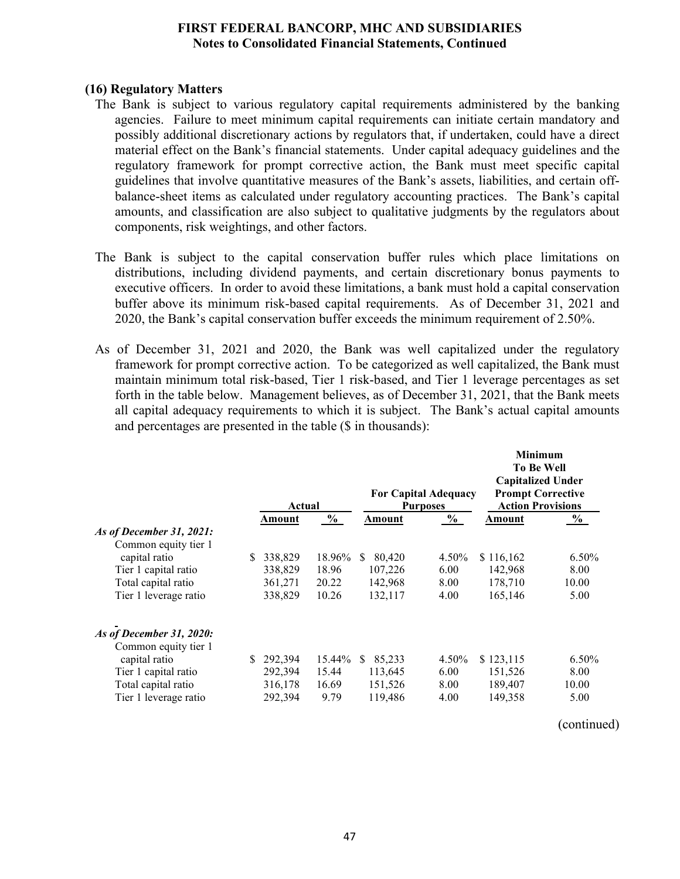## (16) Regulatory Matters

The Bank is subject to various regulatory capital requirements administered by the banking agencies. Failure to meet minimum capital requirements can initiate certain mandatory and possibly additional discretionary actions by regulators that, if undertaken, could have a direct material effect on the Bank's financial statements. Under capital adequacy guidelines and the regulatory framework for prompt corrective action, the Bank must meet specific capital guidelines that involve quantitative measures of the Bank's assets, liabilities, and certain off-balance-sheet items as calculated under regulatory accounting practices. The Bank's capital amounts, and classification are also subject to qualitative judgments by the regulators about components, risk weightings, and other factors.

The Bank is subject to the capital conservation buffer rules which place limitations on distributions, including dividend payments, and certain discretionary bonus payments to executive officers. In order to avoid these limitations, a bank must hold a capital conservation buffer above its minimum risk-based capital requirements. As of December 31, 2021 and 2020, the Bank's capital conservation buffer exceeds the minimum requirement of 2.50%.

As of December 31, 2021 and 2020, the Bank was well capitalized under the regulatory framework for prompt corrective action. To be categorized as well capitalized, the Bank must maintain minimum total risk-based, Tier 1 risk-based, and Tier 1 leverage percentages as set forth in the table below. Management believes, as of December 31, 2021, that the Bank meets all capital adequacy requirements to which it is subject. The Bank's actual capital amounts and percentages are presented in the table ($ in thousands):

| | Actual | | For Capital Adequacy Purposes | | Minimum To Be Well Capitalized Under Prompt Corrective Action Provisions | |
|---|---|---|---|---|---|---|
| | **Amount** | **%** | **Amount** | **%** | **Amount** | **%** |
| ***As of December 31, 2021:*** | | | | | | |
| Common equity tier 1 capital ratio | $ 338,829 | 18.96% | $ 80,420 | 4.50% | $ 116,162 | 6.50% |
| Tier 1 capital ratio | 338,829 | 18.96 | 107,226 | 6.00 | 142,968 | 8.00 |
| Total capital ratio | 361,271 | 20.22 | 142,968 | 8.00 | 178,710 | 10.00 |
| Tier 1 leverage ratio | 338,829 | 10.26 | 132,117 | 4.00 | 165,146 | 5.00 |
| ***As of December 31, 2020:*** | | | | | | |
| Common equity tier 1 capital ratio | $ 292,394 | 15.44% | $ 85,233 | 4.50% | $ 123,115 | 6.50% |
| Tier 1 capital ratio | 292,394 | 15.44 | 113,645 | 6.00 | 151,526 | 8.00 |
| Total capital ratio | 316,178 | 16.69 | 151,526 | 8.00 | 189,407 | 10.00 |
| Tier 1 leverage ratio | 292,394 | 9.79 | 119,486 | 4.00 | 149,358 | 5.00 |

(continued)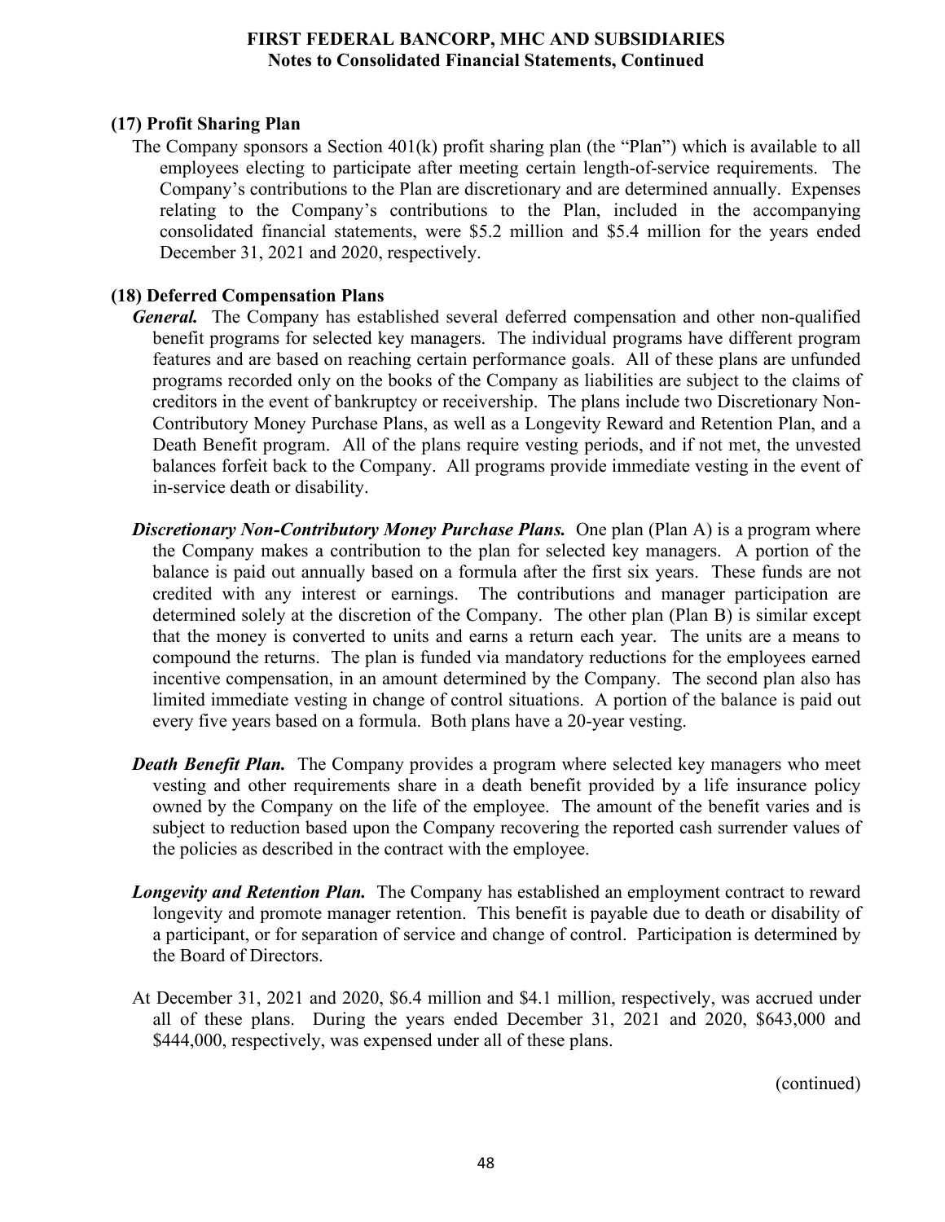## (17) Profit Sharing Plan

The Company sponsors a Section 401(k) profit sharing plan (the "Plan") which is available to all employees electing to participate after meeting certain length-of-service requirements. The Company's contributions to the Plan are discretionary and are determined annually. Expenses relating to the Company's contributions to the Plan, included in the accompanying consolidated financial statements, were \$5.2 million and \$5.4 million for the years ended December 31, 2021 and 2020, respectively.

## (18) Deferred Compensation Plans

***General.*** The Company has established several deferred compensation and other non-qualified benefit programs for selected key managers. The individual programs have different program features and are based on reaching certain performance goals. All of these plans are unfunded programs recorded only on the books of the Company as liabilities are subject to the claims of creditors in the event of bankruptcy or receivership. The plans include two Discretionary Non-Contributory Money Purchase Plans, as well as a Longevity Reward and Retention Plan, and a Death Benefit program. All of the plans require vesting periods, and if not met, the unvested balances forfeit back to the Company. All programs provide immediate vesting in the event of in-service death or disability.

***Discretionary Non-Contributory Money Purchase Plans.*** One plan (Plan A) is a program where the Company makes a contribution to the plan for selected key managers. A portion of the balance is paid out annually based on a formula after the first six years. These funds are not credited with any interest or earnings. The contributions and manager participation are determined solely at the discretion of the Company. The other plan (Plan B) is similar except that the money is converted to units and earns a return each year. The units are a means to compound the returns. The plan is funded via mandatory reductions for the employees earned incentive compensation, in an amount determined by the Company. The second plan also has limited immediate vesting in change of control situations. A portion of the balance is paid out every five years based on a formula. Both plans have a 20-year vesting.

***Death Benefit Plan.*** The Company provides a program where selected key managers who meet vesting and other requirements share in a death benefit provided by a life insurance policy owned by the Company on the life of the employee. The amount of the benefit varies and is subject to reduction based upon the Company recovering the reported cash surrender values of the policies as described in the contract with the employee.

***Longevity and Retention Plan.*** The Company has established an employment contract to reward longevity and promote manager retention. This benefit is payable due to death or disability of a participant, or for separation of service and change of control. Participation is determined by the Board of Directors.

At December 31, 2021 and 2020, \$6.4 million and \$4.1 million, respectively, was accrued under all of these plans. During the years ended December 31, 2021 and 2020, \$643,000 and \$444,000, respectively, was expensed under all of these plans.

(continued)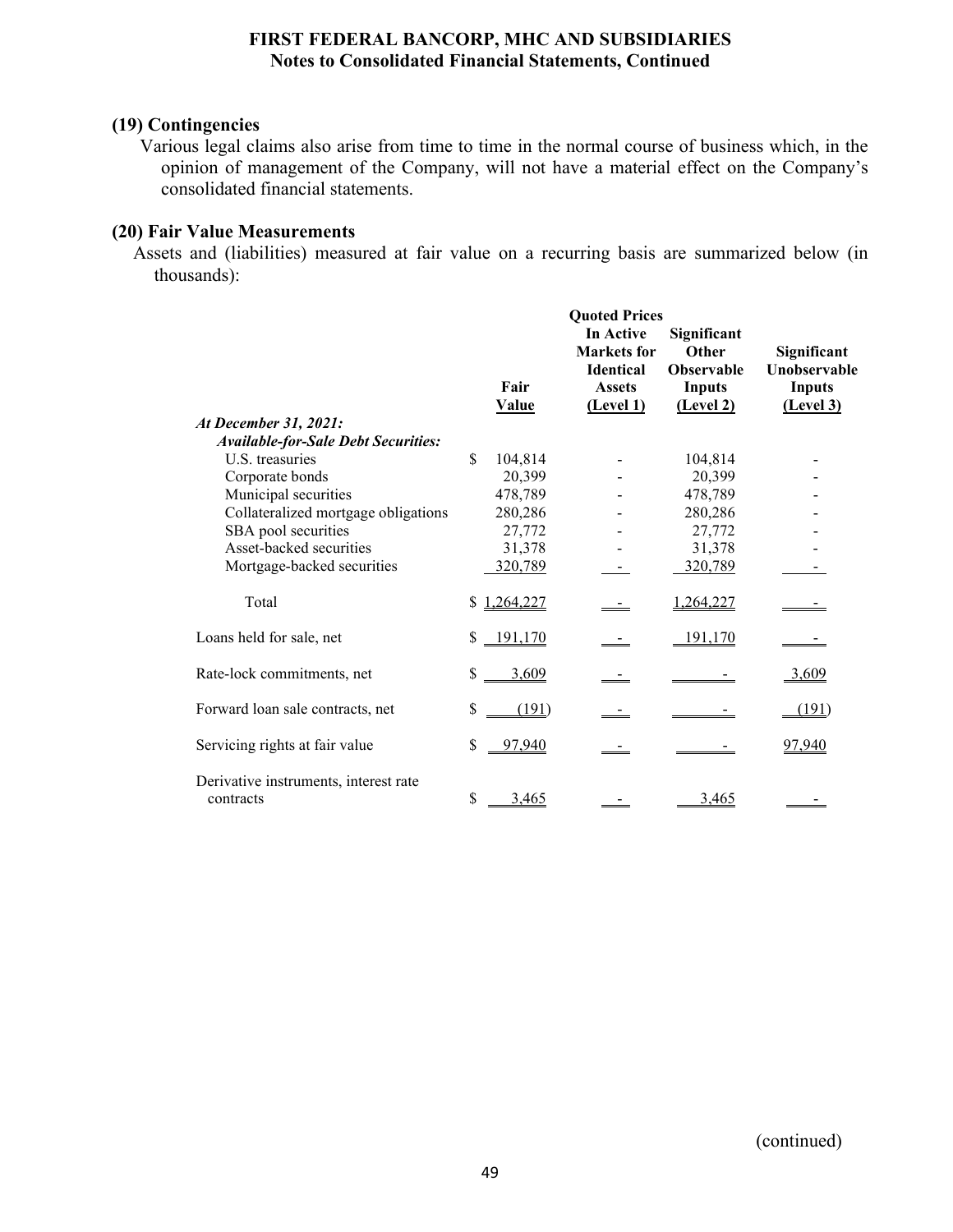## (19) Contingencies

Various legal claims also arise from time to time in the normal course of business which, in the opinion of management of the Company, will not have a material effect on the Company's consolidated financial statements.

## (20) Fair Value Measurements

Assets and (liabilities) measured at fair value on a recurring basis are summarized below (in thousands):

| | Fair Value | Quoted Prices In Active Markets for Identical Assets (Level 1) | Significant Other Observable Inputs (Level 2) | Significant Unobservable Inputs (Level 3) |
|---|---|---|---|---|
| ***At December 31, 2021:*** | | | | |
| ***Available-for-Sale Debt Securities:*** | | | | |
| U.S. treasuries | $ 104,814 | - | 104,814 | - |
| Corporate bonds | 20,399 | - | 20,399 | - |
| Municipal securities | 478,789 | - | 478,789 | - |
| Collateralized mortgage obligations | 280,286 | - | 280,286 | - |
| SBA pool securities | 27,772 | - | 27,772 | - |
| Asset-backed securities | 31,378 | - | 31,378 | - |
| Mortgage-backed securities | 320,789 | - | 320,789 | - |
| Total | $ 1,264,227 | - | 1,264,227 | - |
| Loans held for sale, net | $ 191,170 | - | 191,170 | - |
| Rate-lock commitments, net | $ 3,609 | - | - | 3,609 |
| Forward loan sale contracts, net | $ (191) | - | - | (191) |
| Servicing rights at fair value | $ 97,940 | - | - | 97,940 |
| Derivative instruments, interest rate contracts | $ 3,465 | - | 3,465 | - |

(continued)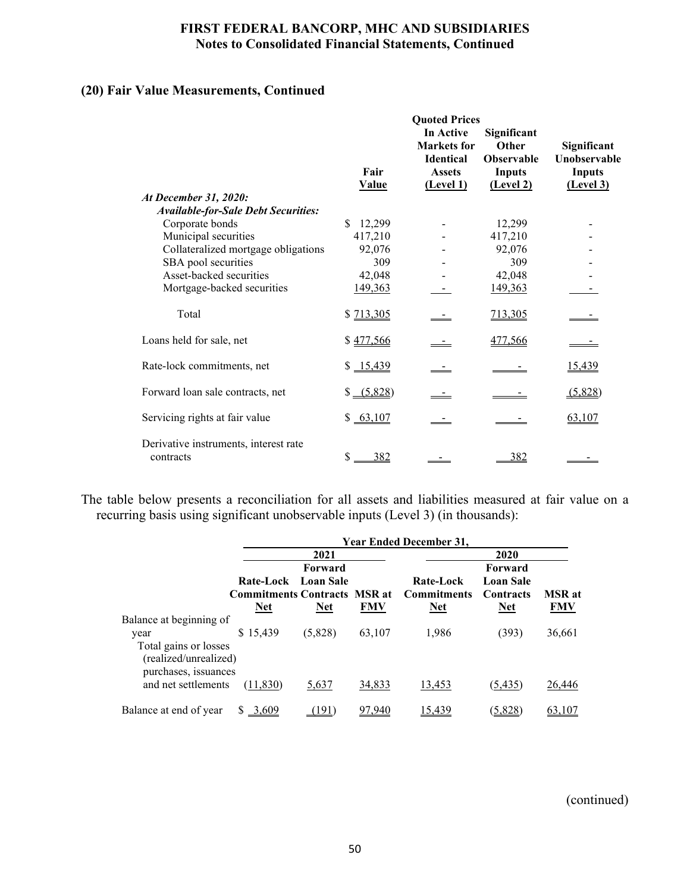## (20) Fair Value Measurements, Continued

| | Fair Value | Quoted Prices In Active Markets for Identical Assets (Level 1) | Significant Other Observable Inputs (Level 2) | Significant Unobservable Inputs (Level 3) |
|---|---|---|---|---|
| ***At December 31, 2020:*** | | | | |
| ***Available-for-Sale Debt Securities:*** | | | | |
| Corporate bonds | $ 12,299 | - | 12,299 | - |
| Municipal securities | 417,210 | - | 417,210 | - |
| Collateralized mortgage obligations | 92,076 | - | 92,076 | - |
| SBA pool securities | 309 | - | 309 | - |
| Asset-backed securities | 42,048 | - | 42,048 | - |
| Mortgage-backed securities | 149,363 | - | 149,363 | - |
| Total | $ 713,305 | - | 713,305 | - |
| Loans held for sale, net | $ 477,566 | - | 477,566 | - |
| Rate-lock commitments, net | $ 15,439 | - | - | 15,439 |
| Forward loan sale contracts, net | $ (5,828) | - | - | (5,828) |
| Servicing rights at fair value | $ 63,107 | - | - | 63,107 |
| Derivative instruments, interest rate contracts | $ 382 | - | 382 | - |

The table below presents a reconciliation for all assets and liabilities measured at fair value on a recurring basis using significant unobservable inputs (Level 3) (in thousands):

| | Year Ended December 31, | | | | | |
|---|---|---|---|---|---|---|
| | 2021 | | | 2020 | | |
| | Rate-Lock Commitments Net | Forward Loan Sale Contracts Net | MSR at FMV | Rate-Lock Commitments Net | Forward Loan Sale Contracts Net | MSR at FMV |
| Balance at beginning of year | $ 15,439 | (5,828) | 63,107 | 1,986 | (393) | 36,661 |
| Total gains or losses (realized/unrealized) purchases, issuances and net settlements | (11,830) | 5,637 | 34,833 | 13,453 | (5,435) | 26,446 |
| Balance at end of year | $ 3,609 | (191) | 97,940 | 15,439 | (5,828) | 63,107 |

(continued)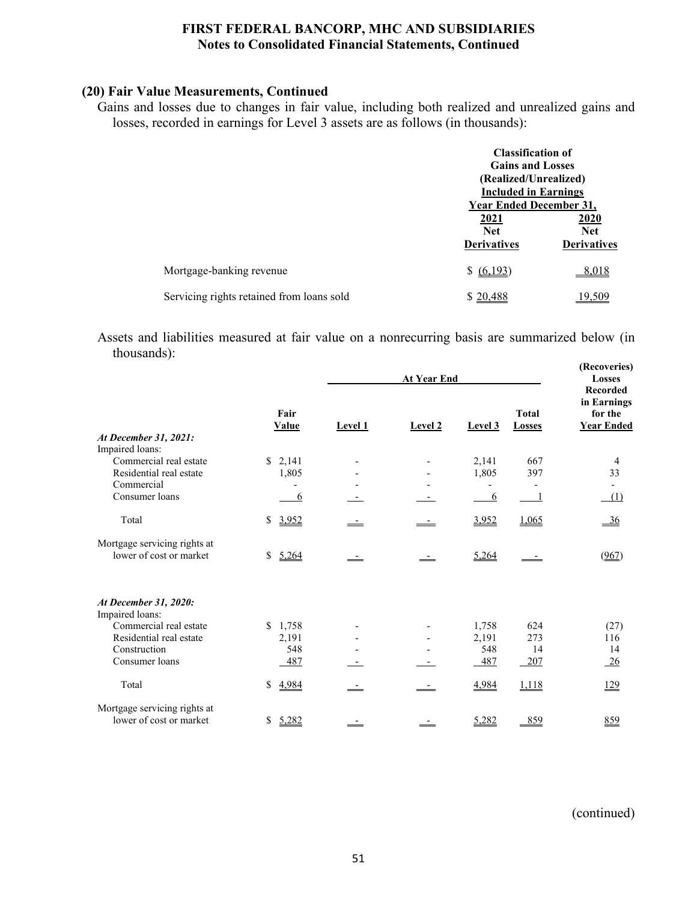### (20) Fair Value Measurements, Continued

Gains and losses due to changes in fair value, including both realized and unrealized gains and losses, recorded in earnings for Level 3 assets are as follows (in thousands):

| | Classification of Gains and Losses (Realized/Unrealized) Included in Earnings Year Ended December 31, | |
|---|---|---|
| | 2021 Net Derivatives | 2020 Net Derivatives |
| Mortgage-banking revenue | $ (6,193) | 8,018 |
| Servicing rights retained from loans sold | $ 20,488 | 19,509 |

Assets and liabilities measured at fair value on a nonrecurring basis are summarized below (in thousands):

| | Fair Value | At Year End | | | | (Recoveries) Losses Recorded in Earnings for the Year Ended |
|---|---|---|---|---|---|---|
| | | Level 1 | Level 2 | Level 3 | Total Losses | |
| ***At December 31, 2021:*** | | | | | | |
| Impaired loans: | | | | | | |
| Commercial real estate | $ 2,141 | - | - | 2,141 | 667 | 4 |
| Residential real estate | 1,805 | - | - | 1,805 | 397 | 33 |
| Commercial | - | - | - | - | - | - |
| Consumer loans | 6 | - | - | 6 | 1 | (1) |
| Total | $ 3,952 | - | - | 3,952 | 1,065 | 36 |
| Mortgage servicing rights at lower of cost or market | $ 5,264 | - | - | 5,264 | - | (967) |
| ***At December 31, 2020:*** | | | | | | |
| Impaired loans: | | | | | | |
| Commercial real estate | $ 1,758 | - | - | 1,758 | 624 | (27) |
| Residential real estate | 2,191 | - | - | 2,191 | 273 | 116 |
| Construction | 548 | - | - | 548 | 14 | 14 |
| Consumer loans | 487 | - | - | 487 | 207 | 26 |
| Total | $ 4,984 | - | - | 4,984 | 1,118 | 129 |
| Mortgage servicing rights at lower of cost or market | $ 5,282 | - | - | 5,282 | 859 | 859 |

(continued)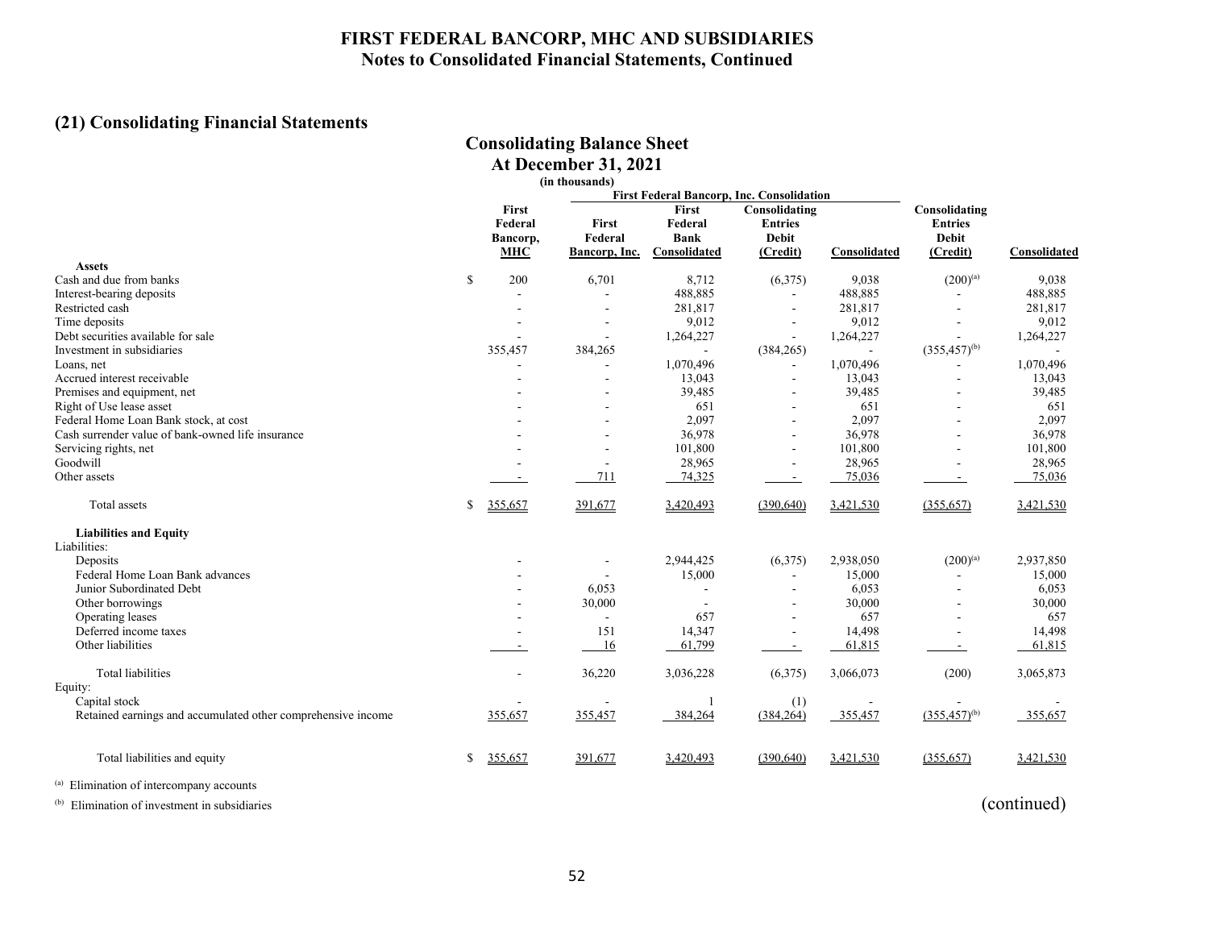# FIRST FEDERAL BANCORP, MHC AND SUBSIDIARIES
## Notes to Consolidated Financial Statements, Continued

## (21) Consolidating Financial Statements

### Consolidating Balance Sheet
### At December 31, 2021
(in thousands)

| | | First Federal Bancorp, Inc. Consolidation | | | | | |
|---|---|---|---|---|---|---|---|
| | First Federal Bancorp, MHC | First Federal Bancorp, Inc. | First Federal Bank Consolidated | Consolidating Entries Debit (Credit) | Consolidated | Consolidating Entries Debit (Credit) | Consolidated |
| **Assets** | | | | | | | |
| Cash and due from banks | $ 200 | 6,701 | 8,712 | (6,375) | 9,038 | (200)[(a)] | 9,038 |
| Interest-bearing deposits | - | - | 488,885 | - | 488,885 | - | 488,885 |
| Restricted cash | - | - | 281,817 | - | 281,817 | - | 281,817 |
| Time deposits | - | - | 9,012 | - | 9,012 | - | 9,012 |
| Debt securities available for sale | - | - | 1,264,227 | - | 1,264,227 | - | 1,264,227 |
| Investment in subsidiaries | 355,457 | 384,265 | - | (384,265) | - | (355,457)[(b)] | - |
| Loans, net | - | - | 1,070,496 | - | 1,070,496 | - | 1,070,496 |
| Accrued interest receivable | - | - | 13,043 | - | 13,043 | - | 13,043 |
| Premises and equipment, net | - | - | 39,485 | - | 39,485 | - | 39,485 |
| Right of Use lease asset | - | - | 651 | - | 651 | - | 651 |
| Federal Home Loan Bank stock, at cost | - | - | 2,097 | - | 2,097 | - | 2,097 |
| Cash surrender value of bank-owned life insurance | - | - | 36,978 | - | 36,978 | - | 36,978 |
| Servicing rights, net | - | - | 101,800 | - | 101,800 | - | 101,800 |
| Goodwill | - | - | 28,965 | - | 28,965 | - | 28,965 |
| Other assets | - | 711 | 74,325 | - | 75,036 | - | 75,036 |
| Total assets | $ 355,657 | 391,677 | 3,420,493 | (390,640) | 3,421,530 | (355,657) | 3,421,530 |
| **Liabilities and Equity** | | | | | | | |
| Liabilities: | | | | | | | |
| Deposits | - | - | 2,944,425 | (6,375) | 2,938,050 | (200)[(a)] | 2,937,850 |
| Federal Home Loan Bank advances | - | - | 15,000 | - | 15,000 | - | 15,000 |
| Junior Subordinated Debt | - | 6,053 | - | - | 6,053 | - | 6,053 |
| Other borrowings | - | 30,000 | - | - | 30,000 | - | 30,000 |
| Operating leases | - | - | 657 | - | 657 | - | 657 |
| Deferred income taxes | - | 151 | 14,347 | - | 14,498 | - | 14,498 |
| Other liabilities | - | 16 | 61,799 | - | 61,815 | - | 61,815 |
| Total liabilities | - | 36,220 | 3,036,228 | (6,375) | 3,066,073 | (200) | 3,065,873 |
| Equity: | | | | | | | |
| Capital stock | - | - | 1 | (1) | - | - | - |
| Retained earnings and accumulated other comprehensive income | 355,657 | 355,457 | 384,264 | (384,264) | 355,457 | (355,457)[(b)] | 355,657 |
| Total liabilities and equity | $ 355,657 | 391,677 | 3,420,493 | (390,640) | 3,421,530 | (355,657) | 3,421,530 |

[(a)] Elimination of intercompany accounts

[(b)] Elimination of investment in subsidiaries

(continued)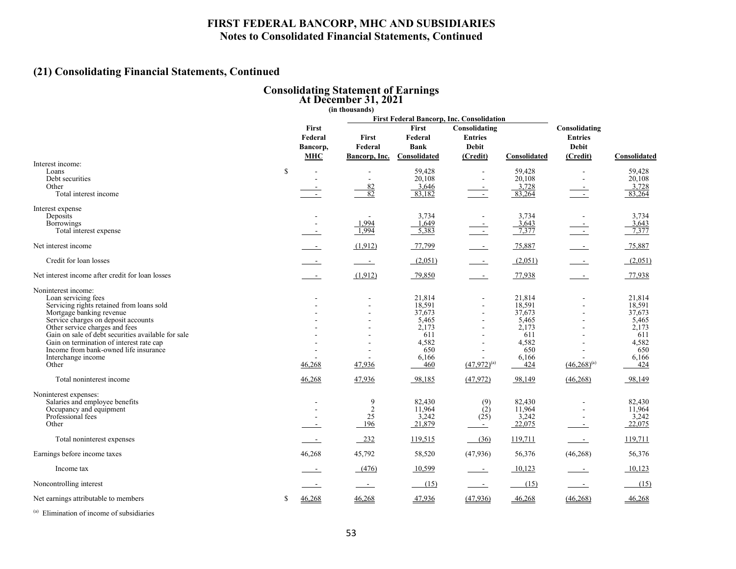# FIRST FEDERAL BANCORP, MHC AND SUBSIDIARIES
## Notes to Consolidated Financial Statements, Continued

## (21) Consolidating Financial Statements, Continued

### Consolidating Statement of Earnings
### At December 31, 2021
(in thousands)

| | First Federal Bancorp, MHC | First Federal Bancorp, Inc. | First Federal Bank Consolidated | Consolidating Entries Debit (Credit) | Consolidated | Consolidating Entries Debit (Credit) | Consolidated |
|---|---|---|---|---|---|---|---|
| | | First Federal Bancorp, Inc. Consolidation | | | | | |
| Interest income: | | | | | | | |
| Loans | $ - | - | 59,428 | - | 59,428 | - | 59,428 |
| Debt securities | - | - | 20,108 | - | 20,108 | - | 20,108 |
| Other | - | 82 | 3,646 | - | 3,728 | - | 3,728 |
| Total interest income | - | 82 | 83,182 | - | 83,264 | - | 83,264 |
| Interest expense | | | | | | | |
| Deposits | - | - | 3,734 | - | 3,734 | - | 3,734 |
| Borrowings | - | 1,994 | 1,649 | - | 3,643 | - | 3,643 |
| Total interest expense | - | 1,994 | 5,383 | - | 7,377 | - | 7,377 |
| Net interest income | - | (1,912) | 77,799 | - | 75,887 | - | 75,887 |
| Credit for loan losses | - | - | (2,051) | - | (2,051) | - | (2,051) |
| Net interest income after credit for loan losses | - | (1,912) | 79,850 | - | 77,938 | - | 77,938 |
| Noninterest income: | | | | | | | |
| Loan servicing fees | - | - | 21,814 | - | 21,814 | - | 21,814 |
| Servicing rights retained from loans sold | - | - | 18,591 | - | 18,591 | - | 18,591 |
| Mortgage banking revenue | - | - | 37,673 | - | 37,673 | - | 37,673 |
| Service charges on deposit accounts | - | - | 5,465 | - | 5,465 | - | 5,465 |
| Other service charges and fees | - | - | 2,173 | - | 2,173 | - | 2,173 |
| Gain on sale of debt securities available for sale | - | - | 611 | - | 611 | - | 611 |
| Gain on termination of interest rate cap | - | - | 4,582 | - | 4,582 | - | 4,582 |
| Income from bank-owned life insurance | - | - | 650 | - | 650 | - | 650 |
| Interchange income | - | - | 6,166 | - | 6,166 | - | 6,166 |
| Other | 46,268 | 47,936 | 460 | (47,972)[(a)] | 424 | (46,268)[(a)] | 424 |
| Total noninterest income | 46,268 | 47,936 | 98,185 | (47,972) | 98,149 | (46,268) | 98,149 |
| Noninterest expenses: | | | | | | | |
| Salaries and employee benefits | - | 9 | 82,430 | (9) | 82,430 | - | 82,430 |
| Occupancy and equipment | - | 2 | 11,964 | (2) | 11,964 | - | 11,964 |
| Professional fees | - | 25 | 3,242 | (25) | 3,242 | - | 3,242 |
| Other | - | 196 | 21,879 | - | 22,075 | - | 22,075 |
| Total noninterest expenses | - | 232 | 119,515 | (36) | 119,711 | - | 119,711 |
| Earnings before income taxes | 46,268 | 45,792 | 58,520 | (47,936) | 56,376 | (46,268) | 56,376 |
| Income tax | - | (476) | 10,599 | - | 10,123 | - | 10,123 |
| Noncontrolling interest | - | - | (15) | - | (15) | - | (15) |
| Net earnings attributable to members | $ 46,268 | 46,268 | 47,936 | (47,936) | 46,268 | (46,268) | 46,268 |

[(a)] Elimination of income of subsidiaries